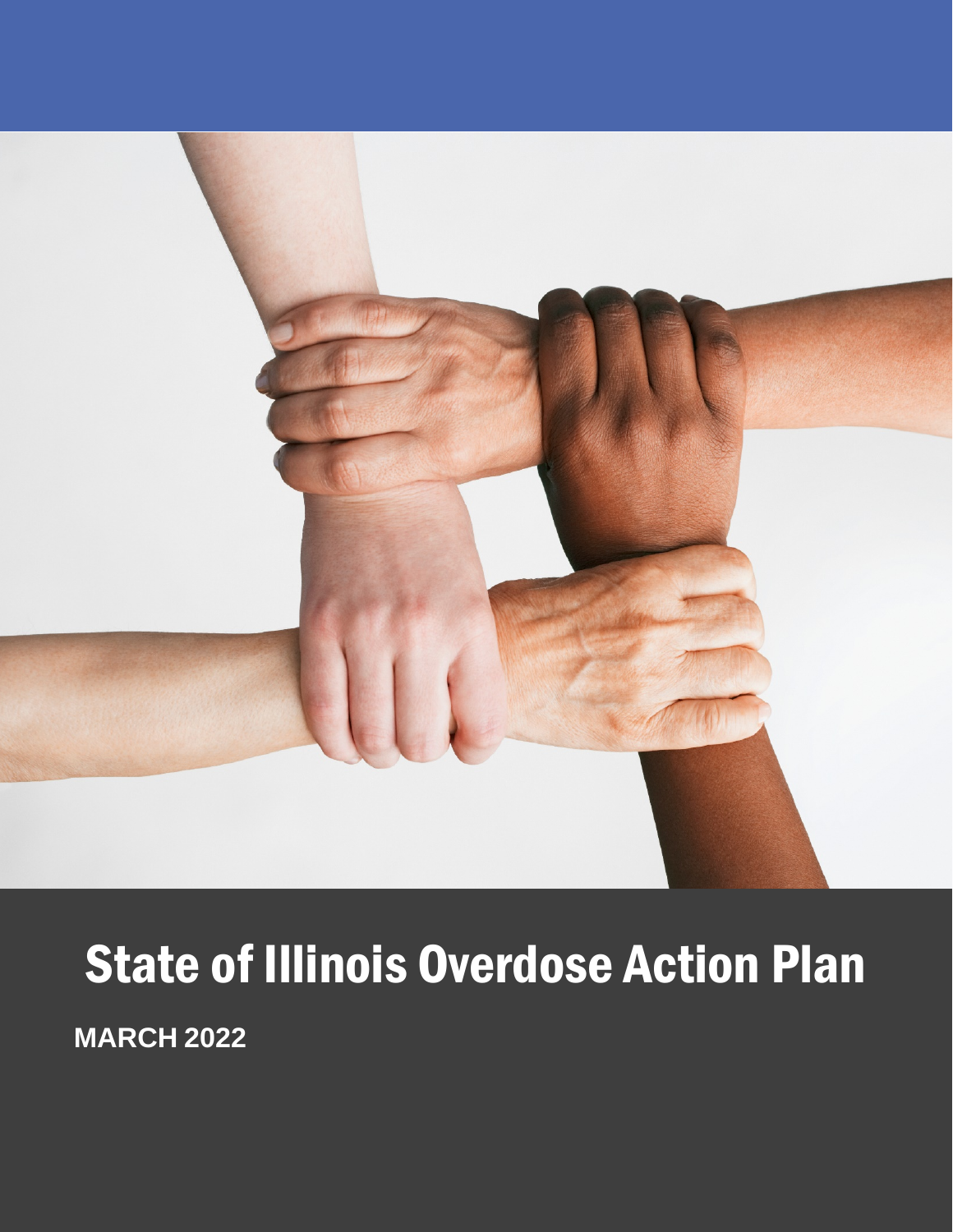# State of Illinois Overdose Action Plan

**MARCH 2022**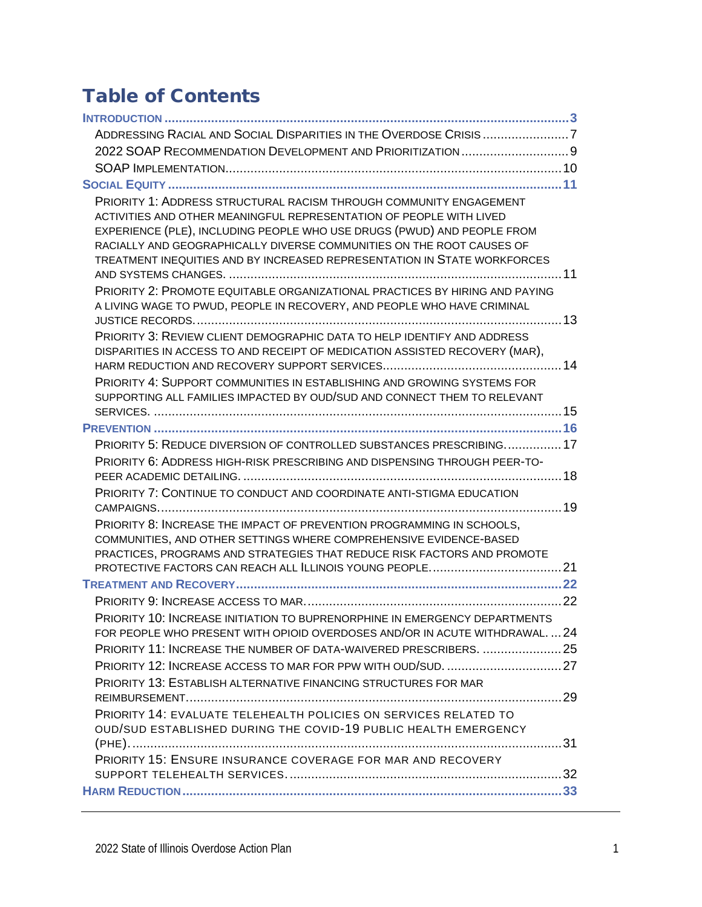# Table of Contents

**INTRODUCTION** ... 3

- Addressing Racial and Social Disparities in the Overdose Crisis ... 7
- 2022 SOAP Recommendation Development and Prioritization ... 9
- SOAP Implementation ... 10

**SOCIAL EQUITY** ... 11

- Priority 1: Address structural racism through community engagement activities and other meaningful representation of people with lived experience (PLE), including people who use drugs (PWUD) and people from racially and geographically diverse communities on the root causes of treatment inequities and by increased representation in State workforces and systems changes. ... 11
- Priority 2: Promote equitable organizational practices by hiring and paying a living wage to PWUD, people in recovery, and people who have criminal justice records. ... 13
- Priority 3: Review client demographic data to help identify and address disparities in access to and receipt of medication assisted recovery (MAR), harm reduction and recovery support services. ... 14
- Priority 4: Support communities in establishing and growing systems for supporting all families impacted by OUD/SUD and connect them to relevant services. ... 15

**PREVENTION** ... 16

- Priority 5: Reduce diversion of controlled substances prescribing. ... 17
- Priority 6: Address high-risk prescribing and dispensing through peer-to-peer academic detailing. ... 18
- Priority 7: Continue to conduct and coordinate anti-stigma education campaigns. ... 19
- Priority 8: Increase the impact of prevention programming in schools, communities, and other settings where comprehensive evidence-based practices, programs and strategies that reduce risk factors and promote protective factors can reach all Illinois young people. ... 21

**TREATMENT AND RECOVERY** ... 22

- Priority 9: Increase access to MAR. ... 22
- Priority 10: Increase initiation to buprenorphine in emergency departments for people who present with opioid overdoses and/or in acute withdrawal. ... 24
- Priority 11: Increase the number of data-waivered prescribers. ... 25
- Priority 12: Increase access to MAR for PPW with OUD/SUD. ... 27
- Priority 13: Establish alternative financing structures for MAR reimbursement. ... 29
- Priority 14: Evaluate telehealth policies on services related to OUD/SUD established during the COVID-19 public health emergency (PHE). ... 31
- Priority 15: Ensure insurance coverage for MAR and recovery support telehealth services. ... 32

**HARM REDUCTION** ... 33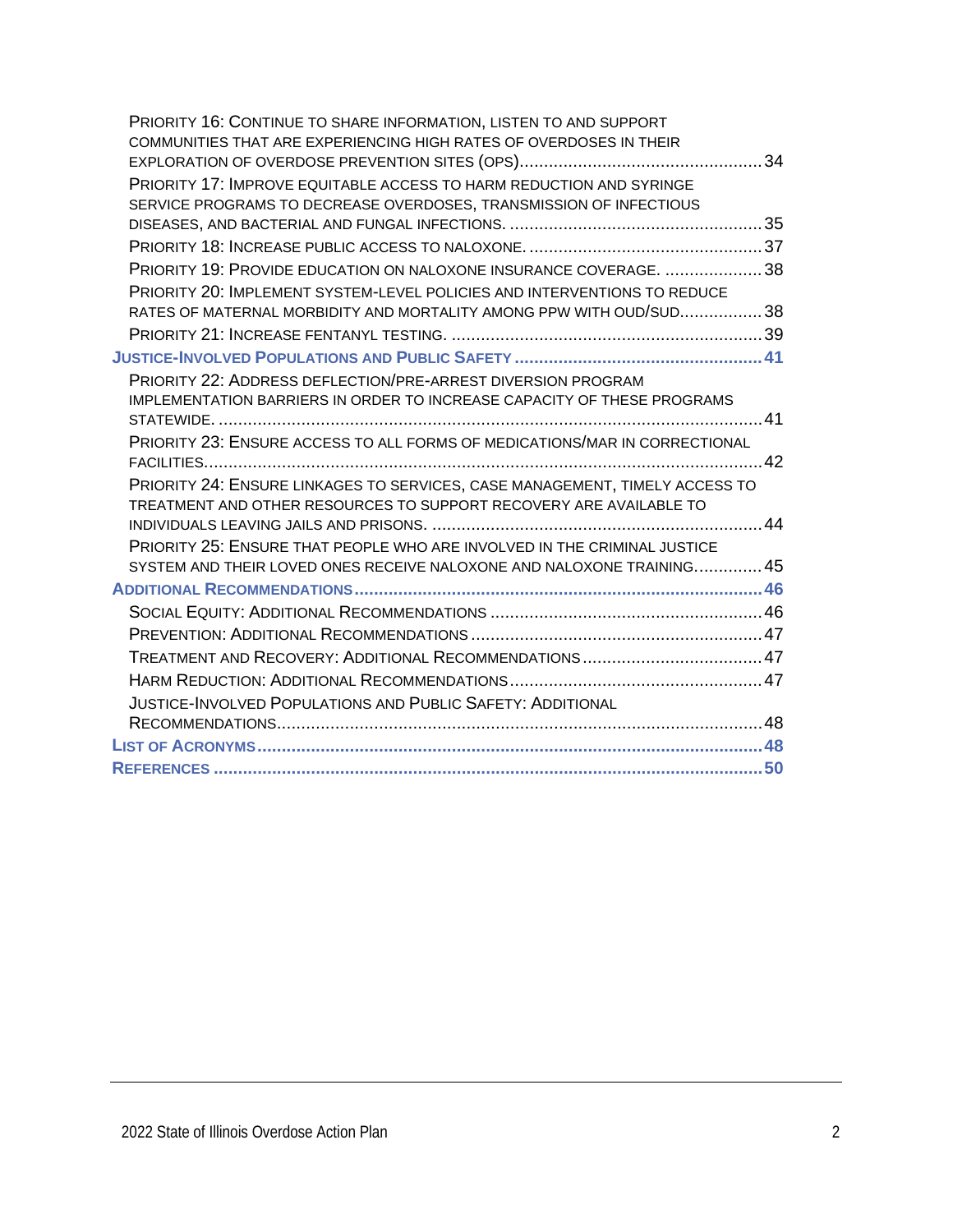- Priority 16: Continue to share information, listen to and support communities that are experiencing high rates of overdoses in their exploration of overdose prevention sites (OPS) .... 34
- Priority 17: Improve equitable access to harm reduction and syringe service programs to decrease overdoses, transmission of infectious diseases, and bacterial and fungal infections. .... 35
- Priority 18: Increase public access to naloxone. .... 37
- Priority 19: Provide education on naloxone insurance coverage. .... 38
- Priority 20: Implement system-level policies and interventions to reduce rates of maternal morbidity and mortality among PPW with OUD/SUD .... 38
- Priority 21: Increase fentanyl testing. .... 39

**Justice-Involved Populations and Public Safety .... 41**

- Priority 22: Address deflection/pre-arrest diversion program implementation barriers in order to increase capacity of these programs statewide. .... 41
- Priority 23: Ensure access to all forms of medications/MAR in correctional facilities .... 42
- Priority 24: Ensure linkages to services, case management, timely access to treatment and other resources to support recovery are available to individuals leaving jails and prisons. .... 44
- Priority 25: Ensure that people who are involved in the criminal justice system and their loved ones receive naloxone and naloxone training .... 45

**Additional Recommendations .... 46**

- Social Equity: Additional Recommendations .... 46
- Prevention: Additional Recommendations .... 47
- Treatment and Recovery: Additional Recommendations .... 47
- Harm Reduction: Additional Recommendations .... 47
- Justice-Involved Populations and Public Safety: Additional Recommendations .... 48

**List of Acronyms .... 48**

**References .... 50**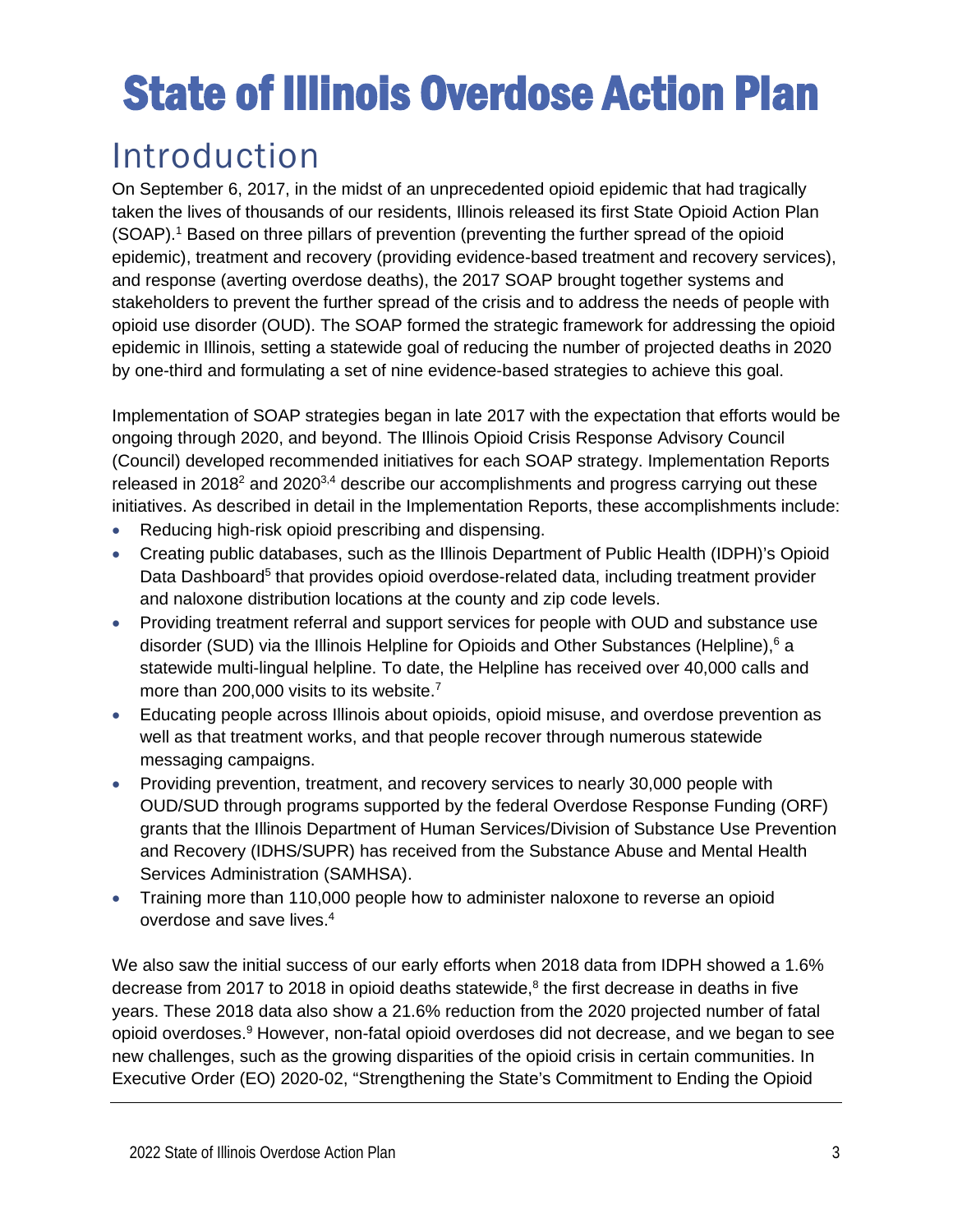# State of Illinois Overdose Action Plan

## Introduction

On September 6, 2017, in the midst of an unprecedented opioid epidemic that had tragically taken the lives of thousands of our residents, Illinois released its first State Opioid Action Plan (SOAP).[1] Based on three pillars of prevention (preventing the further spread of the opioid epidemic), treatment and recovery (providing evidence-based treatment and recovery services), and response (averting overdose deaths), the 2017 SOAP brought together systems and stakeholders to prevent the further spread of the crisis and to address the needs of people with opioid use disorder (OUD). The SOAP formed the strategic framework for addressing the opioid epidemic in Illinois, setting a statewide goal of reducing the number of projected deaths in 2020 by one-third and formulating a set of nine evidence-based strategies to achieve this goal.

Implementation of SOAP strategies began in late 2017 with the expectation that efforts would be ongoing through 2020, and beyond. The Illinois Opioid Crisis Response Advisory Council (Council) developed recommended initiatives for each SOAP strategy. Implementation Reports released in 2018[2] and 2020[3,4] describe our accomplishments and progress carrying out these initiatives. As described in detail in the Implementation Reports, these accomplishments include:

- Reducing high-risk opioid prescribing and dispensing.
- Creating public databases, such as the Illinois Department of Public Health (IDPH)'s Opioid Data Dashboard[5] that provides opioid overdose-related data, including treatment provider and naloxone distribution locations at the county and zip code levels.
- Providing treatment referral and support services for people with OUD and substance use disorder (SUD) via the Illinois Helpline for Opioids and Other Substances (Helpline),[6] a statewide multi-lingual helpline. To date, the Helpline has received over 40,000 calls and more than 200,000 visits to its website.[7]
- Educating people across Illinois about opioids, opioid misuse, and overdose prevention as well as that treatment works, and that people recover through numerous statewide messaging campaigns.
- Providing prevention, treatment, and recovery services to nearly 30,000 people with OUD/SUD through programs supported by the federal Overdose Response Funding (ORF) grants that the Illinois Department of Human Services/Division of Substance Use Prevention and Recovery (IDHS/SUPR) has received from the Substance Abuse and Mental Health Services Administration (SAMHSA).
- Training more than 110,000 people how to administer naloxone to reverse an opioid overdose and save lives.[4]

We also saw the initial success of our early efforts when 2018 data from IDPH showed a 1.6% decrease from 2017 to 2018 in opioid deaths statewide,[8] the first decrease in deaths in five years. These 2018 data also show a 21.6% reduction from the 2020 projected number of fatal opioid overdoses.[9] However, non-fatal opioid overdoses did not decrease, and we began to see new challenges, such as the growing disparities of the opioid crisis in certain communities. In Executive Order (EO) 2020-02, "Strengthening the State's Commitment to Ending the Opioid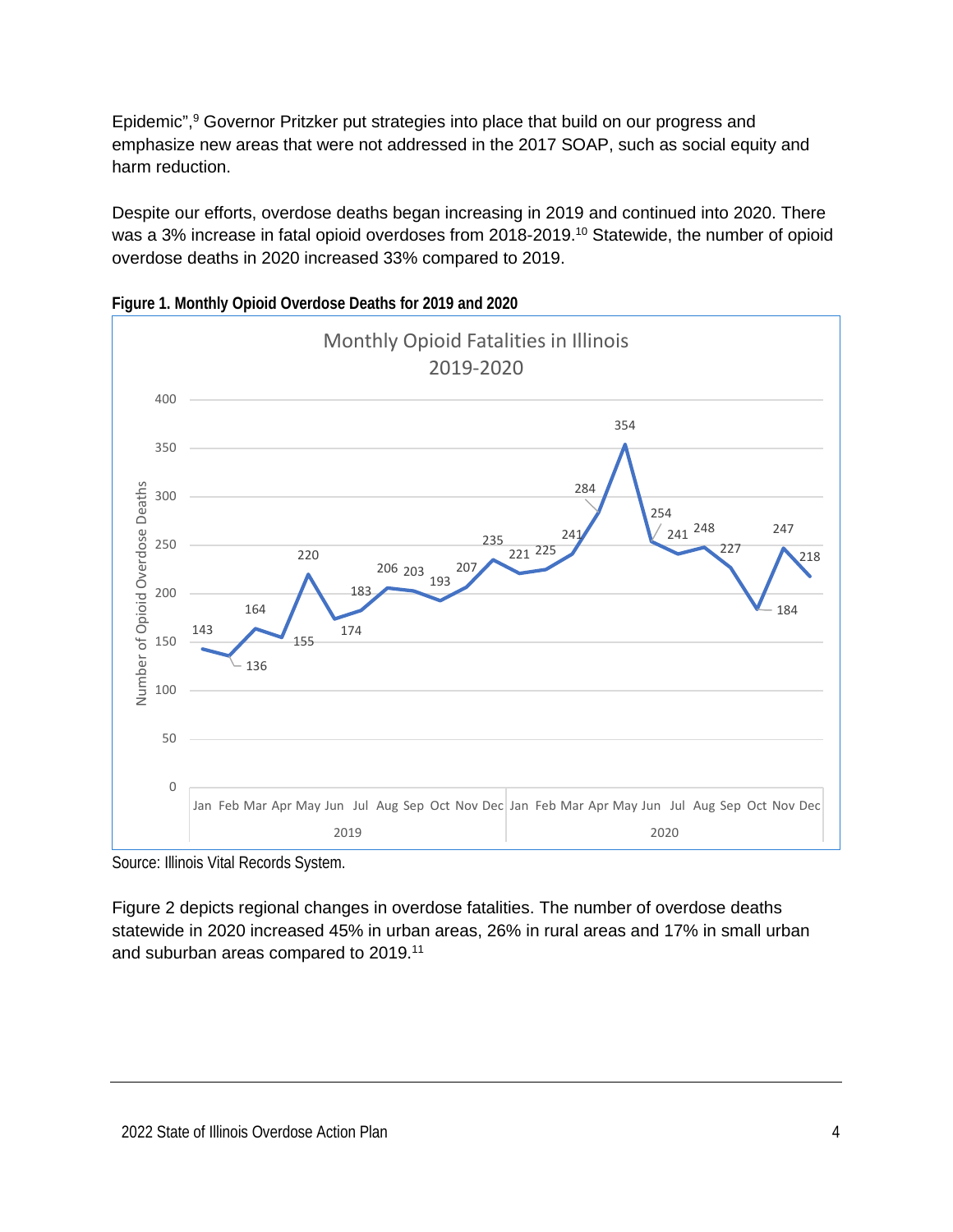Epidemic",[9] Governor Pritzker put strategies into place that build on our progress and emphasize new areas that were not addressed in the 2017 SOAP, such as social equity and harm reduction.

Despite our efforts, overdose deaths began increasing in 2019 and continued into 2020. There was a 3% increase in fatal opioid overdoses from 2018-2019.[10] Statewide, the number of opioid overdose deaths in 2020 increased 33% compared to 2019.

**Figure 1. Monthly Opioid Overdose Deaths for 2019 and 2020**

Monthly Opioid Fatalities in Illinois 2019-2020

| Year | Jan | Feb | Mar | Apr | May | Jun | Jul | Aug | Sep | Oct | Nov | Dec |
|---|---|---|---|---|---|---|---|---|---|---|---|---|
| 2019 | 143 | 136 | 164 | 155 | 220 | 174 | 183 | 206 | 203 | 193 | 207 | 235 |
| 2020 | 221 | 225 | 241 | 284 | 354 | 254 | 241 | 248 | 227 | 184 | 247 | 218 |

Source: Illinois Vital Records System.

Figure 2 depicts regional changes in overdose fatalities. The number of overdose deaths statewide in 2020 increased 45% in urban areas, 26% in rural areas and 17% in small urban and suburban areas compared to 2019.[11]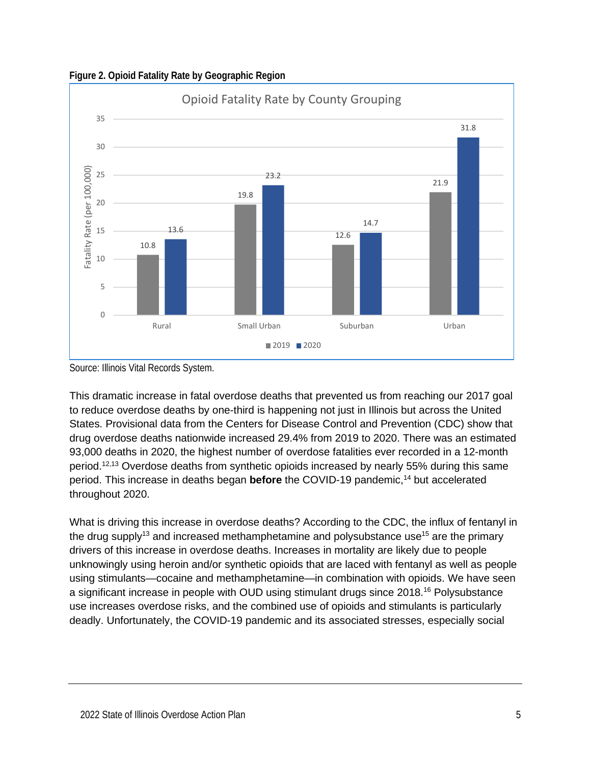**Figure 2. Opioid Fatality Rate by Geographic Region**

Opioid Fatality Rate by County Grouping

| County Grouping | 2019 | 2020 |
|---|---|---|
| Rural | 10.8 | 13.6 |
| Small Urban | 19.8 | 23.2 |
| Suburban | 12.6 | 14.7 |
| Urban | 21.9 | 31.8 |

Fatality Rate (per 100,000)

Source: Illinois Vital Records System.

This dramatic increase in fatal overdose deaths that prevented us from reaching our 2017 goal to reduce overdose deaths by one-third is happening not just in Illinois but across the United States. Provisional data from the Centers for Disease Control and Prevention (CDC) show that drug overdose deaths nationwide increased 29.4% from 2019 to 2020. There was an estimated 93,000 deaths in 2020, the highest number of overdose fatalities ever recorded in a 12-month period.[12,13] Overdose deaths from synthetic opioids increased by nearly 55% during this same period. This increase in deaths began **before** the COVID-19 pandemic,[14] but accelerated throughout 2020.

What is driving this increase in overdose deaths? According to the CDC, the influx of fentanyl in the drug supply[13] and increased methamphetamine and polysubstance use[15] are the primary drivers of this increase in overdose deaths. Increases in mortality are likely due to people unknowingly using heroin and/or synthetic opioids that are laced with fentanyl as well as people using stimulants—cocaine and methamphetamine—in combination with opioids. We have seen a significant increase in people with OUD using stimulant drugs since 2018.[16] Polysubstance use increases overdose risks, and the combined use of opioids and stimulants is particularly deadly. Unfortunately, the COVID-19 pandemic and its associated stresses, especially social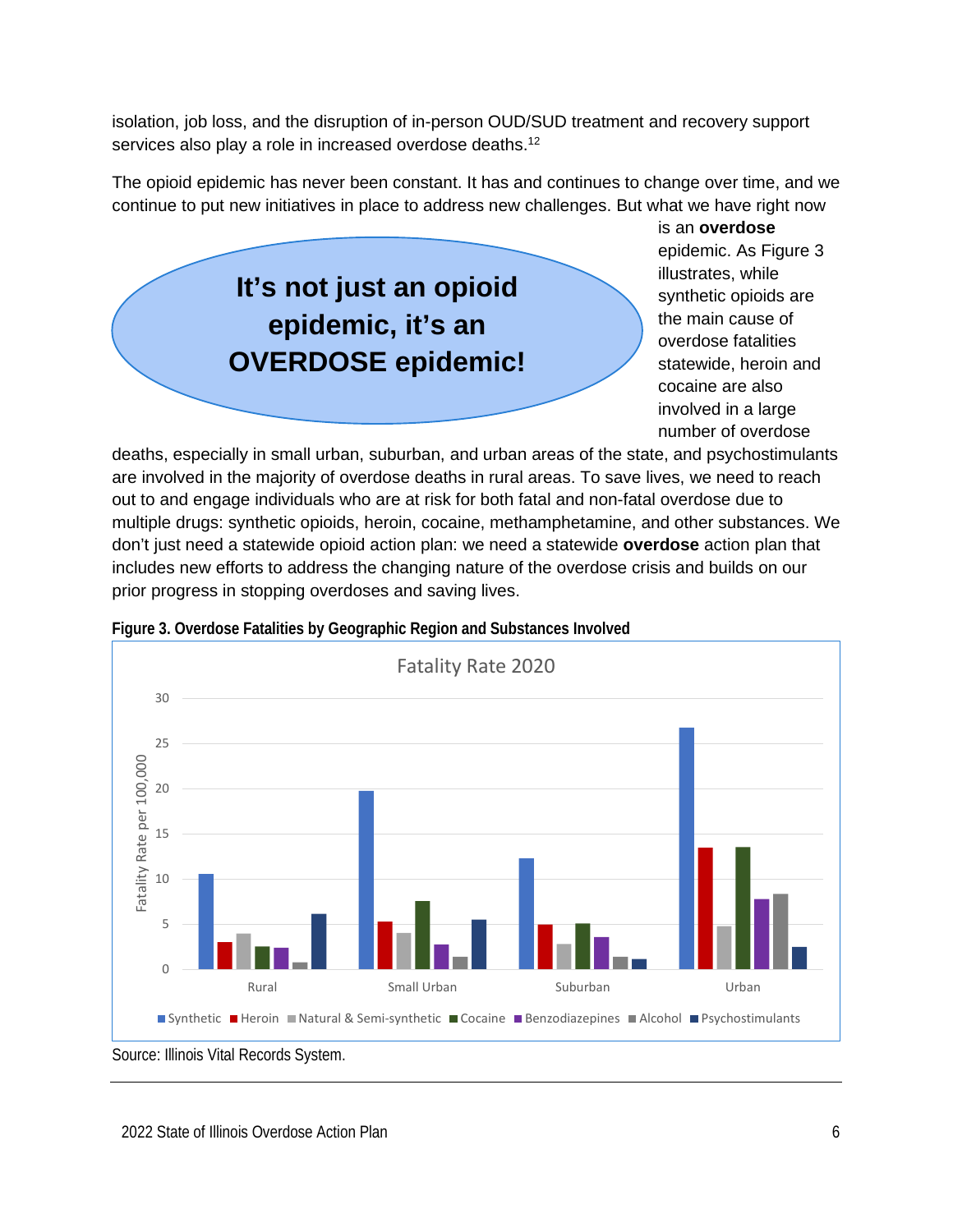isolation, job loss, and the disruption of in-person OUD/SUD treatment and recovery support services also play a role in increased overdose deaths.[12]

The opioid epidemic has never been constant. It has and continues to change over time, and we continue to put new initiatives in place to address new challenges. But what we have right now is an **overdose** epidemic. As Figure 3 illustrates, while synthetic opioids are the main cause of overdose fatalities statewide, heroin and cocaine are also involved in a large number of overdose deaths, especially in small urban, suburban, and urban areas of the state, and psychostimulants are involved in the majority of overdose deaths in rural areas. To save lives, we need to reach out to and engage individuals who are at risk for both fatal and non-fatal overdose due to multiple drugs: synthetic opioids, heroin, cocaine, methamphetamine, and other substances. We don't just need a statewide opioid action plan: we need a statewide **overdose** action plan that includes new efforts to address the changing nature of the overdose crisis and builds on our prior progress in stopping overdoses and saving lives.

**It's not just an opioid epidemic, it's an OVERDOSE epidemic!**

**Figure 3. Overdose Fatalities by Geographic Region and Substances Involved**

Fatality Rate 2020

| Region | Synthetic | Heroin | Natural & Semi-synthetic | Cocaine | Benzodiazepines | Alcohol | Psychostimulants |
|---|---|---|---|---|---|---|---|
| Rural | 10.5 | 3 | 3.9 | 2.5 | 2.3 | 0.7 | 6.1 |
| Small Urban | 19.7 | 5.3 | 4 | 7.5 | 2.7 | 1.3 | 5.5 |
| Suburban | 12.2 | 4.9 | 2.8 | 5.1 | 3.5 | 1.3 | 1.1 |
| Urban | 26.7 | 13.4 | 4.7 | 13.5 | 7.7 | 8.3 | 2.4 |

Fatality Rate per 100,000

Source: Illinois Vital Records System.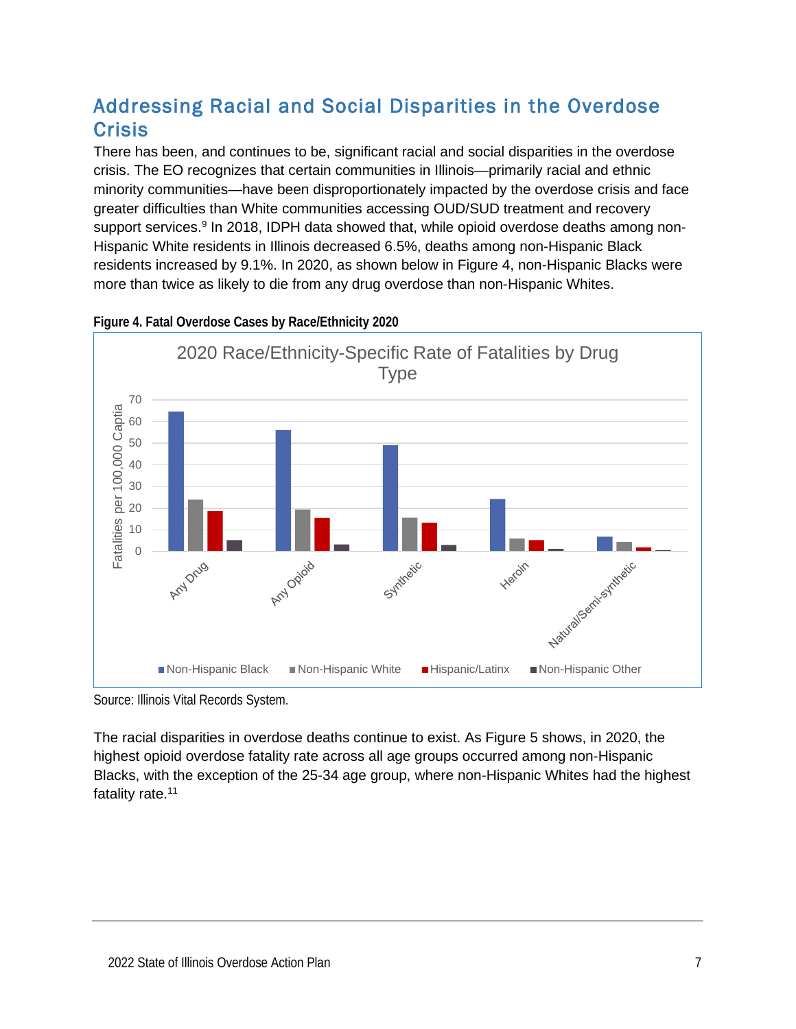## Addressing Racial and Social Disparities in the Overdose Crisis

There has been, and continues to be, significant racial and social disparities in the overdose crisis. The EO recognizes that certain communities in Illinois—primarily racial and ethnic minority communities—have been disproportionately impacted by the overdose crisis and face greater difficulties than White communities accessing OUD/SUD treatment and recovery support services.[9] In 2018, IDPH data showed that, while opioid overdose deaths among non-Hispanic White residents in Illinois decreased 6.5%, deaths among non-Hispanic Black residents increased by 9.1%. In 2020, as shown below in Figure 4, non-Hispanic Blacks were more than twice as likely to die from any drug overdose than non-Hispanic Whites.

**Figure 4. Fatal Overdose Cases by Race/Ethnicity 2020**

2020 Race/Ethnicity-Specific Rate of Fatalities by Drug Type

Fatalities per 100,000 Captia

Any Drug, Any Opioid, Synthetic, Heroin, Natural/Semi-synthetic

Non-Hispanic Black, Non-Hispanic White, Hispanic/Latinx, Non-Hispanic Other

Source: Illinois Vital Records System.

The racial disparities in overdose deaths continue to exist. As Figure 5 shows, in 2020, the highest opioid overdose fatality rate across all age groups occurred among non-Hispanic Blacks, with the exception of the 25-34 age group, where non-Hispanic Whites had the highest fatality rate.[11]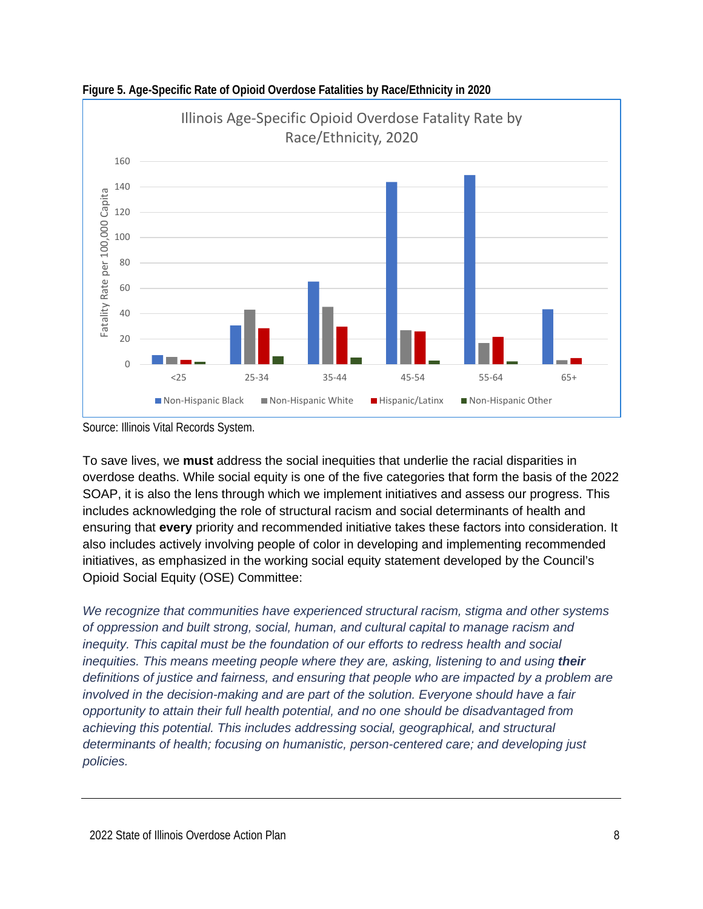**Figure 5. Age-Specific Rate of Opioid Overdose Fatalities by Race/Ethnicity in 2020**

Source: Illinois Vital Records System.

To save lives, we **must** address the social inequities that underlie the racial disparities in overdose deaths. While social equity is one of the five categories that form the basis of the 2022 SOAP, it is also the lens through which we implement initiatives and assess our progress. This includes acknowledging the role of structural racism and social determinants of health and ensuring that **every** priority and recommended initiative takes these factors into consideration. It also includes actively involving people of color in developing and implementing recommended initiatives, as emphasized in the working social equity statement developed by the Council's Opioid Social Equity (OSE) Committee:

*We recognize that communities have experienced structural racism, stigma and other systems of oppression and built strong, social, human, and cultural capital to manage racism and inequity. This capital must be the foundation of our efforts to redress health and social inequities. This means meeting people where they are, asking, listening to and using **their** definitions of justice and fairness, and ensuring that people who are impacted by a problem are involved in the decision-making and are part of the solution. Everyone should have a fair opportunity to attain their full health potential, and no one should be disadvantaged from achieving this potential. This includes addressing social, geographical, and structural determinants of health; focusing on humanistic, person-centered care; and developing just policies.*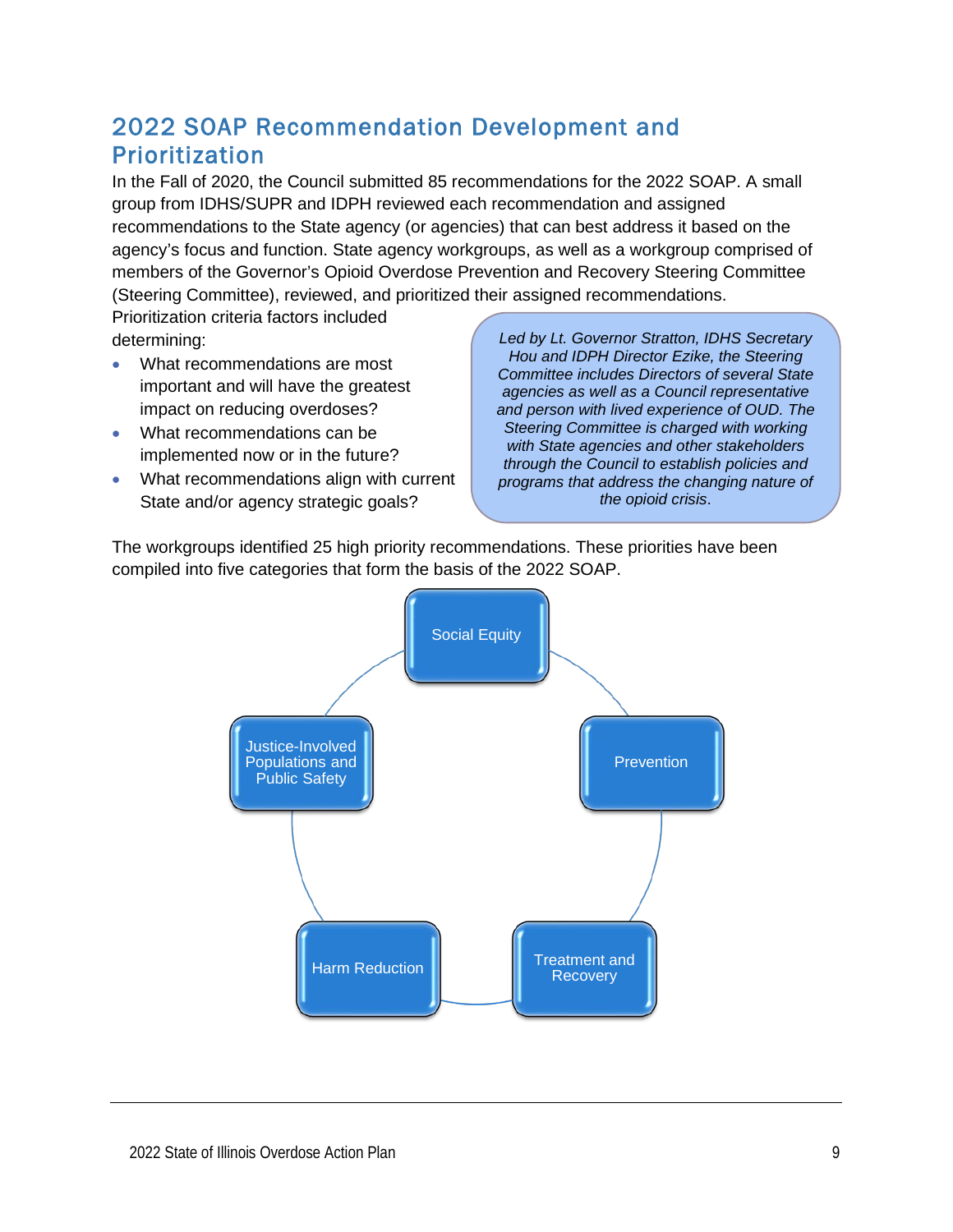## 2022 SOAP Recommendation Development and Prioritization

In the Fall of 2020, the Council submitted 85 recommendations for the 2022 SOAP. A small group from IDHS/SUPR and IDPH reviewed each recommendation and assigned recommendations to the State agency (or agencies) that can best address it based on the agency's focus and function. State agency workgroups, as well as a workgroup comprised of members of the Governor's Opioid Overdose Prevention and Recovery Steering Committee (Steering Committee), reviewed, and prioritized their assigned recommendations. Prioritization criteria factors included determining:

- What recommendations are most important and will have the greatest impact on reducing overdoses?
- What recommendations can be implemented now or in the future?
- What recommendations align with current State and/or agency strategic goals?

*Led by Lt. Governor Stratton, IDHS Secretary Hou and IDPH Director Ezike, the Steering Committee includes Directors of several State agencies as well as a Council representative and person with lived experience of OUD. The Steering Committee is charged with working with State agencies and other stakeholders through the Council to establish policies and programs that address the changing nature of the opioid crisis.*

The workgroups identified 25 high priority recommendations. These priorities have been compiled into five categories that form the basis of the 2022 SOAP.

- Social Equity
- Prevention
- Treatment and Recovery
- Harm Reduction
- Justice-Involved Populations and Public Safety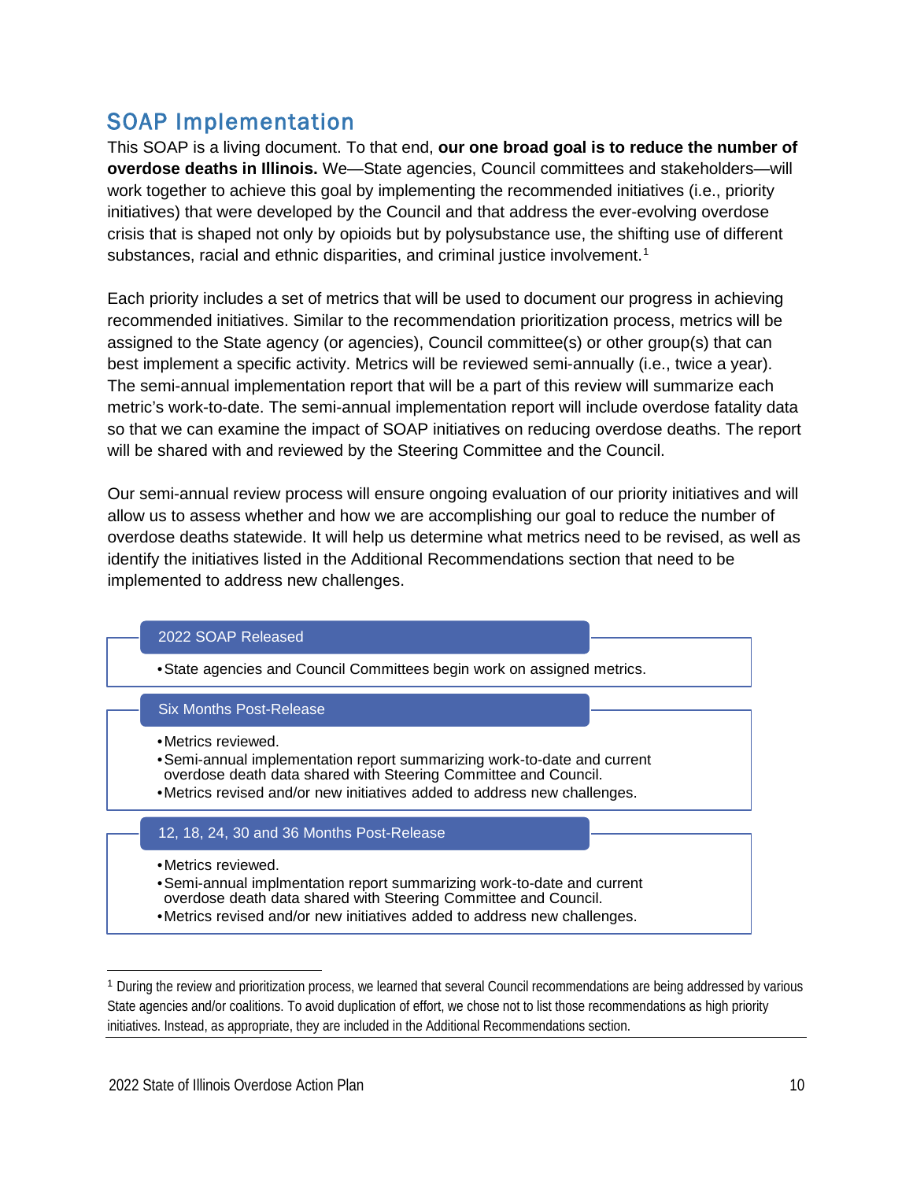## SOAP Implementation

This SOAP is a living document. To that end, **our one broad goal is to reduce the number of overdose deaths in Illinois.** We—State agencies, Council committees and stakeholders—will work together to achieve this goal by implementing the recommended initiatives (i.e., priority initiatives) that were developed by the Council and that address the ever-evolving overdose crisis that is shaped not only by opioids but by polysubstance use, the shifting use of different substances, racial and ethnic disparities, and criminal justice involvement.[1]

Each priority includes a set of metrics that will be used to document our progress in achieving recommended initiatives. Similar to the recommendation prioritization process, metrics will be assigned to the State agency (or agencies), Council committee(s) or other group(s) that can best implement a specific activity. Metrics will be reviewed semi-annually (i.e., twice a year). The semi-annual implementation report that will be a part of this review will summarize each metric's work-to-date. The semi-annual implementation report will include overdose fatality data so that we can examine the impact of SOAP initiatives on reducing overdose deaths. The report will be shared with and reviewed by the Steering Committee and the Council.

Our semi-annual review process will ensure ongoing evaluation of our priority initiatives and will allow us to assess whether and how we are accomplishing our goal to reduce the number of overdose deaths statewide. It will help us determine what metrics need to be revised, as well as identify the initiatives listed in the Additional Recommendations section that need to be implemented to address new challenges.

**2022 SOAP Released**

- State agencies and Council Committees begin work on assigned metrics.

**Six Months Post-Release**

- Metrics reviewed.
- Semi-annual implementation report summarizing work-to-date and current overdose death data shared with Steering Committee and Council.
- Metrics revised and/or new initiatives added to address new challenges.

**12, 18, 24, 30 and 36 Months Post-Release**

- Metrics reviewed.
- Semi-annual implmentation report summarizing work-to-date and current overdose death data shared with Steering Committee and Council.
- Metrics revised and/or new initiatives added to address new challenges.

[1] During the review and prioritization process, we learned that several Council recommendations are being addressed by various State agencies and/or coalitions. To avoid duplication of effort, we chose not to list those recommendations as high priority initiatives. Instead, as appropriate, they are included in the Additional Recommendations section.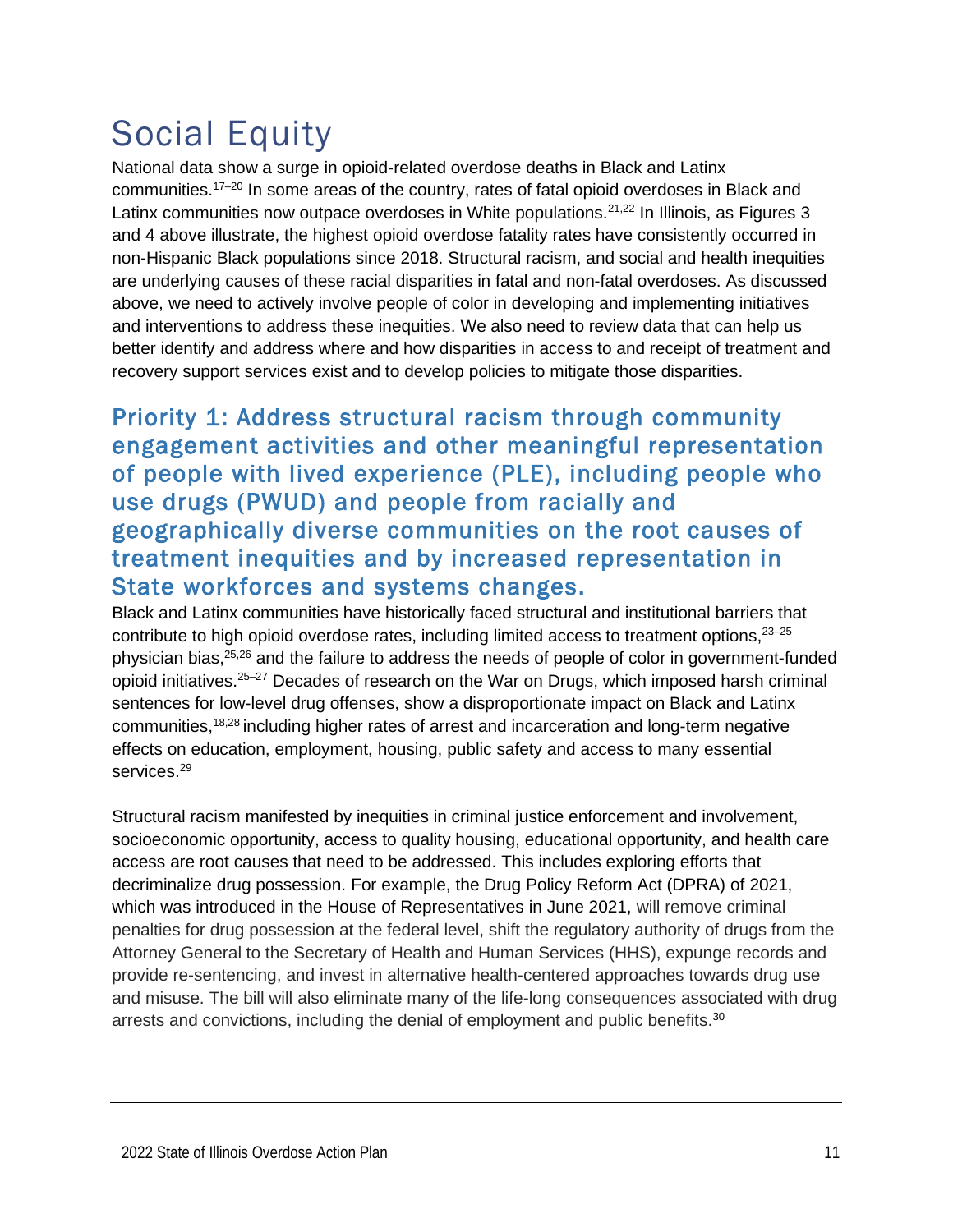# Social Equity

National data show a surge in opioid-related overdose deaths in Black and Latinx communities.[17–20] In some areas of the country, rates of fatal opioid overdoses in Black and Latinx communities now outpace overdoses in White populations.[21,22] In Illinois, as Figures 3 and 4 above illustrate, the highest opioid overdose fatality rates have consistently occurred in non-Hispanic Black populations since 2018. Structural racism, and social and health inequities are underlying causes of these racial disparities in fatal and non-fatal overdoses. As discussed above, we need to actively involve people of color in developing and implementing initiatives and interventions to address these inequities. We also need to review data that can help us better identify and address where and how disparities in access to and receipt of treatment and recovery support services exist and to develop policies to mitigate those disparities.

## Priority 1: Address structural racism through community engagement activities and other meaningful representation of people with lived experience (PLE), including people who use drugs (PWUD) and people from racially and geographically diverse communities on the root causes of treatment inequities and by increased representation in State workforces and systems changes.

Black and Latinx communities have historically faced structural and institutional barriers that contribute to high opioid overdose rates, including limited access to treatment options,[23–25] physician bias,[25,26] and the failure to address the needs of people of color in government-funded opioid initiatives.[25–27] Decades of research on the War on Drugs, which imposed harsh criminal sentences for low-level drug offenses, show a disproportionate impact on Black and Latinx communities,[18,28] including higher rates of arrest and incarceration and long-term negative effects on education, employment, housing, public safety and access to many essential services.[29]

Structural racism manifested by inequities in criminal justice enforcement and involvement, socioeconomic opportunity, access to quality housing, educational opportunity, and health care access are root causes that need to be addressed. This includes exploring efforts that decriminalize drug possession. For example, the Drug Policy Reform Act (DPRA) of 2021, which was introduced in the House of Representatives in June 2021, will remove criminal penalties for drug possession at the federal level, shift the regulatory authority of drugs from the Attorney General to the Secretary of Health and Human Services (HHS), expunge records and provide re-sentencing, and invest in alternative health-centered approaches towards drug use and misuse. The bill will also eliminate many of the life-long consequences associated with drug arrests and convictions, including the denial of employment and public benefits.[30]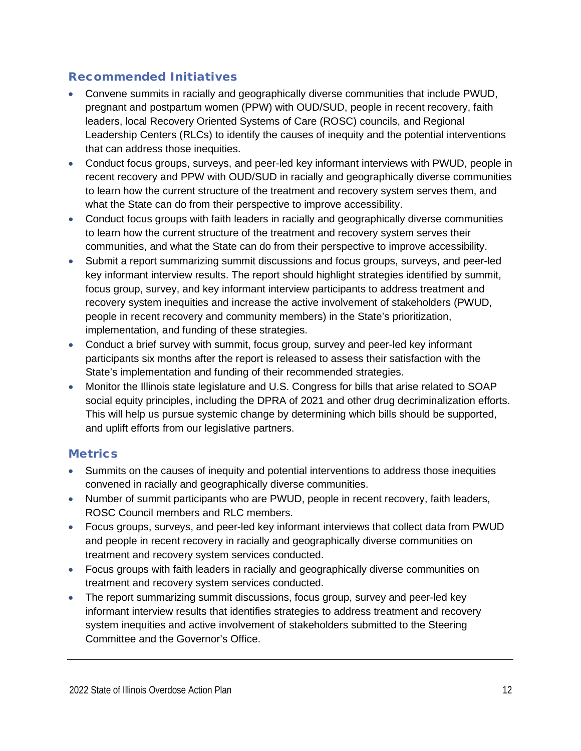### Recommended Initiatives

- Convene summits in racially and geographically diverse communities that include PWUD, pregnant and postpartum women (PPW) with OUD/SUD, people in recent recovery, faith leaders, local Recovery Oriented Systems of Care (ROSC) councils, and Regional Leadership Centers (RLCs) to identify the causes of inequity and the potential interventions that can address those inequities.
- Conduct focus groups, surveys, and peer-led key informant interviews with PWUD, people in recent recovery and PPW with OUD/SUD in racially and geographically diverse communities to learn how the current structure of the treatment and recovery system serves them, and what the State can do from their perspective to improve accessibility.
- Conduct focus groups with faith leaders in racially and geographically diverse communities to learn how the current structure of the treatment and recovery system serves their communities, and what the State can do from their perspective to improve accessibility.
- Submit a report summarizing summit discussions and focus groups, surveys, and peer-led key informant interview results. The report should highlight strategies identified by summit, focus group, survey, and key informant interview participants to address treatment and recovery system inequities and increase the active involvement of stakeholders (PWUD, people in recent recovery and community members) in the State's prioritization, implementation, and funding of these strategies.
- Conduct a brief survey with summit, focus group, survey and peer-led key informant participants six months after the report is released to assess their satisfaction with the State's implementation and funding of their recommended strategies.
- Monitor the Illinois state legislature and U.S. Congress for bills that arise related to SOAP social equity principles, including the DPRA of 2021 and other drug decriminalization efforts. This will help us pursue systemic change by determining which bills should be supported, and uplift efforts from our legislative partners.

### Metrics

- Summits on the causes of inequity and potential interventions to address those inequities convened in racially and geographically diverse communities.
- Number of summit participants who are PWUD, people in recent recovery, faith leaders, ROSC Council members and RLC members.
- Focus groups, surveys, and peer-led key informant interviews that collect data from PWUD and people in recent recovery in racially and geographically diverse communities on treatment and recovery system services conducted.
- Focus groups with faith leaders in racially and geographically diverse communities on treatment and recovery system services conducted.
- The report summarizing summit discussions, focus group, survey and peer-led key informant interview results that identifies strategies to address treatment and recovery system inequities and active involvement of stakeholders submitted to the Steering Committee and the Governor's Office.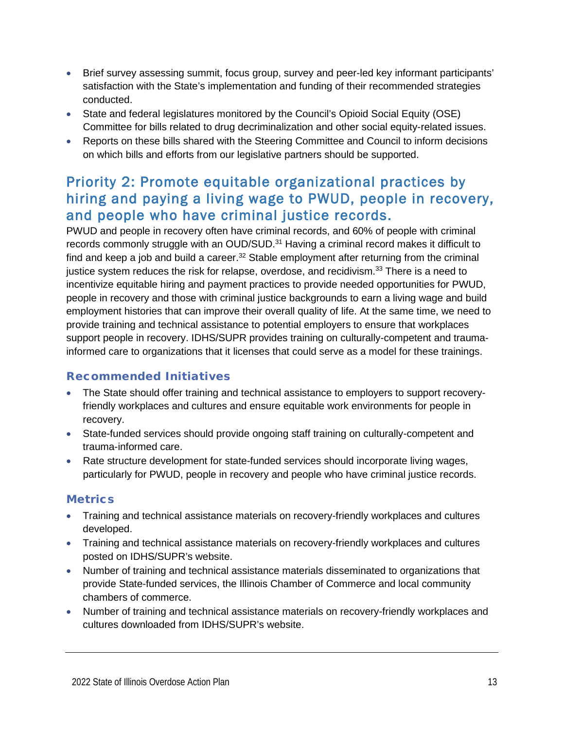- Brief survey assessing summit, focus group, survey and peer-led key informant participants' satisfaction with the State's implementation and funding of their recommended strategies conducted.
- State and federal legislatures monitored by the Council's Opioid Social Equity (OSE) Committee for bills related to drug decriminalization and other social equity-related issues.
- Reports on these bills shared with the Steering Committee and Council to inform decisions on which bills and efforts from our legislative partners should be supported.

## Priority 2: Promote equitable organizational practices by hiring and paying a living wage to PWUD, people in recovery, and people who have criminal justice records.

PWUD and people in recovery often have criminal records, and 60% of people with criminal records commonly struggle with an OUD/SUD.[31] Having a criminal record makes it difficult to find and keep a job and build a career.[32] Stable employment after returning from the criminal justice system reduces the risk for relapse, overdose, and recidivism.[33] There is a need to incentivize equitable hiring and payment practices to provide needed opportunities for PWUD, people in recovery and those with criminal justice backgrounds to earn a living wage and build employment histories that can improve their overall quality of life. At the same time, we need to provide training and technical assistance to potential employers to ensure that workplaces support people in recovery. IDHS/SUPR provides training on culturally-competent and trauma-informed care to organizations that it licenses that could serve as a model for these trainings.

### Recommended Initiatives

- The State should offer training and technical assistance to employers to support recovery-friendly workplaces and cultures and ensure equitable work environments for people in recovery.
- State-funded services should provide ongoing staff training on culturally-competent and trauma-informed care.
- Rate structure development for state-funded services should incorporate living wages, particularly for PWUD, people in recovery and people who have criminal justice records.

### Metrics

- Training and technical assistance materials on recovery-friendly workplaces and cultures developed.
- Training and technical assistance materials on recovery-friendly workplaces and cultures posted on IDHS/SUPR's website.
- Number of training and technical assistance materials disseminated to organizations that provide State-funded services, the Illinois Chamber of Commerce and local community chambers of commerce.
- Number of training and technical assistance materials on recovery-friendly workplaces and cultures downloaded from IDHS/SUPR's website.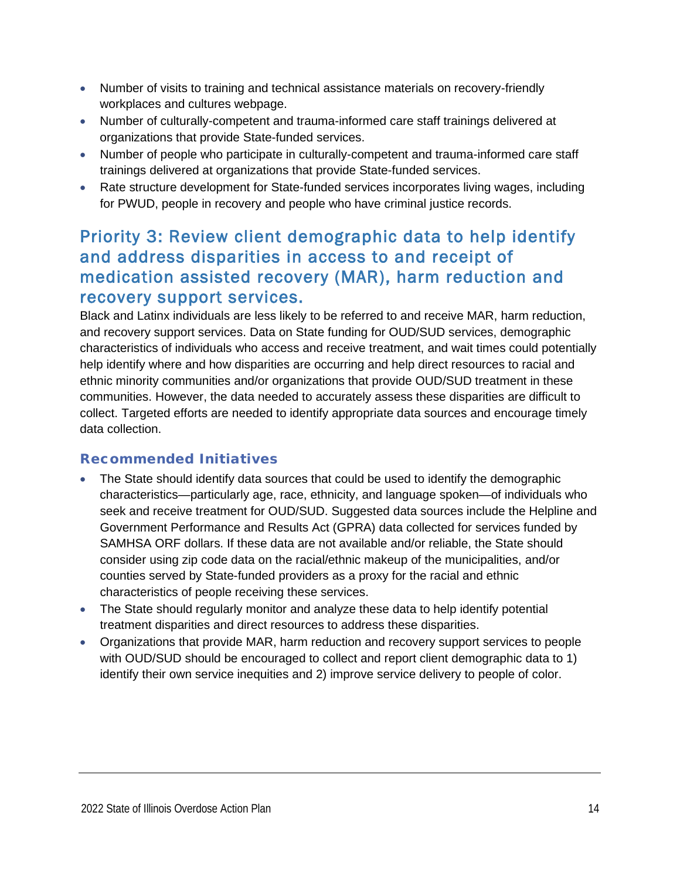- Number of visits to training and technical assistance materials on recovery-friendly workplaces and cultures webpage.
- Number of culturally-competent and trauma-informed care staff trainings delivered at organizations that provide State-funded services.
- Number of people who participate in culturally-competent and trauma-informed care staff trainings delivered at organizations that provide State-funded services.
- Rate structure development for State-funded services incorporates living wages, including for PWUD, people in recovery and people who have criminal justice records.

## Priority 3: Review client demographic data to help identify and address disparities in access to and receipt of medication assisted recovery (MAR), harm reduction and recovery support services.

Black and Latinx individuals are less likely to be referred to and receive MAR, harm reduction, and recovery support services. Data on State funding for OUD/SUD services, demographic characteristics of individuals who access and receive treatment, and wait times could potentially help identify where and how disparities are occurring and help direct resources to racial and ethnic minority communities and/or organizations that provide OUD/SUD treatment in these communities. However, the data needed to accurately assess these disparities are difficult to collect. Targeted efforts are needed to identify appropriate data sources and encourage timely data collection.

### Recommended Initiatives

- The State should identify data sources that could be used to identify the demographic characteristics—particularly age, race, ethnicity, and language spoken—of individuals who seek and receive treatment for OUD/SUD. Suggested data sources include the Helpline and Government Performance and Results Act (GPRA) data collected for services funded by SAMHSA ORF dollars. If these data are not available and/or reliable, the State should consider using zip code data on the racial/ethnic makeup of the municipalities, and/or counties served by State-funded providers as a proxy for the racial and ethnic characteristics of people receiving these services.
- The State should regularly monitor and analyze these data to help identify potential treatment disparities and direct resources to address these disparities.
- Organizations that provide MAR, harm reduction and recovery support services to people with OUD/SUD should be encouraged to collect and report client demographic data to 1) identify their own service inequities and 2) improve service delivery to people of color.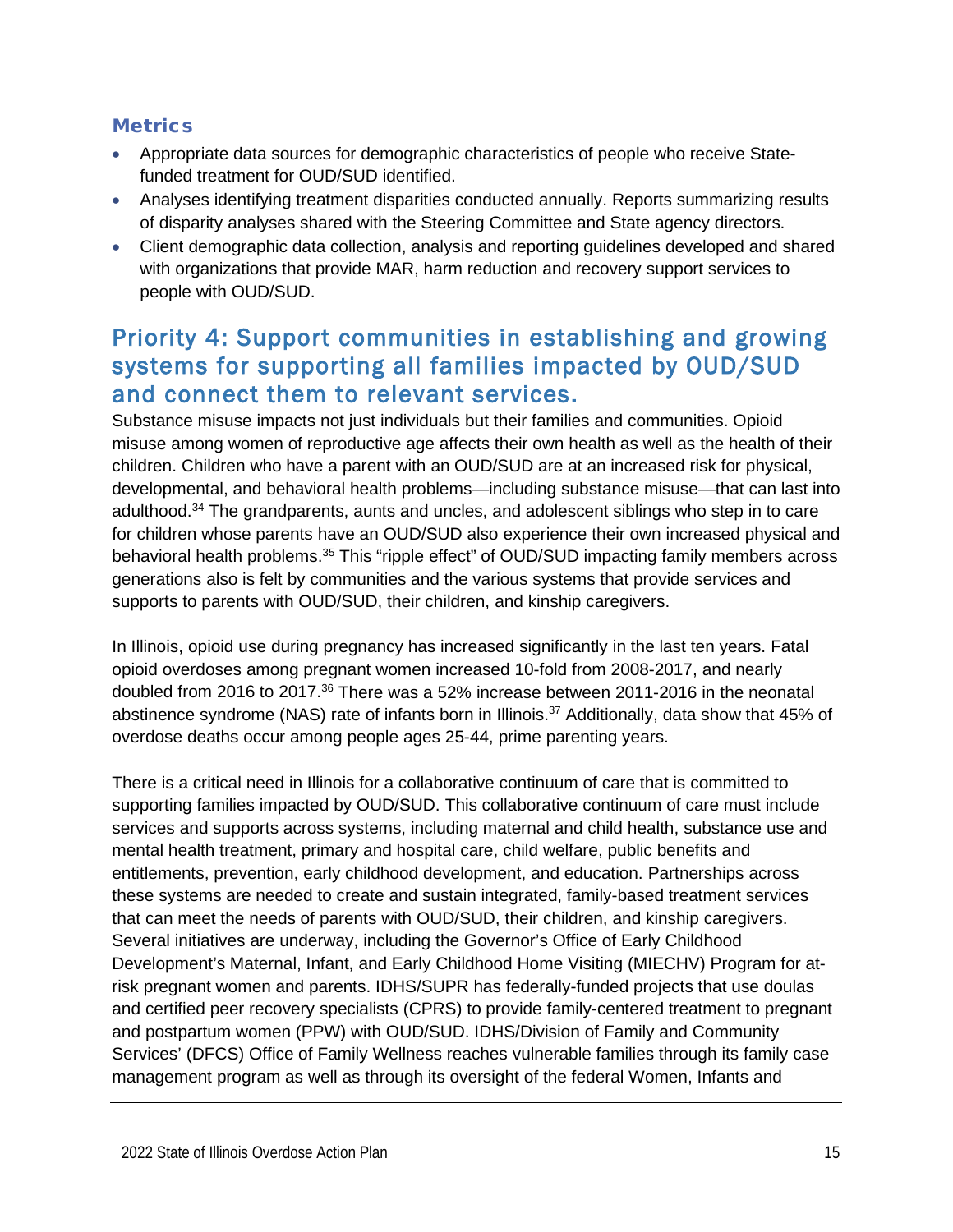### Metrics

- Appropriate data sources for demographic characteristics of people who receive State-funded treatment for OUD/SUD identified.
- Analyses identifying treatment disparities conducted annually. Reports summarizing results of disparity analyses shared with the Steering Committee and State agency directors.
- Client demographic data collection, analysis and reporting guidelines developed and shared with organizations that provide MAR, harm reduction and recovery support services to people with OUD/SUD.

## Priority 4: Support communities in establishing and growing systems for supporting all families impacted by OUD/SUD and connect them to relevant services.

Substance misuse impacts not just individuals but their families and communities. Opioid misuse among women of reproductive age affects their own health as well as the health of their children. Children who have a parent with an OUD/SUD are at an increased risk for physical, developmental, and behavioral health problems—including substance misuse—that can last into adulthood.[34] The grandparents, aunts and uncles, and adolescent siblings who step in to care for children whose parents have an OUD/SUD also experience their own increased physical and behavioral health problems.[35] This "ripple effect" of OUD/SUD impacting family members across generations also is felt by communities and the various systems that provide services and supports to parents with OUD/SUD, their children, and kinship caregivers.

In Illinois, opioid use during pregnancy has increased significantly in the last ten years. Fatal opioid overdoses among pregnant women increased 10-fold from 2008-2017, and nearly doubled from 2016 to 2017.[36] There was a 52% increase between 2011-2016 in the neonatal abstinence syndrome (NAS) rate of infants born in Illinois.[37] Additionally, data show that 45% of overdose deaths occur among people ages 25-44, prime parenting years.

There is a critical need in Illinois for a collaborative continuum of care that is committed to supporting families impacted by OUD/SUD. This collaborative continuum of care must include services and supports across systems, including maternal and child health, substance use and mental health treatment, primary and hospital care, child welfare, public benefits and entitlements, prevention, early childhood development, and education. Partnerships across these systems are needed to create and sustain integrated, family-based treatment services that can meet the needs of parents with OUD/SUD, their children, and kinship caregivers. Several initiatives are underway, including the Governor's Office of Early Childhood Development's Maternal, Infant, and Early Childhood Home Visiting (MIECHV) Program for at-risk pregnant women and parents. IDHS/SUPR has federally-funded projects that use doulas and certified peer recovery specialists (CPRS) to provide family-centered treatment to pregnant and postpartum women (PPW) with OUD/SUD. IDHS/Division of Family and Community Services' (DFCS) Office of Family Wellness reaches vulnerable families through its family case management program as well as through its oversight of the federal Women, Infants and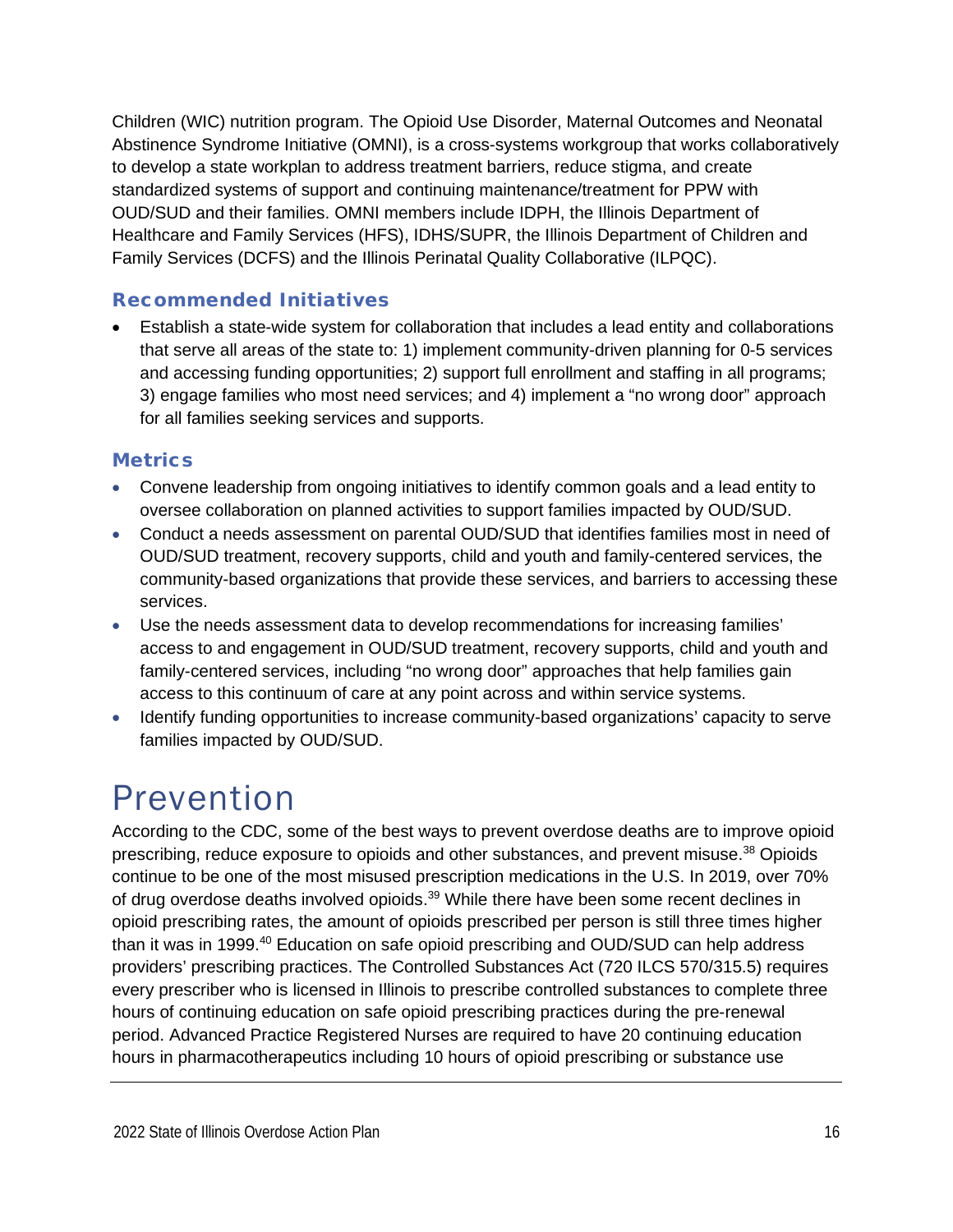Children (WIC) nutrition program. The Opioid Use Disorder, Maternal Outcomes and Neonatal Abstinence Syndrome Initiative (OMNI), is a cross-systems workgroup that works collaboratively to develop a state workplan to address treatment barriers, reduce stigma, and create standardized systems of support and continuing maintenance/treatment for PPW with OUD/SUD and their families. OMNI members include IDPH, the Illinois Department of Healthcare and Family Services (HFS), IDHS/SUPR, the Illinois Department of Children and Family Services (DCFS) and the Illinois Perinatal Quality Collaborative (ILPQC).

### Recommended Initiatives

- Establish a state-wide system for collaboration that includes a lead entity and collaborations that serve all areas of the state to: 1) implement community-driven planning for 0-5 services and accessing funding opportunities; 2) support full enrollment and staffing in all programs; 3) engage families who most need services; and 4) implement a "no wrong door" approach for all families seeking services and supports.

### Metrics

- Convene leadership from ongoing initiatives to identify common goals and a lead entity to oversee collaboration on planned activities to support families impacted by OUD/SUD.
- Conduct a needs assessment on parental OUD/SUD that identifies families most in need of OUD/SUD treatment, recovery supports, child and youth and family-centered services, the community-based organizations that provide these services, and barriers to accessing these services.
- Use the needs assessment data to develop recommendations for increasing families' access to and engagement in OUD/SUD treatment, recovery supports, child and youth and family-centered services, including "no wrong door" approaches that help families gain access to this continuum of care at any point across and within service systems.
- Identify funding opportunities to increase community-based organizations' capacity to serve families impacted by OUD/SUD.

# Prevention

According to the CDC, some of the best ways to prevent overdose deaths are to improve opioid prescribing, reduce exposure to opioids and other substances, and prevent misuse.[38] Opioids continue to be one of the most misused prescription medications in the U.S. In 2019, over 70% of drug overdose deaths involved opioids.[39] While there have been some recent declines in opioid prescribing rates, the amount of opioids prescribed per person is still three times higher than it was in 1999.[40] Education on safe opioid prescribing and OUD/SUD can help address providers' prescribing practices. The Controlled Substances Act (720 ILCS 570/315.5) requires every prescriber who is licensed in Illinois to prescribe controlled substances to complete three hours of continuing education on safe opioid prescribing practices during the pre-renewal period. Advanced Practice Registered Nurses are required to have 20 continuing education hours in pharmacotherapeutics including 10 hours of opioid prescribing or substance use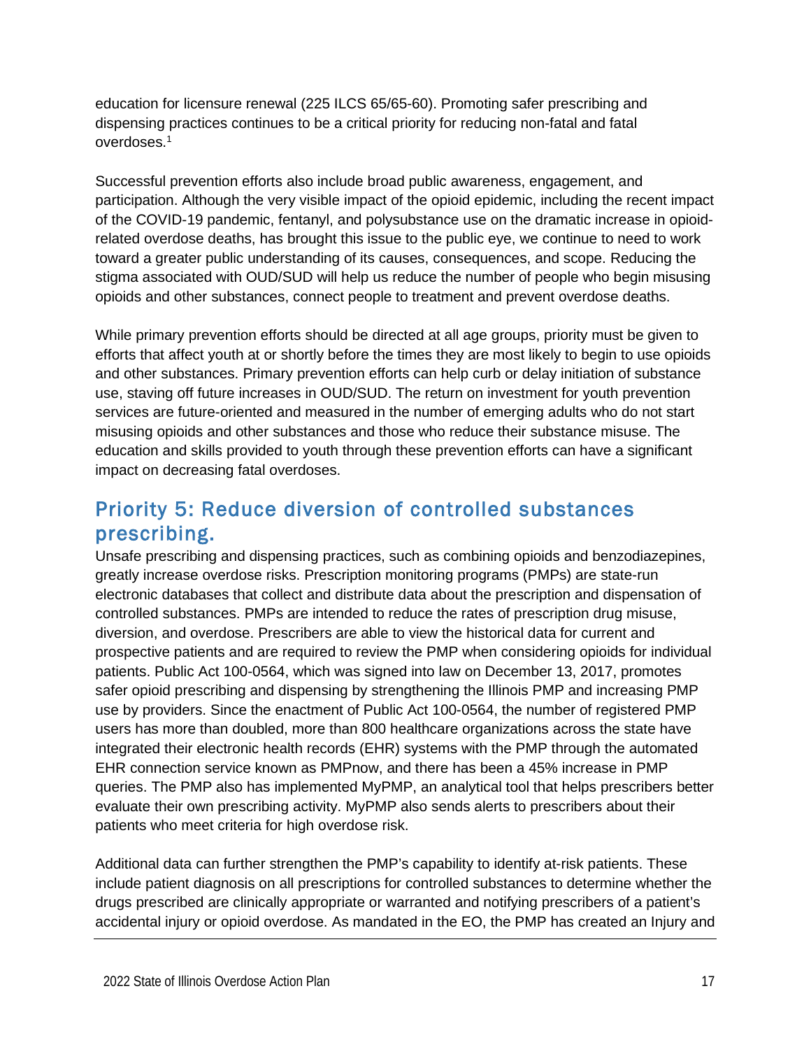education for licensure renewal (225 ILCS 65/65-60). Promoting safer prescribing and dispensing practices continues to be a critical priority for reducing non-fatal and fatal overdoses.[1]

Successful prevention efforts also include broad public awareness, engagement, and participation. Although the very visible impact of the opioid epidemic, including the recent impact of the COVID-19 pandemic, fentanyl, and polysubstance use on the dramatic increase in opioid-related overdose deaths, has brought this issue to the public eye, we continue to need to work toward a greater public understanding of its causes, consequences, and scope. Reducing the stigma associated with OUD/SUD will help us reduce the number of people who begin misusing opioids and other substances, connect people to treatment and prevent overdose deaths.

While primary prevention efforts should be directed at all age groups, priority must be given to efforts that affect youth at or shortly before the times they are most likely to begin to use opioids and other substances. Primary prevention efforts can help curb or delay initiation of substance use, staving off future increases in OUD/SUD. The return on investment for youth prevention services are future-oriented and measured in the number of emerging adults who do not start misusing opioids and other substances and those who reduce their substance misuse. The education and skills provided to youth through these prevention efforts can have a significant impact on decreasing fatal overdoses.

## Priority 5: Reduce diversion of controlled substances prescribing.

Unsafe prescribing and dispensing practices, such as combining opioids and benzodiazepines, greatly increase overdose risks. Prescription monitoring programs (PMPs) are state-run electronic databases that collect and distribute data about the prescription and dispensation of controlled substances. PMPs are intended to reduce the rates of prescription drug misuse, diversion, and overdose. Prescribers are able to view the historical data for current and prospective patients and are required to review the PMP when considering opioids for individual patients. Public Act 100-0564, which was signed into law on December 13, 2017, promotes safer opioid prescribing and dispensing by strengthening the Illinois PMP and increasing PMP use by providers. Since the enactment of Public Act 100-0564, the number of registered PMP users has more than doubled, more than 800 healthcare organizations across the state have integrated their electronic health records (EHR) systems with the PMP through the automated EHR connection service known as PMPnow, and there has been a 45% increase in PMP queries. The PMP also has implemented MyPMP, an analytical tool that helps prescribers better evaluate their own prescribing activity. MyPMP also sends alerts to prescribers about their patients who meet criteria for high overdose risk.

Additional data can further strengthen the PMP's capability to identify at-risk patients. These include patient diagnosis on all prescriptions for controlled substances to determine whether the drugs prescribed are clinically appropriate or warranted and notifying prescribers of a patient's accidental injury or opioid overdose. As mandated in the EO, the PMP has created an Injury and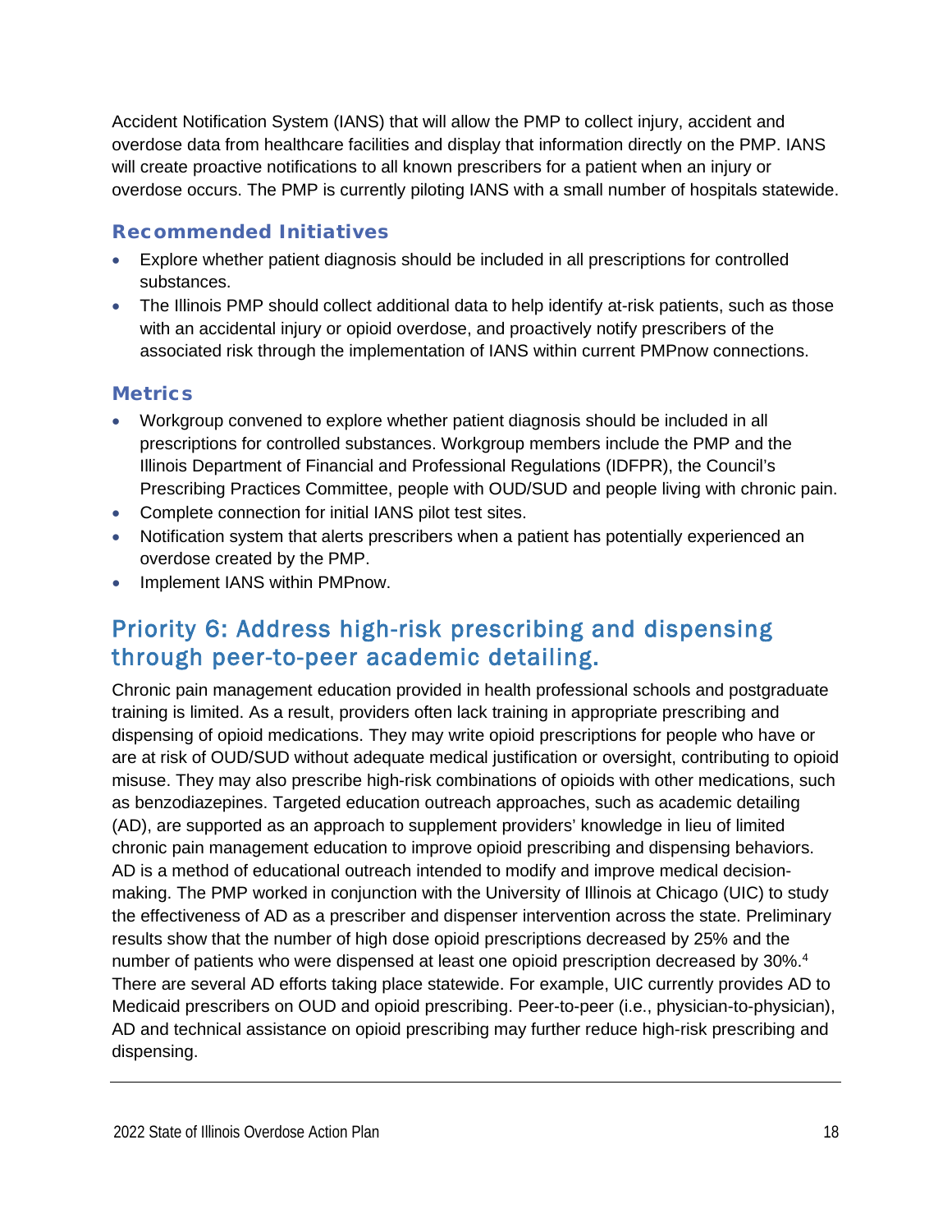Accident Notification System (IANS) that will allow the PMP to collect injury, accident and overdose data from healthcare facilities and display that information directly on the PMP. IANS will create proactive notifications to all known prescribers for a patient when an injury or overdose occurs. The PMP is currently piloting IANS with a small number of hospitals statewide.

### Recommended Initiatives

- Explore whether patient diagnosis should be included in all prescriptions for controlled substances.
- The Illinois PMP should collect additional data to help identify at-risk patients, such as those with an accidental injury or opioid overdose, and proactively notify prescribers of the associated risk through the implementation of IANS within current PMPnow connections.

### Metrics

- Workgroup convened to explore whether patient diagnosis should be included in all prescriptions for controlled substances. Workgroup members include the PMP and the Illinois Department of Financial and Professional Regulations (IDFPR), the Council's Prescribing Practices Committee, people with OUD/SUD and people living with chronic pain.
- Complete connection for initial IANS pilot test sites.
- Notification system that alerts prescribers when a patient has potentially experienced an overdose created by the PMP.
- Implement IANS within PMPnow.

## Priority 6: Address high-risk prescribing and dispensing through peer-to-peer academic detailing.

Chronic pain management education provided in health professional schools and postgraduate training is limited. As a result, providers often lack training in appropriate prescribing and dispensing of opioid medications. They may write opioid prescriptions for people who have or are at risk of OUD/SUD without adequate medical justification or oversight, contributing to opioid misuse. They may also prescribe high-risk combinations of opioids with other medications, such as benzodiazepines. Targeted education outreach approaches, such as academic detailing (AD), are supported as an approach to supplement providers' knowledge in lieu of limited chronic pain management education to improve opioid prescribing and dispensing behaviors. AD is a method of educational outreach intended to modify and improve medical decision-making. The PMP worked in conjunction with the University of Illinois at Chicago (UIC) to study the effectiveness of AD as a prescriber and dispenser intervention across the state. Preliminary results show that the number of high dose opioid prescriptions decreased by 25% and the number of patients who were dispensed at least one opioid prescription decreased by 30%.[4] There are several AD efforts taking place statewide. For example, UIC currently provides AD to Medicaid prescribers on OUD and opioid prescribing. Peer-to-peer (i.e., physician-to-physician), AD and technical assistance on opioid prescribing may further reduce high-risk prescribing and dispensing.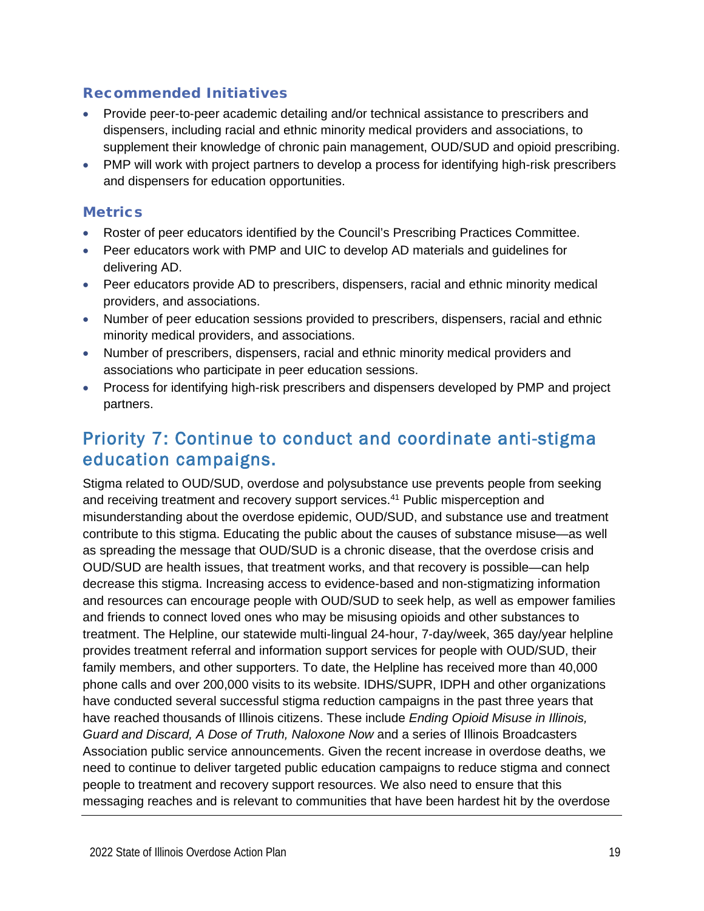### Recommended Initiatives

- Provide peer-to-peer academic detailing and/or technical assistance to prescribers and dispensers, including racial and ethnic minority medical providers and associations, to supplement their knowledge of chronic pain management, OUD/SUD and opioid prescribing.
- PMP will work with project partners to develop a process for identifying high-risk prescribers and dispensers for education opportunities.

### Metrics

- Roster of peer educators identified by the Council's Prescribing Practices Committee.
- Peer educators work with PMP and UIC to develop AD materials and guidelines for delivering AD.
- Peer educators provide AD to prescribers, dispensers, racial and ethnic minority medical providers, and associations.
- Number of peer education sessions provided to prescribers, dispensers, racial and ethnic minority medical providers, and associations.
- Number of prescribers, dispensers, racial and ethnic minority medical providers and associations who participate in peer education sessions.
- Process for identifying high-risk prescribers and dispensers developed by PMP and project partners.

## Priority 7: Continue to conduct and coordinate anti-stigma education campaigns.

Stigma related to OUD/SUD, overdose and polysubstance use prevents people from seeking and receiving treatment and recovery support services.[41] Public misperception and misunderstanding about the overdose epidemic, OUD/SUD, and substance use and treatment contribute to this stigma. Educating the public about the causes of substance misuse—as well as spreading the message that OUD/SUD is a chronic disease, that the overdose crisis and OUD/SUD are health issues, that treatment works, and that recovery is possible—can help decrease this stigma. Increasing access to evidence-based and non-stigmatizing information and resources can encourage people with OUD/SUD to seek help, as well as empower families and friends to connect loved ones who may be misusing opioids and other substances to treatment. The Helpline, our statewide multi-lingual 24-hour, 7-day/week, 365 day/year helpline provides treatment referral and information support services for people with OUD/SUD, their family members, and other supporters. To date, the Helpline has received more than 40,000 phone calls and over 200,000 visits to its website. IDHS/SUPR, IDPH and other organizations have conducted several successful stigma reduction campaigns in the past three years that have reached thousands of Illinois citizens. These include *Ending Opioid Misuse in Illinois, Guard and Discard, A Dose of Truth, Naloxone Now* and a series of Illinois Broadcasters Association public service announcements. Given the recent increase in overdose deaths, we need to continue to deliver targeted public education campaigns to reduce stigma and connect people to treatment and recovery support resources. We also need to ensure that this messaging reaches and is relevant to communities that have been hardest hit by the overdose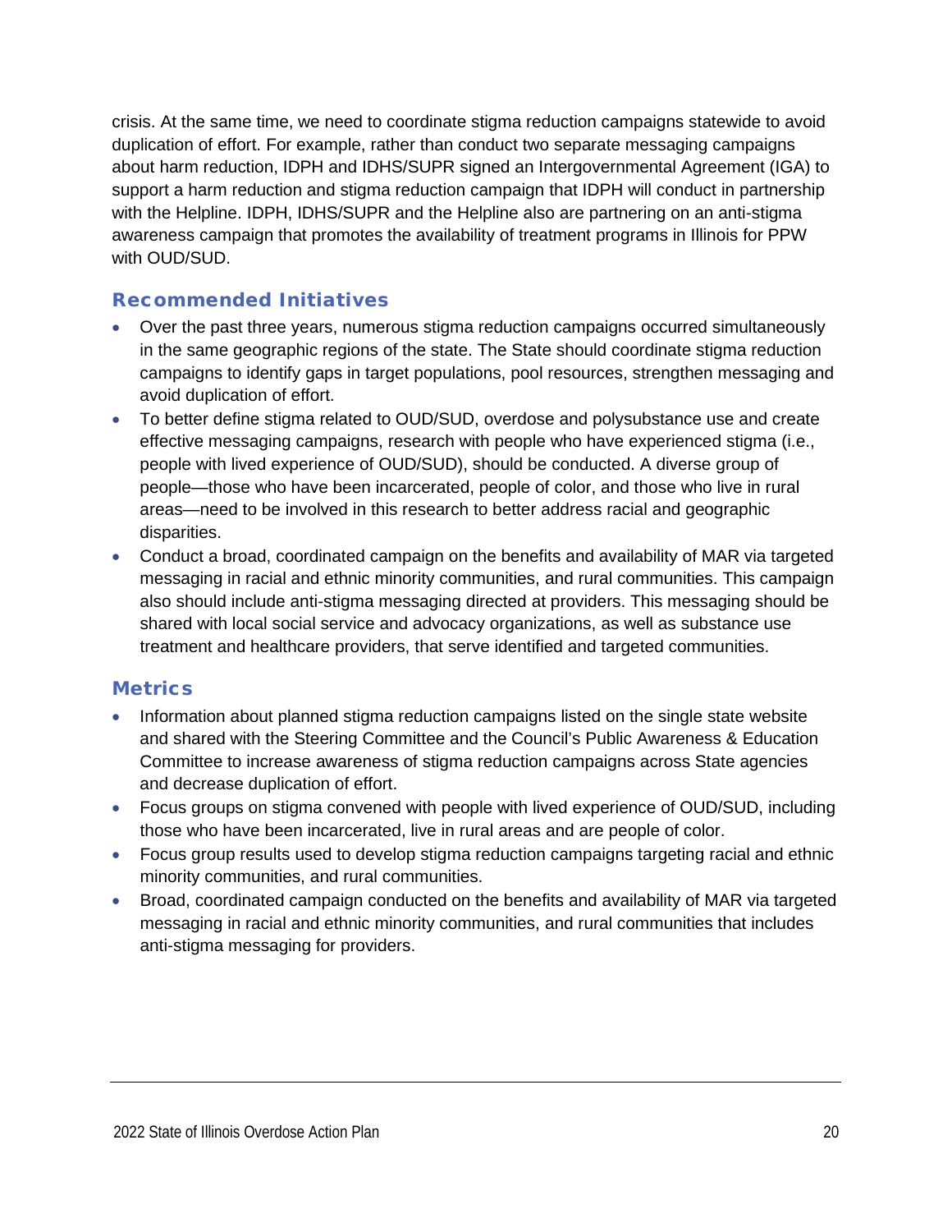crisis. At the same time, we need to coordinate stigma reduction campaigns statewide to avoid duplication of effort. For example, rather than conduct two separate messaging campaigns about harm reduction, IDPH and IDHS/SUPR signed an Intergovernmental Agreement (IGA) to support a harm reduction and stigma reduction campaign that IDPH will conduct in partnership with the Helpline. IDPH, IDHS/SUPR and the Helpline also are partnering on an anti-stigma awareness campaign that promotes the availability of treatment programs in Illinois for PPW with OUD/SUD.

### Recommended Initiatives

- Over the past three years, numerous stigma reduction campaigns occurred simultaneously in the same geographic regions of the state. The State should coordinate stigma reduction campaigns to identify gaps in target populations, pool resources, strengthen messaging and avoid duplication of effort.
- To better define stigma related to OUD/SUD, overdose and polysubstance use and create effective messaging campaigns, research with people who have experienced stigma (i.e., people with lived experience of OUD/SUD), should be conducted. A diverse group of people—those who have been incarcerated, people of color, and those who live in rural areas—need to be involved in this research to better address racial and geographic disparities.
- Conduct a broad, coordinated campaign on the benefits and availability of MAR via targeted messaging in racial and ethnic minority communities, and rural communities. This campaign also should include anti-stigma messaging directed at providers. This messaging should be shared with local social service and advocacy organizations, as well as substance use treatment and healthcare providers, that serve identified and targeted communities.

### Metrics

- Information about planned stigma reduction campaigns listed on the single state website and shared with the Steering Committee and the Council's Public Awareness & Education Committee to increase awareness of stigma reduction campaigns across State agencies and decrease duplication of effort.
- Focus groups on stigma convened with people with lived experience of OUD/SUD, including those who have been incarcerated, live in rural areas and are people of color.
- Focus group results used to develop stigma reduction campaigns targeting racial and ethnic minority communities, and rural communities.
- Broad, coordinated campaign conducted on the benefits and availability of MAR via targeted messaging in racial and ethnic minority communities, and rural communities that includes anti-stigma messaging for providers.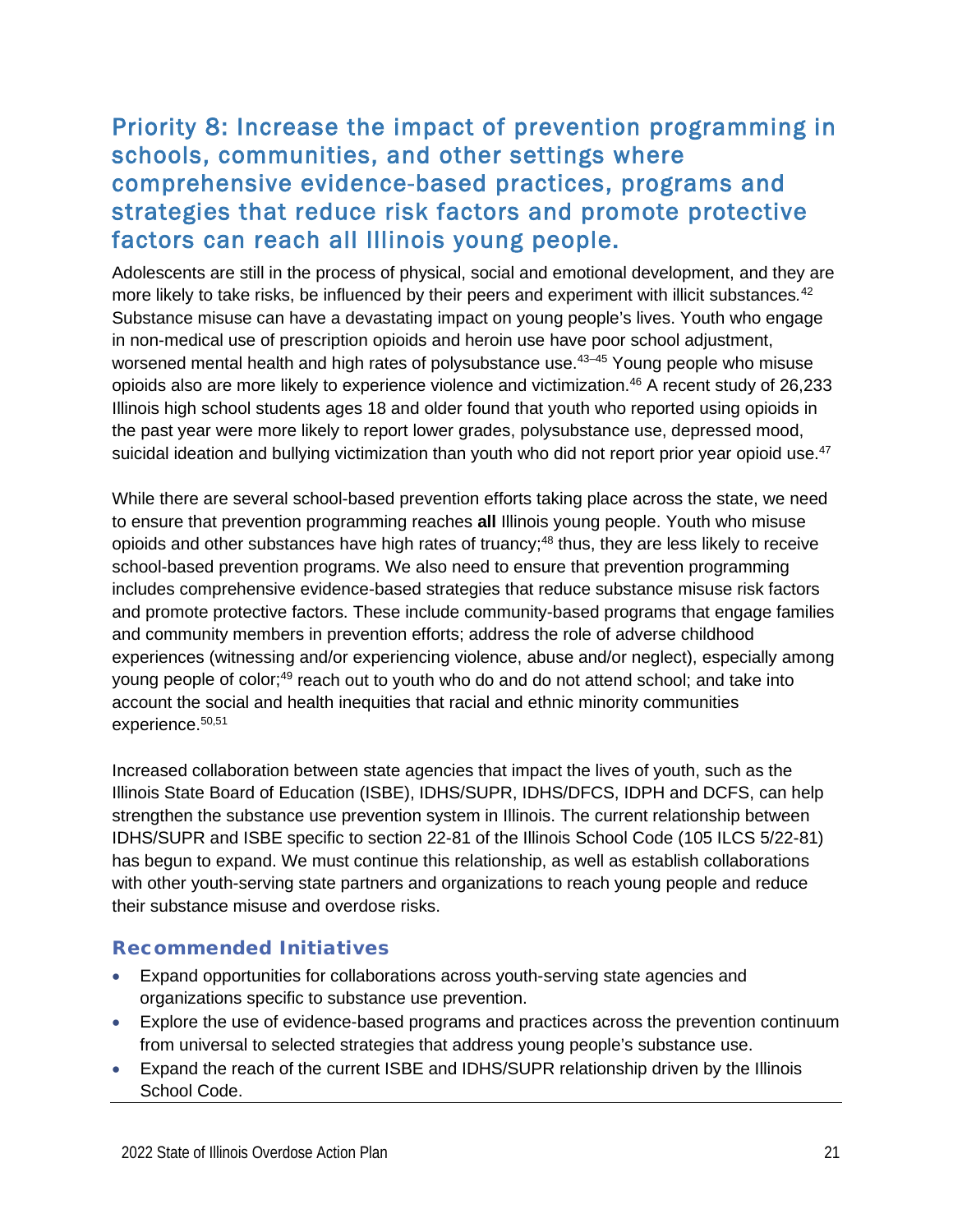## Priority 8: Increase the impact of prevention programming in schools, communities, and other settings where comprehensive evidence-based practices, programs and strategies that reduce risk factors and promote protective factors can reach all Illinois young people.

Adolescents are still in the process of physical, social and emotional development, and they are more likely to take risks, be influenced by their peers and experiment with illicit substances.[42] Substance misuse can have a devastating impact on young people's lives. Youth who engage in non-medical use of prescription opioids and heroin use have poor school adjustment, worsened mental health and high rates of polysubstance use.[43–45] Young people who misuse opioids also are more likely to experience violence and victimization.[46] A recent study of 26,233 Illinois high school students ages 18 and older found that youth who reported using opioids in the past year were more likely to report lower grades, polysubstance use, depressed mood, suicidal ideation and bullying victimization than youth who did not report prior year opioid use.[47]

While there are several school-based prevention efforts taking place across the state, we need to ensure that prevention programming reaches **all** Illinois young people. Youth who misuse opioids and other substances have high rates of truancy;[48] thus, they are less likely to receive school-based prevention programs. We also need to ensure that prevention programming includes comprehensive evidence-based strategies that reduce substance misuse risk factors and promote protective factors. These include community-based programs that engage families and community members in prevention efforts; address the role of adverse childhood experiences (witnessing and/or experiencing violence, abuse and/or neglect), especially among young people of color;[49] reach out to youth who do and do not attend school; and take into account the social and health inequities that racial and ethnic minority communities experience.[50,51]

Increased collaboration between state agencies that impact the lives of youth, such as the Illinois State Board of Education (ISBE), IDHS/SUPR, IDHS/DFCS, IDPH and DCFS, can help strengthen the substance use prevention system in Illinois. The current relationship between IDHS/SUPR and ISBE specific to section 22-81 of the Illinois School Code (105 ILCS 5/22-81) has begun to expand. We must continue this relationship, as well as establish collaborations with other youth-serving state partners and organizations to reach young people and reduce their substance misuse and overdose risks.

### Recommended Initiatives

- Expand opportunities for collaborations across youth-serving state agencies and organizations specific to substance use prevention.
- Explore the use of evidence-based programs and practices across the prevention continuum from universal to selected strategies that address young people's substance use.
- Expand the reach of the current ISBE and IDHS/SUPR relationship driven by the Illinois School Code.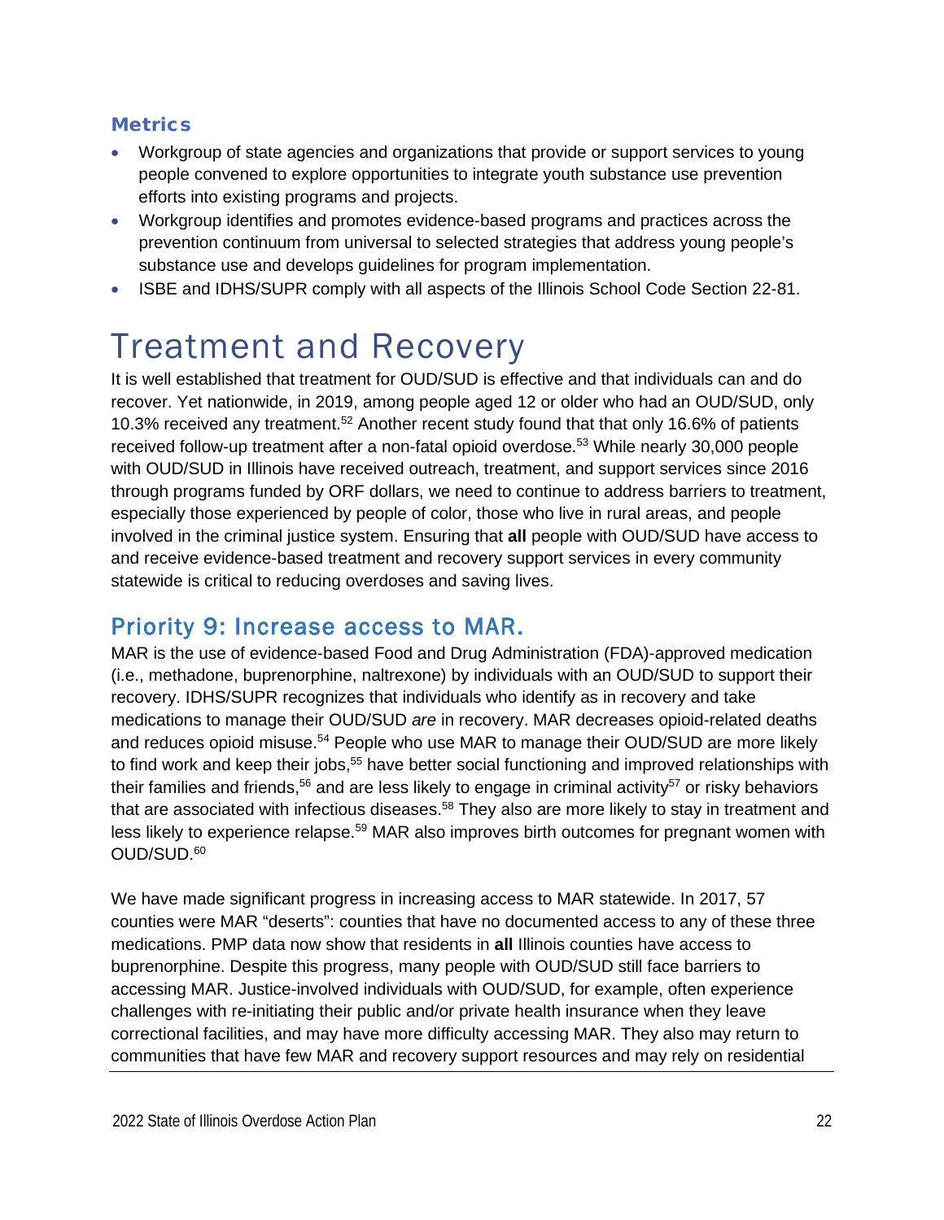### Metrics

- Workgroup of state agencies and organizations that provide or support services to young people convened to explore opportunities to integrate youth substance use prevention efforts into existing programs and projects.
- Workgroup identifies and promotes evidence-based programs and practices across the prevention continuum from universal to selected strategies that address young people's substance use and develops guidelines for program implementation.
- ISBE and IDHS/SUPR comply with all aspects of the Illinois School Code Section 22-81.

# Treatment and Recovery

It is well established that treatment for OUD/SUD is effective and that individuals can and do recover. Yet nationwide, in 2019, among people aged 12 or older who had an OUD/SUD, only 10.3% received any treatment.[52] Another recent study found that that only 16.6% of patients received follow-up treatment after a non-fatal opioid overdose.[53] While nearly 30,000 people with OUD/SUD in Illinois have received outreach, treatment, and support services since 2016 through programs funded by ORF dollars, we need to continue to address barriers to treatment, especially those experienced by people of color, those who live in rural areas, and people involved in the criminal justice system. Ensuring that **all** people with OUD/SUD have access to and receive evidence-based treatment and recovery support services in every community statewide is critical to reducing overdoses and saving lives.

## Priority 9: Increase access to MAR.

MAR is the use of evidence-based Food and Drug Administration (FDA)-approved medication (i.e., methadone, buprenorphine, naltrexone) by individuals with an OUD/SUD to support their recovery. IDHS/SUPR recognizes that individuals who identify as in recovery and take medications to manage their OUD/SUD *are* in recovery. MAR decreases opioid-related deaths and reduces opioid misuse.[54] People who use MAR to manage their OUD/SUD are more likely to find work and keep their jobs,[55] have better social functioning and improved relationships with their families and friends,[56] and are less likely to engage in criminal activity[57] or risky behaviors that are associated with infectious diseases.[58] They also are more likely to stay in treatment and less likely to experience relapse.[59] MAR also improves birth outcomes for pregnant women with OUD/SUD.[60]

We have made significant progress in increasing access to MAR statewide. In 2017, 57 counties were MAR "deserts": counties that have no documented access to any of these three medications. PMP data now show that residents in **all** Illinois counties have access to buprenorphine. Despite this progress, many people with OUD/SUD still face barriers to accessing MAR. Justice-involved individuals with OUD/SUD, for example, often experience challenges with re-initiating their public and/or private health insurance when they leave correctional facilities, and may have more difficulty accessing MAR. They also may return to communities that have few MAR and recovery support resources and may rely on residential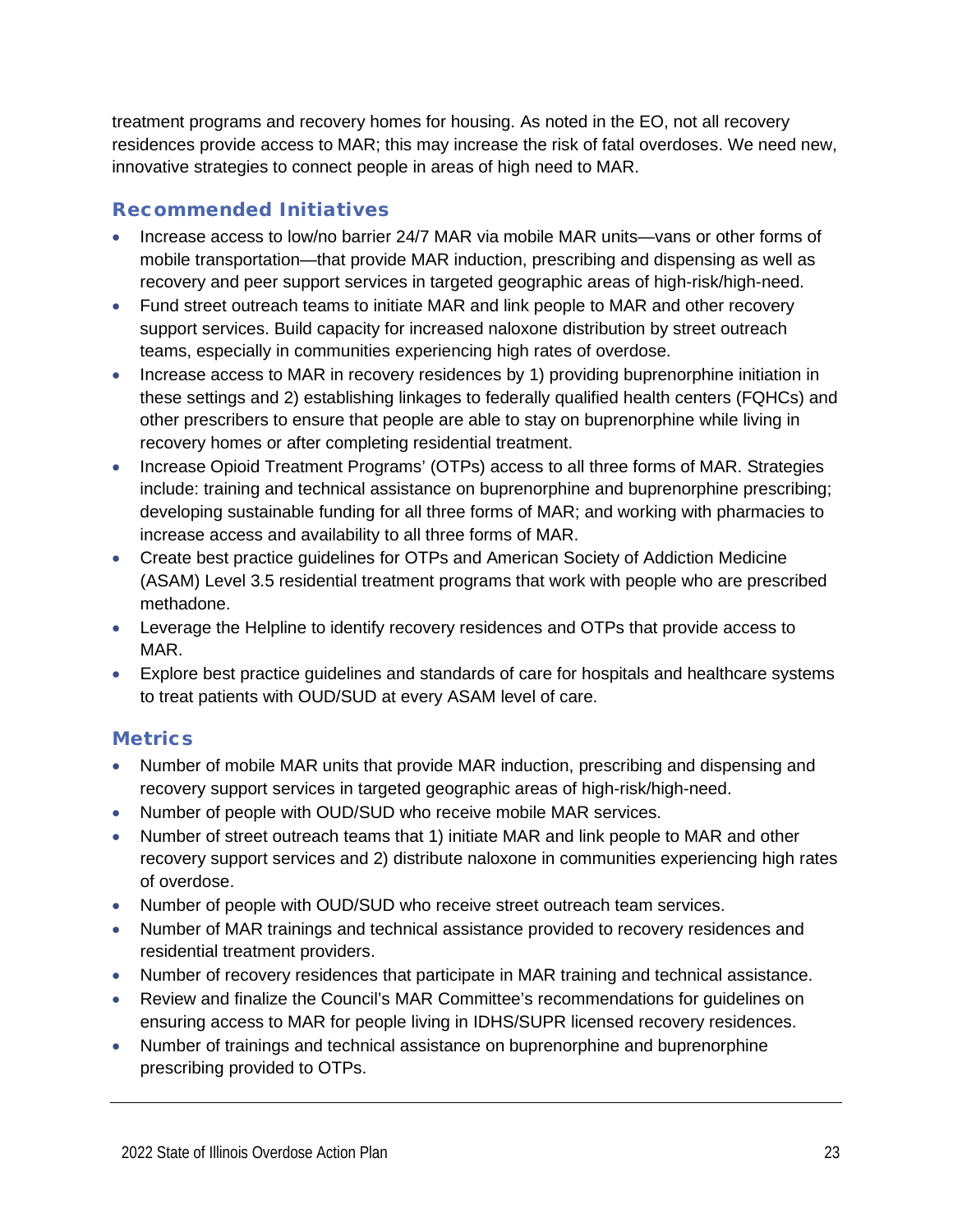treatment programs and recovery homes for housing. As noted in the EO, not all recovery residences provide access to MAR; this may increase the risk of fatal overdoses. We need new, innovative strategies to connect people in areas of high need to MAR.

### Recommended Initiatives

- Increase access to low/no barrier 24/7 MAR via mobile MAR units—vans or other forms of mobile transportation—that provide MAR induction, prescribing and dispensing as well as recovery and peer support services in targeted geographic areas of high-risk/high-need.
- Fund street outreach teams to initiate MAR and link people to MAR and other recovery support services. Build capacity for increased naloxone distribution by street outreach teams, especially in communities experiencing high rates of overdose.
- Increase access to MAR in recovery residences by 1) providing buprenorphine initiation in these settings and 2) establishing linkages to federally qualified health centers (FQHCs) and other prescribers to ensure that people are able to stay on buprenorphine while living in recovery homes or after completing residential treatment.
- Increase Opioid Treatment Programs' (OTPs) access to all three forms of MAR. Strategies include: training and technical assistance on buprenorphine and buprenorphine prescribing; developing sustainable funding for all three forms of MAR; and working with pharmacies to increase access and availability to all three forms of MAR.
- Create best practice guidelines for OTPs and American Society of Addiction Medicine (ASAM) Level 3.5 residential treatment programs that work with people who are prescribed methadone.
- Leverage the Helpline to identify recovery residences and OTPs that provide access to MAR.
- Explore best practice guidelines and standards of care for hospitals and healthcare systems to treat patients with OUD/SUD at every ASAM level of care.

### Metrics

- Number of mobile MAR units that provide MAR induction, prescribing and dispensing and recovery support services in targeted geographic areas of high-risk/high-need.
- Number of people with OUD/SUD who receive mobile MAR services.
- Number of street outreach teams that 1) initiate MAR and link people to MAR and other recovery support services and 2) distribute naloxone in communities experiencing high rates of overdose.
- Number of people with OUD/SUD who receive street outreach team services.
- Number of MAR trainings and technical assistance provided to recovery residences and residential treatment providers.
- Number of recovery residences that participate in MAR training and technical assistance.
- Review and finalize the Council's MAR Committee's recommendations for guidelines on ensuring access to MAR for people living in IDHS/SUPR licensed recovery residences.
- Number of trainings and technical assistance on buprenorphine and buprenorphine prescribing provided to OTPs.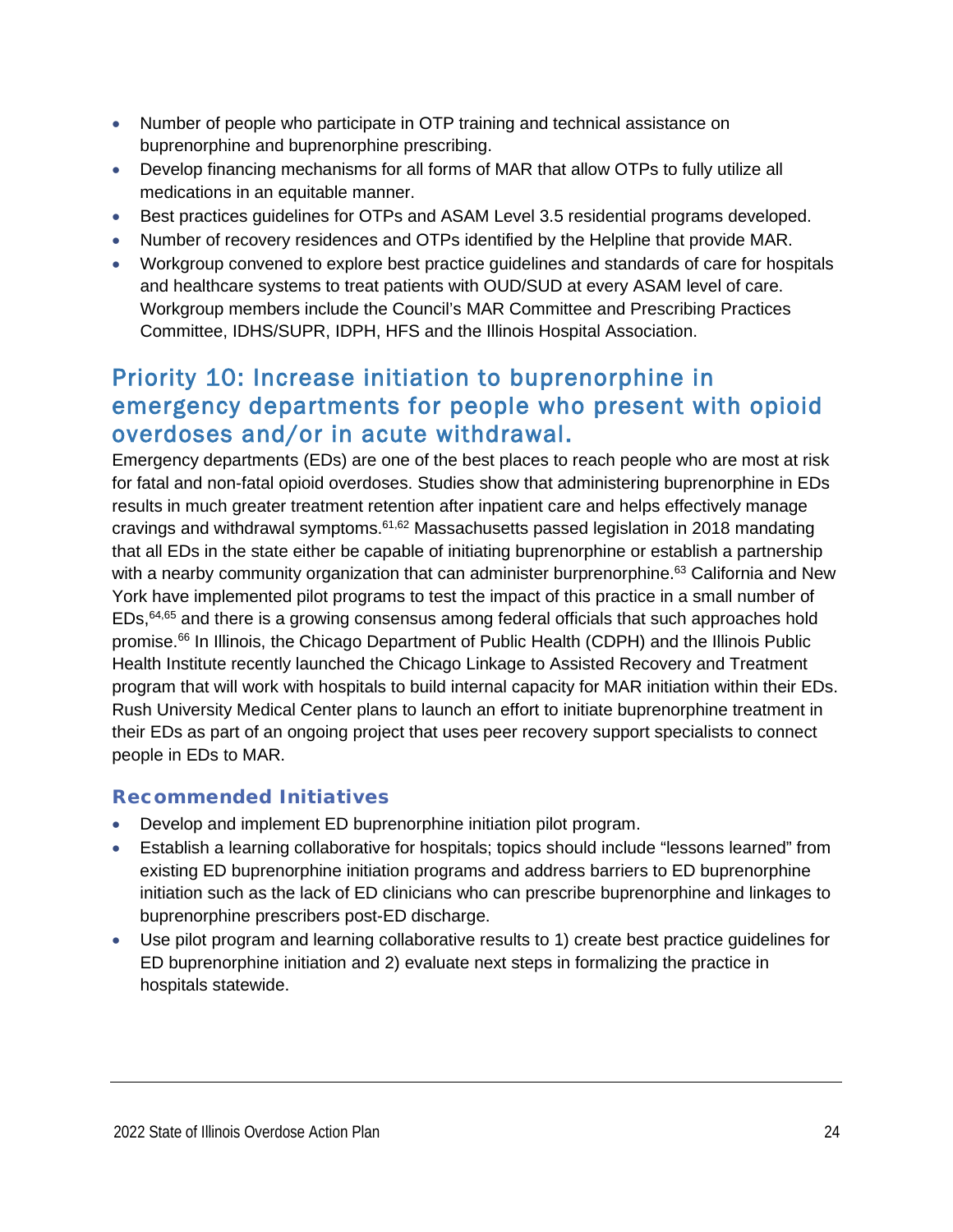- Number of people who participate in OTP training and technical assistance on buprenorphine and buprenorphine prescribing.
- Develop financing mechanisms for all forms of MAR that allow OTPs to fully utilize all medications in an equitable manner.
- Best practices guidelines for OTPs and ASAM Level 3.5 residential programs developed.
- Number of recovery residences and OTPs identified by the Helpline that provide MAR.
- Workgroup convened to explore best practice guidelines and standards of care for hospitals and healthcare systems to treat patients with OUD/SUD at every ASAM level of care. Workgroup members include the Council's MAR Committee and Prescribing Practices Committee, IDHS/SUPR, IDPH, HFS and the Illinois Hospital Association.

## Priority 10: Increase initiation to buprenorphine in emergency departments for people who present with opioid overdoses and/or in acute withdrawal.

Emergency departments (EDs) are one of the best places to reach people who are most at risk for fatal and non-fatal opioid overdoses. Studies show that administering buprenorphine in EDs results in much greater treatment retention after inpatient care and helps effectively manage cravings and withdrawal symptoms.[61,62] Massachusetts passed legislation in 2018 mandating that all EDs in the state either be capable of initiating buprenorphine or establish a partnership with a nearby community organization that can administer burprenorphine.[63] California and New York have implemented pilot programs to test the impact of this practice in a small number of EDs,[64,65] and there is a growing consensus among federal officials that such approaches hold promise.[66] In Illinois, the Chicago Department of Public Health (CDPH) and the Illinois Public Health Institute recently launched the Chicago Linkage to Assisted Recovery and Treatment program that will work with hospitals to build internal capacity for MAR initiation within their EDs. Rush University Medical Center plans to launch an effort to initiate buprenorphine treatment in their EDs as part of an ongoing project that uses peer recovery support specialists to connect people in EDs to MAR.

### Recommended Initiatives

- Develop and implement ED buprenorphine initiation pilot program.
- Establish a learning collaborative for hospitals; topics should include "lessons learned" from existing ED buprenorphine initiation programs and address barriers to ED buprenorphine initiation such as the lack of ED clinicians who can prescribe buprenorphine and linkages to buprenorphine prescribers post-ED discharge.
- Use pilot program and learning collaborative results to 1) create best practice guidelines for ED buprenorphine initiation and 2) evaluate next steps in formalizing the practice in hospitals statewide.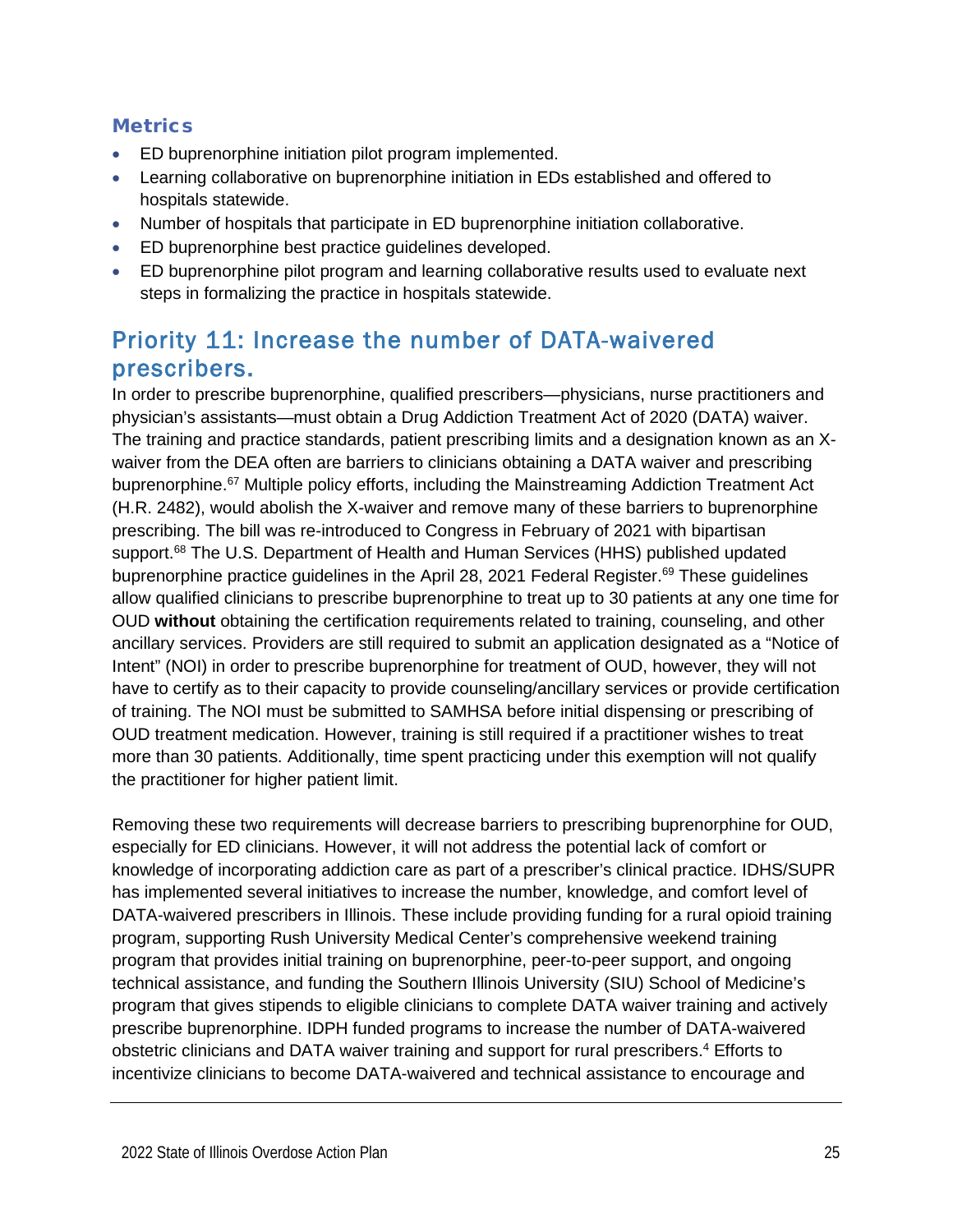### Metrics

- ED buprenorphine initiation pilot program implemented.
- Learning collaborative on buprenorphine initiation in EDs established and offered to hospitals statewide.
- Number of hospitals that participate in ED buprenorphine initiation collaborative.
- ED buprenorphine best practice guidelines developed.
- ED buprenorphine pilot program and learning collaborative results used to evaluate next steps in formalizing the practice in hospitals statewide.

## Priority 11: Increase the number of DATA-waivered prescribers.

In order to prescribe buprenorphine, qualified prescribers—physicians, nurse practitioners and physician's assistants—must obtain a Drug Addiction Treatment Act of 2020 (DATA) waiver. The training and practice standards, patient prescribing limits and a designation known as an X-waiver from the DEA often are barriers to clinicians obtaining a DATA waiver and prescribing buprenorphine.[67] Multiple policy efforts, including the Mainstreaming Addiction Treatment Act (H.R. 2482), would abolish the X-waiver and remove many of these barriers to buprenorphine prescribing. The bill was re-introduced to Congress in February of 2021 with bipartisan support.[68] The U.S. Department of Health and Human Services (HHS) published updated buprenorphine practice guidelines in the April 28, 2021 Federal Register.[69] These guidelines allow qualified clinicians to prescribe buprenorphine to treat up to 30 patients at any one time for OUD **without** obtaining the certification requirements related to training, counseling, and other ancillary services. Providers are still required to submit an application designated as a "Notice of Intent" (NOI) in order to prescribe buprenorphine for treatment of OUD, however, they will not have to certify as to their capacity to provide counseling/ancillary services or provide certification of training. The NOI must be submitted to SAMHSA before initial dispensing or prescribing of OUD treatment medication. However, training is still required if a practitioner wishes to treat more than 30 patients. Additionally, time spent practicing under this exemption will not qualify the practitioner for higher patient limit.

Removing these two requirements will decrease barriers to prescribing buprenorphine for OUD, especially for ED clinicians. However, it will not address the potential lack of comfort or knowledge of incorporating addiction care as part of a prescriber's clinical practice. IDHS/SUPR has implemented several initiatives to increase the number, knowledge, and comfort level of DATA-waivered prescribers in Illinois. These include providing funding for a rural opioid training program, supporting Rush University Medical Center's comprehensive weekend training program that provides initial training on buprenorphine, peer-to-peer support, and ongoing technical assistance, and funding the Southern Illinois University (SIU) School of Medicine's program that gives stipends to eligible clinicians to complete DATA waiver training and actively prescribe buprenorphine. IDPH funded programs to increase the number of DATA-waivered obstetric clinicians and DATA waiver training and support for rural prescribers.[4] Efforts to incentivize clinicians to become DATA-waivered and technical assistance to encourage and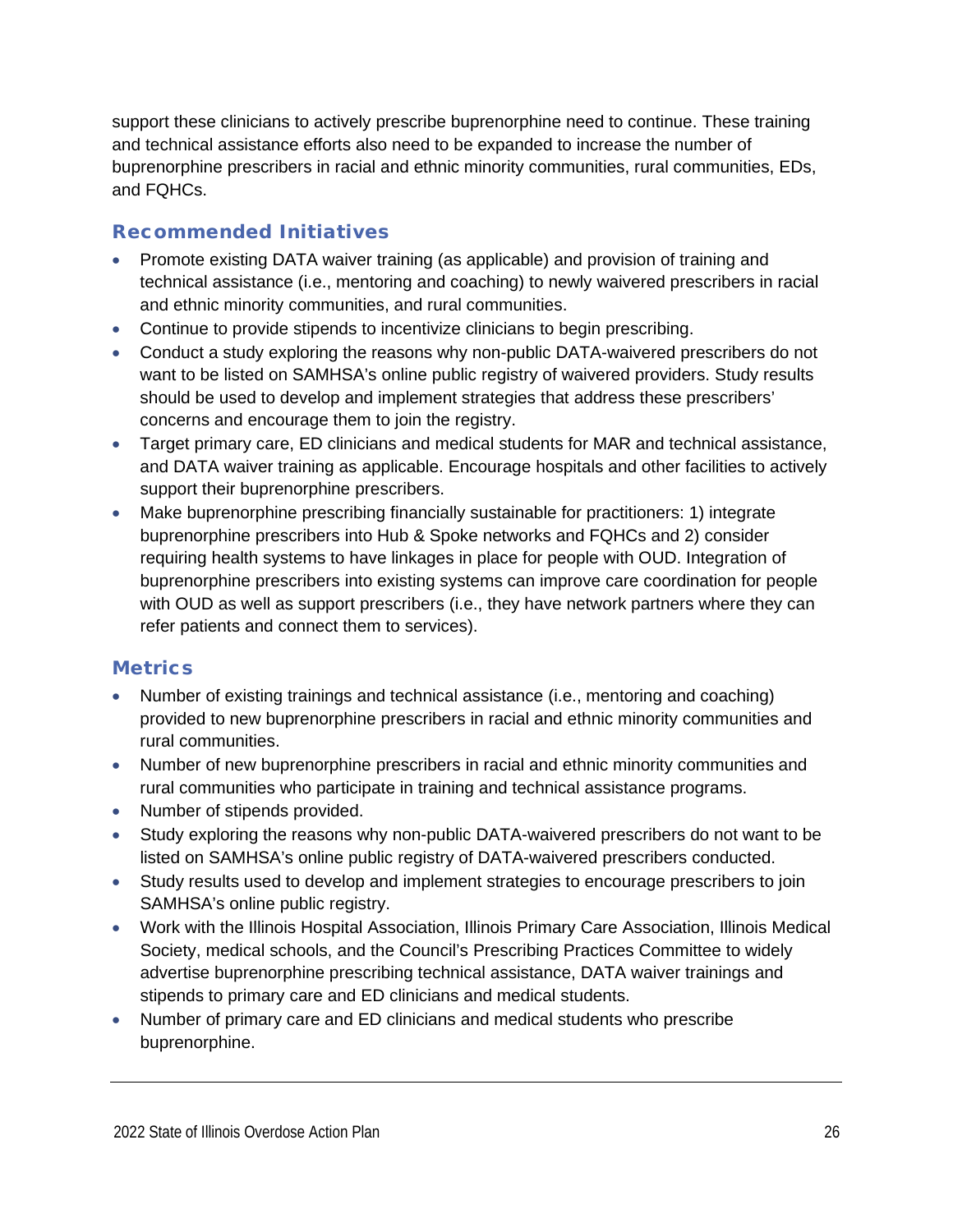support these clinicians to actively prescribe buprenorphine need to continue. These training and technical assistance efforts also need to be expanded to increase the number of buprenorphine prescribers in racial and ethnic minority communities, rural communities, EDs, and FQHCs.

### Recommended Initiatives

- Promote existing DATA waiver training (as applicable) and provision of training and technical assistance (i.e., mentoring and coaching) to newly waivered prescribers in racial and ethnic minority communities, and rural communities.
- Continue to provide stipends to incentivize clinicians to begin prescribing.
- Conduct a study exploring the reasons why non-public DATA-waivered prescribers do not want to be listed on SAMHSA's online public registry of waivered providers. Study results should be used to develop and implement strategies that address these prescribers' concerns and encourage them to join the registry.
- Target primary care, ED clinicians and medical students for MAR and technical assistance, and DATA waiver training as applicable. Encourage hospitals and other facilities to actively support their buprenorphine prescribers.
- Make buprenorphine prescribing financially sustainable for practitioners: 1) integrate buprenorphine prescribers into Hub & Spoke networks and FQHCs and 2) consider requiring health systems to have linkages in place for people with OUD. Integration of buprenorphine prescribers into existing systems can improve care coordination for people with OUD as well as support prescribers (i.e., they have network partners where they can refer patients and connect them to services).

### Metrics

- Number of existing trainings and technical assistance (i.e., mentoring and coaching) provided to new buprenorphine prescribers in racial and ethnic minority communities and rural communities.
- Number of new buprenorphine prescribers in racial and ethnic minority communities and rural communities who participate in training and technical assistance programs.
- Number of stipends provided.
- Study exploring the reasons why non-public DATA-waivered prescribers do not want to be listed on SAMHSA's online public registry of DATA-waivered prescribers conducted.
- Study results used to develop and implement strategies to encourage prescribers to join SAMHSA's online public registry.
- Work with the Illinois Hospital Association, Illinois Primary Care Association, Illinois Medical Society, medical schools, and the Council's Prescribing Practices Committee to widely advertise buprenorphine prescribing technical assistance, DATA waiver trainings and stipends to primary care and ED clinicians and medical students.
- Number of primary care and ED clinicians and medical students who prescribe buprenorphine.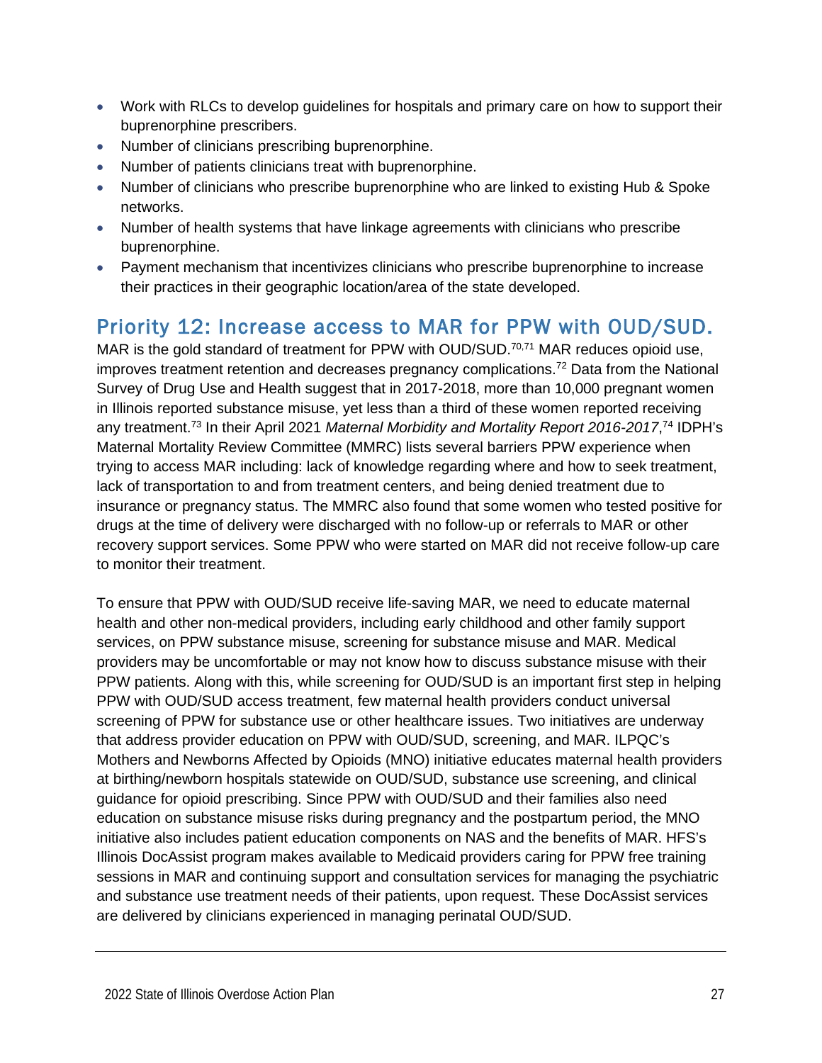- Work with RLCs to develop guidelines for hospitals and primary care on how to support their buprenorphine prescribers.
- Number of clinicians prescribing buprenorphine.
- Number of patients clinicians treat with buprenorphine.
- Number of clinicians who prescribe buprenorphine who are linked to existing Hub & Spoke networks.
- Number of health systems that have linkage agreements with clinicians who prescribe buprenorphine.
- Payment mechanism that incentivizes clinicians who prescribe buprenorphine to increase their practices in their geographic location/area of the state developed.

## Priority 12: Increase access to MAR for PPW with OUD/SUD.

MAR is the gold standard of treatment for PPW with OUD/SUD.[70,71] MAR reduces opioid use, improves treatment retention and decreases pregnancy complications.[72] Data from the National Survey of Drug Use and Health suggest that in 2017-2018, more than 10,000 pregnant women in Illinois reported substance misuse, yet less than a third of these women reported receiving any treatment.[73] In their April 2021 *Maternal Morbidity and Mortality Report 2016-2017*,[74] IDPH's Maternal Mortality Review Committee (MMRC) lists several barriers PPW experience when trying to access MAR including: lack of knowledge regarding where and how to seek treatment, lack of transportation to and from treatment centers, and being denied treatment due to insurance or pregnancy status. The MMRC also found that some women who tested positive for drugs at the time of delivery were discharged with no follow-up or referrals to MAR or other recovery support services. Some PPW who were started on MAR did not receive follow-up care to monitor their treatment.

To ensure that PPW with OUD/SUD receive life-saving MAR, we need to educate maternal health and other non-medical providers, including early childhood and other family support services, on PPW substance misuse, screening for substance misuse and MAR. Medical providers may be uncomfortable or may not know how to discuss substance misuse with their PPW patients. Along with this, while screening for OUD/SUD is an important first step in helping PPW with OUD/SUD access treatment, few maternal health providers conduct universal screening of PPW for substance use or other healthcare issues. Two initiatives are underway that address provider education on PPW with OUD/SUD, screening, and MAR. ILPQC's Mothers and Newborns Affected by Opioids (MNO) initiative educates maternal health providers at birthing/newborn hospitals statewide on OUD/SUD, substance use screening, and clinical guidance for opioid prescribing. Since PPW with OUD/SUD and their families also need education on substance misuse risks during pregnancy and the postpartum period, the MNO initiative also includes patient education components on NAS and the benefits of MAR. HFS's Illinois DocAssist program makes available to Medicaid providers caring for PPW free training sessions in MAR and continuing support and consultation services for managing the psychiatric and substance use treatment needs of their patients, upon request. These DocAssist services are delivered by clinicians experienced in managing perinatal OUD/SUD.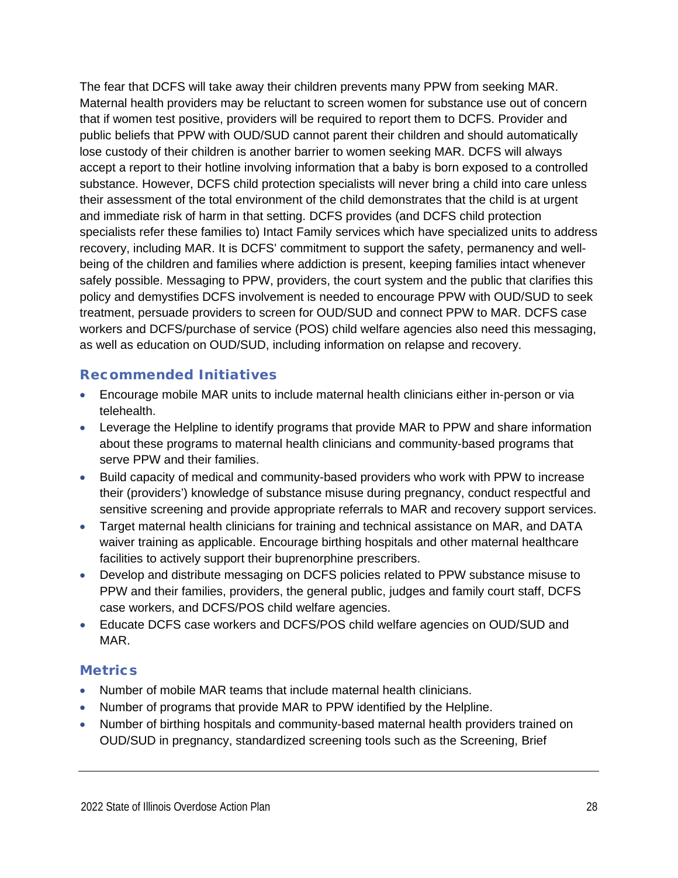The fear that DCFS will take away their children prevents many PPW from seeking MAR. Maternal health providers may be reluctant to screen women for substance use out of concern that if women test positive, providers will be required to report them to DCFS. Provider and public beliefs that PPW with OUD/SUD cannot parent their children and should automatically lose custody of their children is another barrier to women seeking MAR. DCFS will always accept a report to their hotline involving information that a baby is born exposed to a controlled substance. However, DCFS child protection specialists will never bring a child into care unless their assessment of the total environment of the child demonstrates that the child is at urgent and immediate risk of harm in that setting. DCFS provides (and DCFS child protection specialists refer these families to) Intact Family services which have specialized units to address recovery, including MAR. It is DCFS' commitment to support the safety, permanency and well-being of the children and families where addiction is present, keeping families intact whenever safely possible. Messaging to PPW, providers, the court system and the public that clarifies this policy and demystifies DCFS involvement is needed to encourage PPW with OUD/SUD to seek treatment, persuade providers to screen for OUD/SUD and connect PPW to MAR. DCFS case workers and DCFS/purchase of service (POS) child welfare agencies also need this messaging, as well as education on OUD/SUD, including information on relapse and recovery.

### Recommended Initiatives

- Encourage mobile MAR units to include maternal health clinicians either in-person or via telehealth.
- Leverage the Helpline to identify programs that provide MAR to PPW and share information about these programs to maternal health clinicians and community-based programs that serve PPW and their families.
- Build capacity of medical and community-based providers who work with PPW to increase their (providers') knowledge of substance misuse during pregnancy, conduct respectful and sensitive screening and provide appropriate referrals to MAR and recovery support services.
- Target maternal health clinicians for training and technical assistance on MAR, and DATA waiver training as applicable. Encourage birthing hospitals and other maternal healthcare facilities to actively support their buprenorphine prescribers.
- Develop and distribute messaging on DCFS policies related to PPW substance misuse to PPW and their families, providers, the general public, judges and family court staff, DCFS case workers, and DCFS/POS child welfare agencies.
- Educate DCFS case workers and DCFS/POS child welfare agencies on OUD/SUD and MAR.

### Metrics

- Number of mobile MAR teams that include maternal health clinicians.
- Number of programs that provide MAR to PPW identified by the Helpline.
- Number of birthing hospitals and community-based maternal health providers trained on OUD/SUD in pregnancy, standardized screening tools such as the Screening, Brief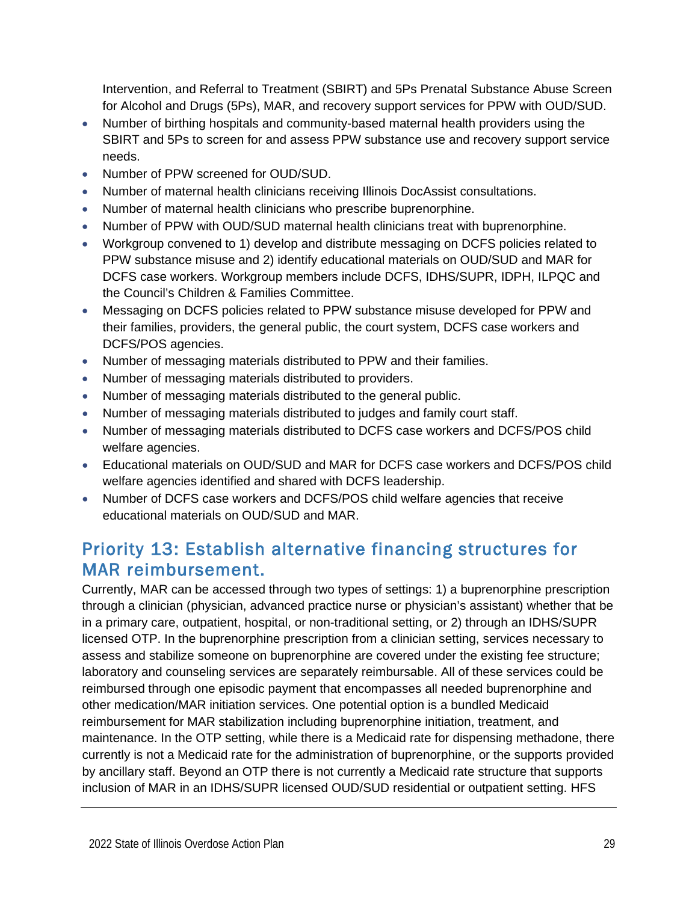Intervention, and Referral to Treatment (SBIRT) and 5Ps Prenatal Substance Abuse Screen for Alcohol and Drugs (5Ps), MAR, and recovery support services for PPW with OUD/SUD.

- Number of birthing hospitals and community-based maternal health providers using the SBIRT and 5Ps to screen for and assess PPW substance use and recovery support service needs.
- Number of PPW screened for OUD/SUD.
- Number of maternal health clinicians receiving Illinois DocAssist consultations.
- Number of maternal health clinicians who prescribe buprenorphine.
- Number of PPW with OUD/SUD maternal health clinicians treat with buprenorphine.
- Workgroup convened to 1) develop and distribute messaging on DCFS policies related to PPW substance misuse and 2) identify educational materials on OUD/SUD and MAR for DCFS case workers. Workgroup members include DCFS, IDHS/SUPR, IDPH, ILPQC and the Council's Children & Families Committee.
- Messaging on DCFS policies related to PPW substance misuse developed for PPW and their families, providers, the general public, the court system, DCFS case workers and DCFS/POS agencies.
- Number of messaging materials distributed to PPW and their families.
- Number of messaging materials distributed to providers.
- Number of messaging materials distributed to the general public.
- Number of messaging materials distributed to judges and family court staff.
- Number of messaging materials distributed to DCFS case workers and DCFS/POS child welfare agencies.
- Educational materials on OUD/SUD and MAR for DCFS case workers and DCFS/POS child welfare agencies identified and shared with DCFS leadership.
- Number of DCFS case workers and DCFS/POS child welfare agencies that receive educational materials on OUD/SUD and MAR.

## Priority 13: Establish alternative financing structures for MAR reimbursement.

Currently, MAR can be accessed through two types of settings: 1) a buprenorphine prescription through a clinician (physician, advanced practice nurse or physician's assistant) whether that be in a primary care, outpatient, hospital, or non-traditional setting, or 2) through an IDHS/SUPR licensed OTP. In the buprenorphine prescription from a clinician setting, services necessary to assess and stabilize someone on buprenorphine are covered under the existing fee structure; laboratory and counseling services are separately reimbursable. All of these services could be reimbursed through one episodic payment that encompasses all needed buprenorphine and other medication/MAR initiation services. One potential option is a bundled Medicaid reimbursement for MAR stabilization including buprenorphine initiation, treatment, and maintenance. In the OTP setting, while there is a Medicaid rate for dispensing methadone, there currently is not a Medicaid rate for the administration of buprenorphine, or the supports provided by ancillary staff. Beyond an OTP there is not currently a Medicaid rate structure that supports inclusion of MAR in an IDHS/SUPR licensed OUD/SUD residential or outpatient setting. HFS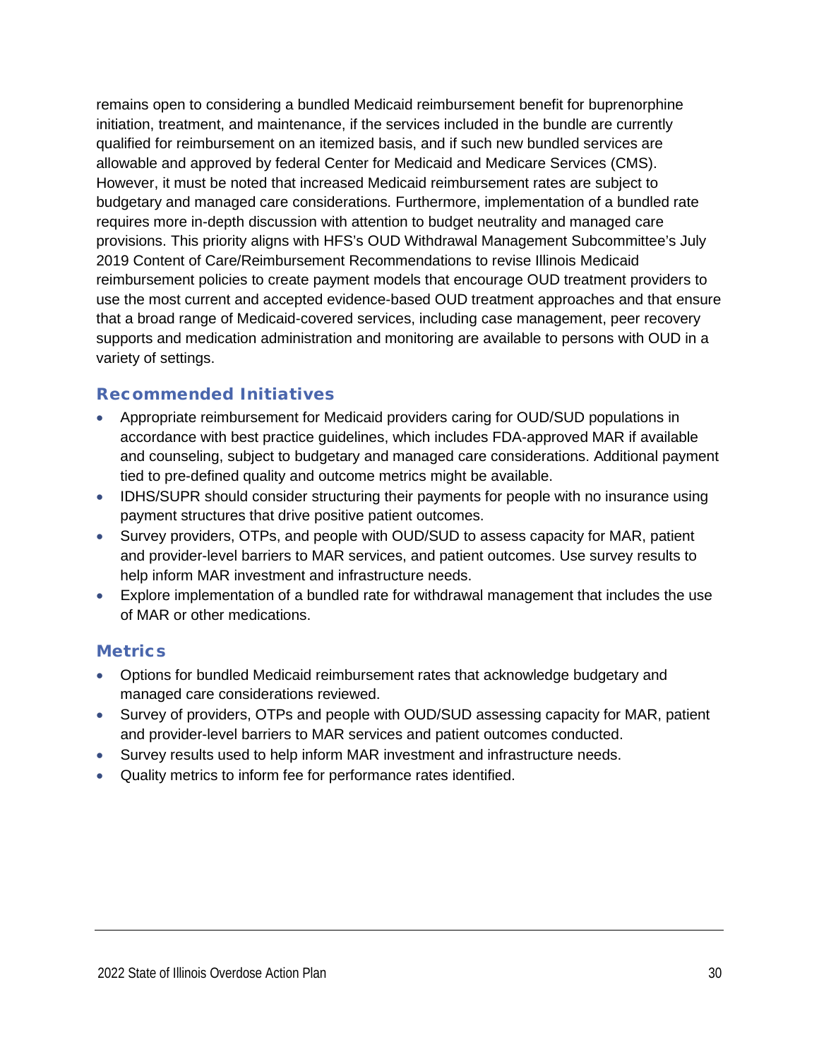remains open to considering a bundled Medicaid reimbursement benefit for buprenorphine initiation, treatment, and maintenance, if the services included in the bundle are currently qualified for reimbursement on an itemized basis, and if such new bundled services are allowable and approved by federal Center for Medicaid and Medicare Services (CMS). However, it must be noted that increased Medicaid reimbursement rates are subject to budgetary and managed care considerations. Furthermore, implementation of a bundled rate requires more in-depth discussion with attention to budget neutrality and managed care provisions. This priority aligns with HFS's OUD Withdrawal Management Subcommittee's July 2019 Content of Care/Reimbursement Recommendations to revise Illinois Medicaid reimbursement policies to create payment models that encourage OUD treatment providers to use the most current and accepted evidence-based OUD treatment approaches and that ensure that a broad range of Medicaid-covered services, including case management, peer recovery supports and medication administration and monitoring are available to persons with OUD in a variety of settings.

### Recommended Initiatives

- Appropriate reimbursement for Medicaid providers caring for OUD/SUD populations in accordance with best practice guidelines, which includes FDA-approved MAR if available and counseling, subject to budgetary and managed care considerations. Additional payment tied to pre-defined quality and outcome metrics might be available.
- IDHS/SUPR should consider structuring their payments for people with no insurance using payment structures that drive positive patient outcomes.
- Survey providers, OTPs, and people with OUD/SUD to assess capacity for MAR, patient and provider-level barriers to MAR services, and patient outcomes. Use survey results to help inform MAR investment and infrastructure needs.
- Explore implementation of a bundled rate for withdrawal management that includes the use of MAR or other medications.

### Metrics

- Options for bundled Medicaid reimbursement rates that acknowledge budgetary and managed care considerations reviewed.
- Survey of providers, OTPs and people with OUD/SUD assessing capacity for MAR, patient and provider-level barriers to MAR services and patient outcomes conducted.
- Survey results used to help inform MAR investment and infrastructure needs.
- Quality metrics to inform fee for performance rates identified.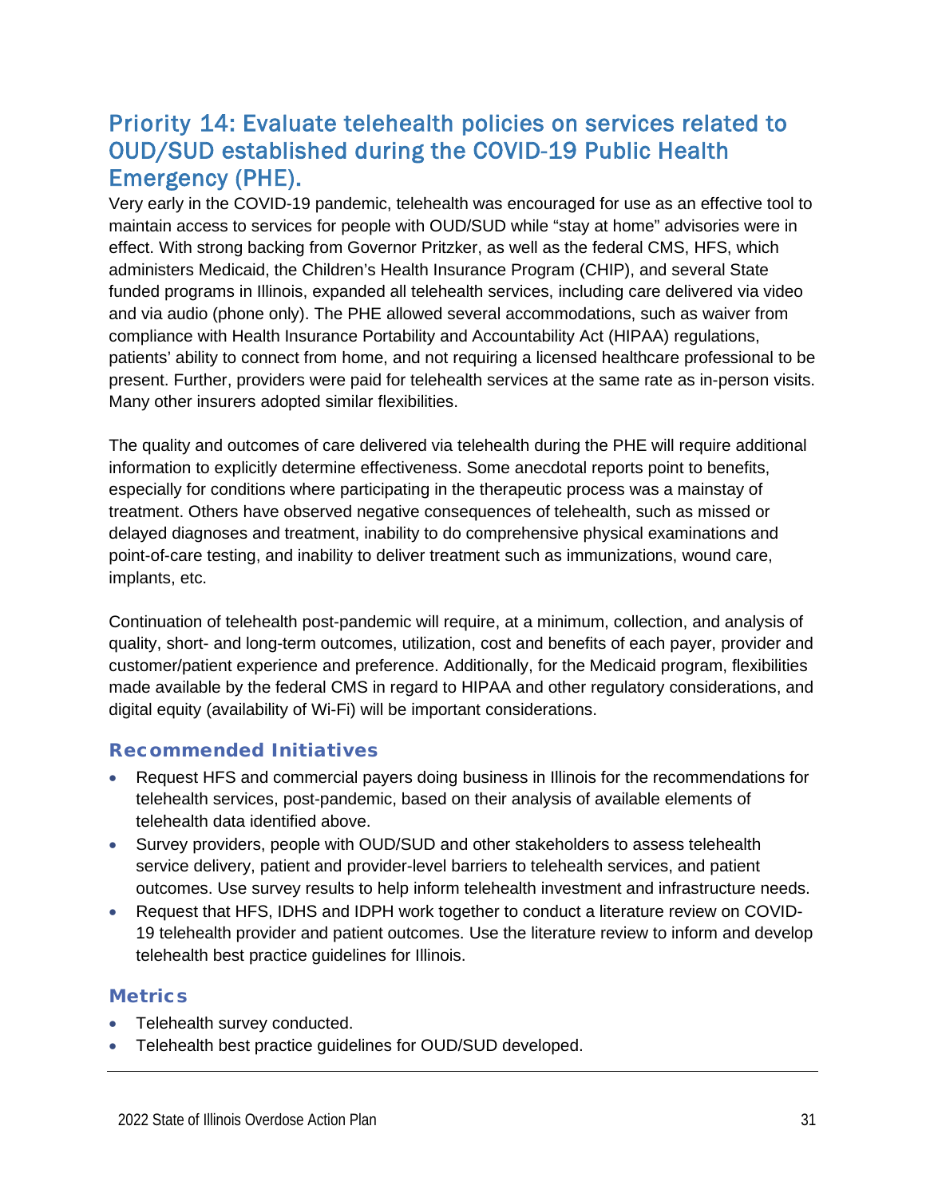## Priority 14: Evaluate telehealth policies on services related to OUD/SUD established during the COVID-19 Public Health Emergency (PHE).

Very early in the COVID-19 pandemic, telehealth was encouraged for use as an effective tool to maintain access to services for people with OUD/SUD while "stay at home" advisories were in effect. With strong backing from Governor Pritzker, as well as the federal CMS, HFS, which administers Medicaid, the Children's Health Insurance Program (CHIP), and several State funded programs in Illinois, expanded all telehealth services, including care delivered via video and via audio (phone only). The PHE allowed several accommodations, such as waiver from compliance with Health Insurance Portability and Accountability Act (HIPAA) regulations, patients' ability to connect from home, and not requiring a licensed healthcare professional to be present. Further, providers were paid for telehealth services at the same rate as in-person visits. Many other insurers adopted similar flexibilities.

The quality and outcomes of care delivered via telehealth during the PHE will require additional information to explicitly determine effectiveness. Some anecdotal reports point to benefits, especially for conditions where participating in the therapeutic process was a mainstay of treatment. Others have observed negative consequences of telehealth, such as missed or delayed diagnoses and treatment, inability to do comprehensive physical examinations and point-of-care testing, and inability to deliver treatment such as immunizations, wound care, implants, etc.

Continuation of telehealth post-pandemic will require, at a minimum, collection, and analysis of quality, short- and long-term outcomes, utilization, cost and benefits of each payer, provider and customer/patient experience and preference. Additionally, for the Medicaid program, flexibilities made available by the federal CMS in regard to HIPAA and other regulatory considerations, and digital equity (availability of Wi-Fi) will be important considerations.

### Recommended Initiatives

- Request HFS and commercial payers doing business in Illinois for the recommendations for telehealth services, post-pandemic, based on their analysis of available elements of telehealth data identified above.
- Survey providers, people with OUD/SUD and other stakeholders to assess telehealth service delivery, patient and provider-level barriers to telehealth services, and patient outcomes. Use survey results to help inform telehealth investment and infrastructure needs.
- Request that HFS, IDHS and IDPH work together to conduct a literature review on COVID-19 telehealth provider and patient outcomes. Use the literature review to inform and develop telehealth best practice guidelines for Illinois.

### Metrics

- Telehealth survey conducted.
- Telehealth best practice guidelines for OUD/SUD developed.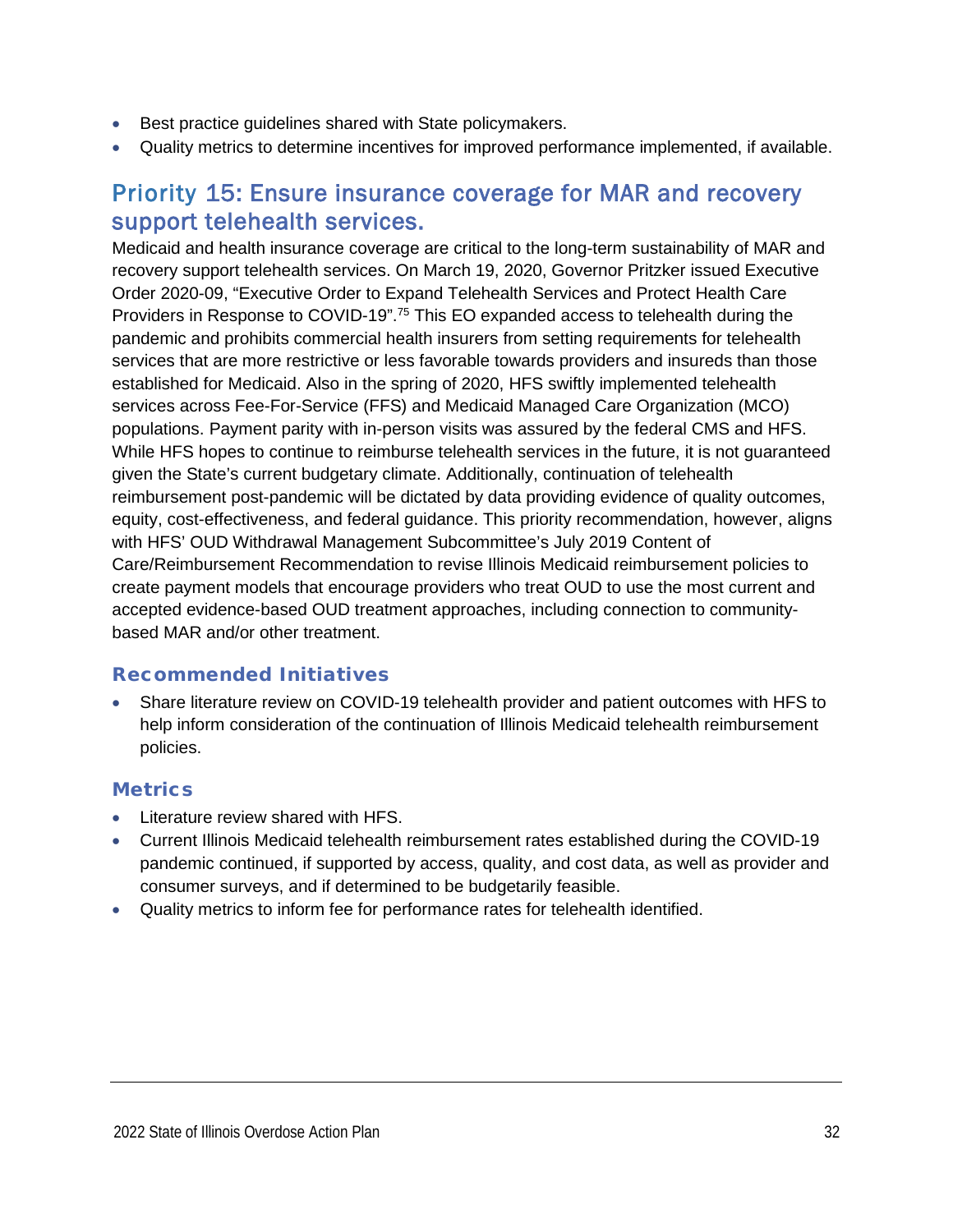- Best practice guidelines shared with State policymakers.
- Quality metrics to determine incentives for improved performance implemented, if available.

## Priority 15: Ensure insurance coverage for MAR and recovery support telehealth services.

Medicaid and health insurance coverage are critical to the long-term sustainability of MAR and recovery support telehealth services. On March 19, 2020, Governor Pritzker issued Executive Order 2020-09, "Executive Order to Expand Telehealth Services and Protect Health Care Providers in Response to COVID-19".[75] This EO expanded access to telehealth during the pandemic and prohibits commercial health insurers from setting requirements for telehealth services that are more restrictive or less favorable towards providers and insureds than those established for Medicaid. Also in the spring of 2020, HFS swiftly implemented telehealth services across Fee-For-Service (FFS) and Medicaid Managed Care Organization (MCO) populations. Payment parity with in-person visits was assured by the federal CMS and HFS. While HFS hopes to continue to reimburse telehealth services in the future, it is not guaranteed given the State's current budgetary climate. Additionally, continuation of telehealth reimbursement post-pandemic will be dictated by data providing evidence of quality outcomes, equity, cost-effectiveness, and federal guidance. This priority recommendation, however, aligns with HFS' OUD Withdrawal Management Subcommittee's July 2019 Content of Care/Reimbursement Recommendation to revise Illinois Medicaid reimbursement policies to create payment models that encourage providers who treat OUD to use the most current and accepted evidence-based OUD treatment approaches, including connection to community-based MAR and/or other treatment.

### Recommended Initiatives

- Share literature review on COVID-19 telehealth provider and patient outcomes with HFS to help inform consideration of the continuation of Illinois Medicaid telehealth reimbursement policies.

### Metrics

- Literature review shared with HFS.
- Current Illinois Medicaid telehealth reimbursement rates established during the COVID-19 pandemic continued, if supported by access, quality, and cost data, as well as provider and consumer surveys, and if determined to be budgetarily feasible.
- Quality metrics to inform fee for performance rates for telehealth identified.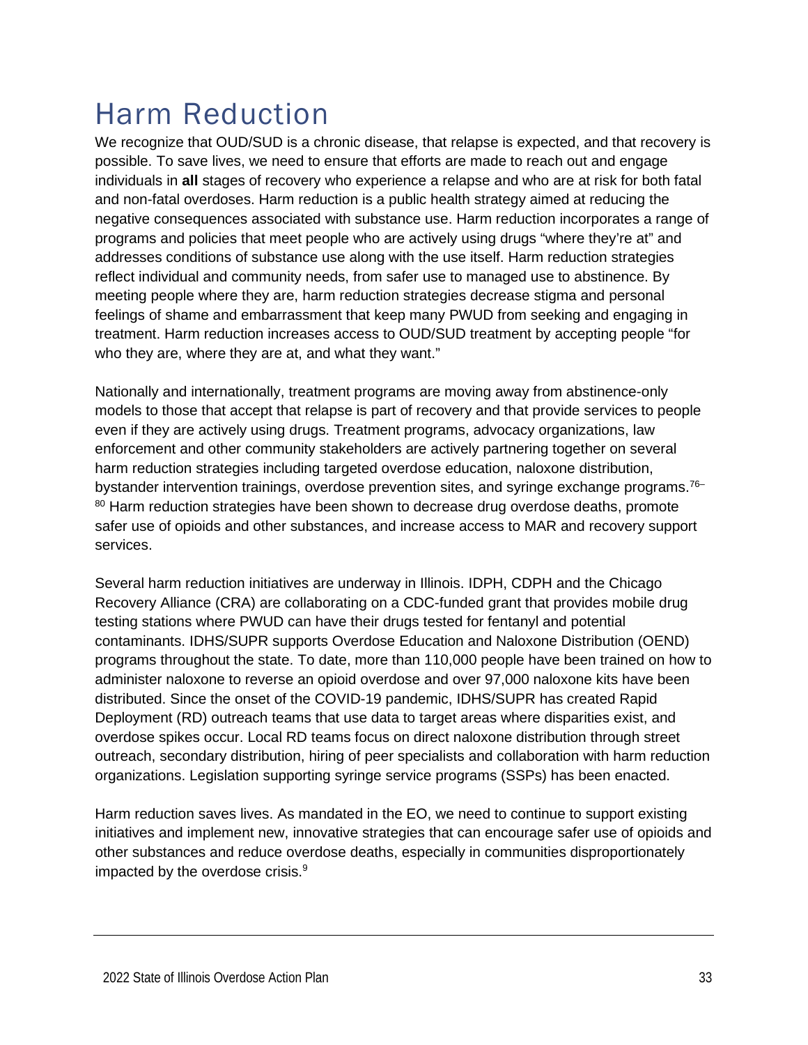# Harm Reduction

We recognize that OUD/SUD is a chronic disease, that relapse is expected, and that recovery is possible. To save lives, we need to ensure that efforts are made to reach out and engage individuals in **all** stages of recovery who experience a relapse and who are at risk for both fatal and non-fatal overdoses. Harm reduction is a public health strategy aimed at reducing the negative consequences associated with substance use. Harm reduction incorporates a range of programs and policies that meet people who are actively using drugs "where they're at" and addresses conditions of substance use along with the use itself. Harm reduction strategies reflect individual and community needs, from safer use to managed use to abstinence. By meeting people where they are, harm reduction strategies decrease stigma and personal feelings of shame and embarrassment that keep many PWUD from seeking and engaging in treatment. Harm reduction increases access to OUD/SUD treatment by accepting people "for who they are, where they are at, and what they want."

Nationally and internationally, treatment programs are moving away from abstinence-only models to those that accept that relapse is part of recovery and that provide services to people even if they are actively using drugs. Treatment programs, advocacy organizations, law enforcement and other community stakeholders are actively partnering together on several harm reduction strategies including targeted overdose education, naloxone distribution, bystander intervention trainings, overdose prevention sites, and syringe exchange programs.[76–80] Harm reduction strategies have been shown to decrease drug overdose deaths, promote safer use of opioids and other substances, and increase access to MAR and recovery support services.

Several harm reduction initiatives are underway in Illinois. IDPH, CDPH and the Chicago Recovery Alliance (CRA) are collaborating on a CDC-funded grant that provides mobile drug testing stations where PWUD can have their drugs tested for fentanyl and potential contaminants. IDHS/SUPR supports Overdose Education and Naloxone Distribution (OEND) programs throughout the state. To date, more than 110,000 people have been trained on how to administer naloxone to reverse an opioid overdose and over 97,000 naloxone kits have been distributed. Since the onset of the COVID-19 pandemic, IDHS/SUPR has created Rapid Deployment (RD) outreach teams that use data to target areas where disparities exist, and overdose spikes occur. Local RD teams focus on direct naloxone distribution through street outreach, secondary distribution, hiring of peer specialists and collaboration with harm reduction organizations. Legislation supporting syringe service programs (SSPs) has been enacted.

Harm reduction saves lives. As mandated in the EO, we need to continue to support existing initiatives and implement new, innovative strategies that can encourage safer use of opioids and other substances and reduce overdose deaths, especially in communities disproportionately impacted by the overdose crisis.[9]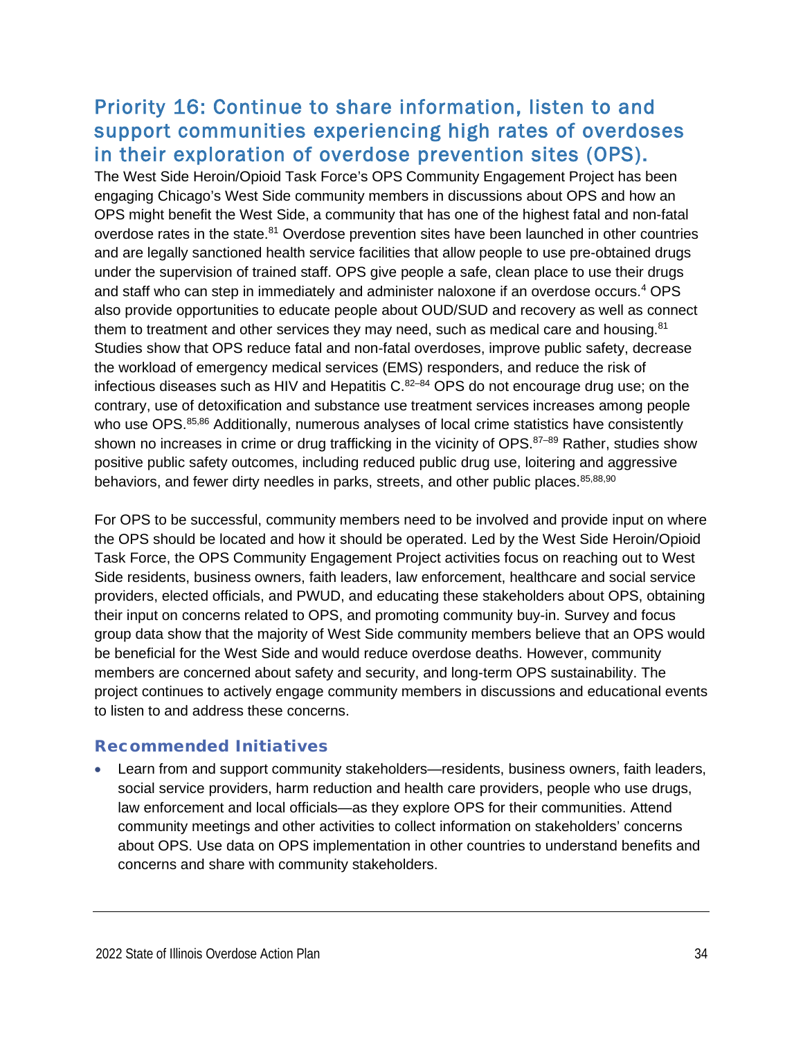## Priority 16: Continue to share information, listen to and support communities experiencing high rates of overdoses in their exploration of overdose prevention sites (OPS).

The West Side Heroin/Opioid Task Force's OPS Community Engagement Project has been engaging Chicago's West Side community members in discussions about OPS and how an OPS might benefit the West Side, a community that has one of the highest fatal and non-fatal overdose rates in the state.[81] Overdose prevention sites have been launched in other countries and are legally sanctioned health service facilities that allow people to use pre-obtained drugs under the supervision of trained staff. OPS give people a safe, clean place to use their drugs and staff who can step in immediately and administer naloxone if an overdose occurs.[4] OPS also provide opportunities to educate people about OUD/SUD and recovery as well as connect them to treatment and other services they may need, such as medical care and housing.[81] Studies show that OPS reduce fatal and non-fatal overdoses, improve public safety, decrease the workload of emergency medical services (EMS) responders, and reduce the risk of infectious diseases such as HIV and Hepatitis C.[82–84] OPS do not encourage drug use; on the contrary, use of detoxification and substance use treatment services increases among people who use OPS.[85,86] Additionally, numerous analyses of local crime statistics have consistently shown no increases in crime or drug trafficking in the vicinity of OPS.[87–89] Rather, studies show positive public safety outcomes, including reduced public drug use, loitering and aggressive behaviors, and fewer dirty needles in parks, streets, and other public places.[85,88,90]

For OPS to be successful, community members need to be involved and provide input on where the OPS should be located and how it should be operated. Led by the West Side Heroin/Opioid Task Force, the OPS Community Engagement Project activities focus on reaching out to West Side residents, business owners, faith leaders, law enforcement, healthcare and social service providers, elected officials, and PWUD, and educating these stakeholders about OPS, obtaining their input on concerns related to OPS, and promoting community buy-in. Survey and focus group data show that the majority of West Side community members believe that an OPS would be beneficial for the West Side and would reduce overdose deaths. However, community members are concerned about safety and security, and long-term OPS sustainability. The project continues to actively engage community members in discussions and educational events to listen to and address these concerns.

### Recommended Initiatives

- Learn from and support community stakeholders—residents, business owners, faith leaders, social service providers, harm reduction and health care providers, people who use drugs, law enforcement and local officials—as they explore OPS for their communities. Attend community meetings and other activities to collect information on stakeholders' concerns about OPS. Use data on OPS implementation in other countries to understand benefits and concerns and share with community stakeholders.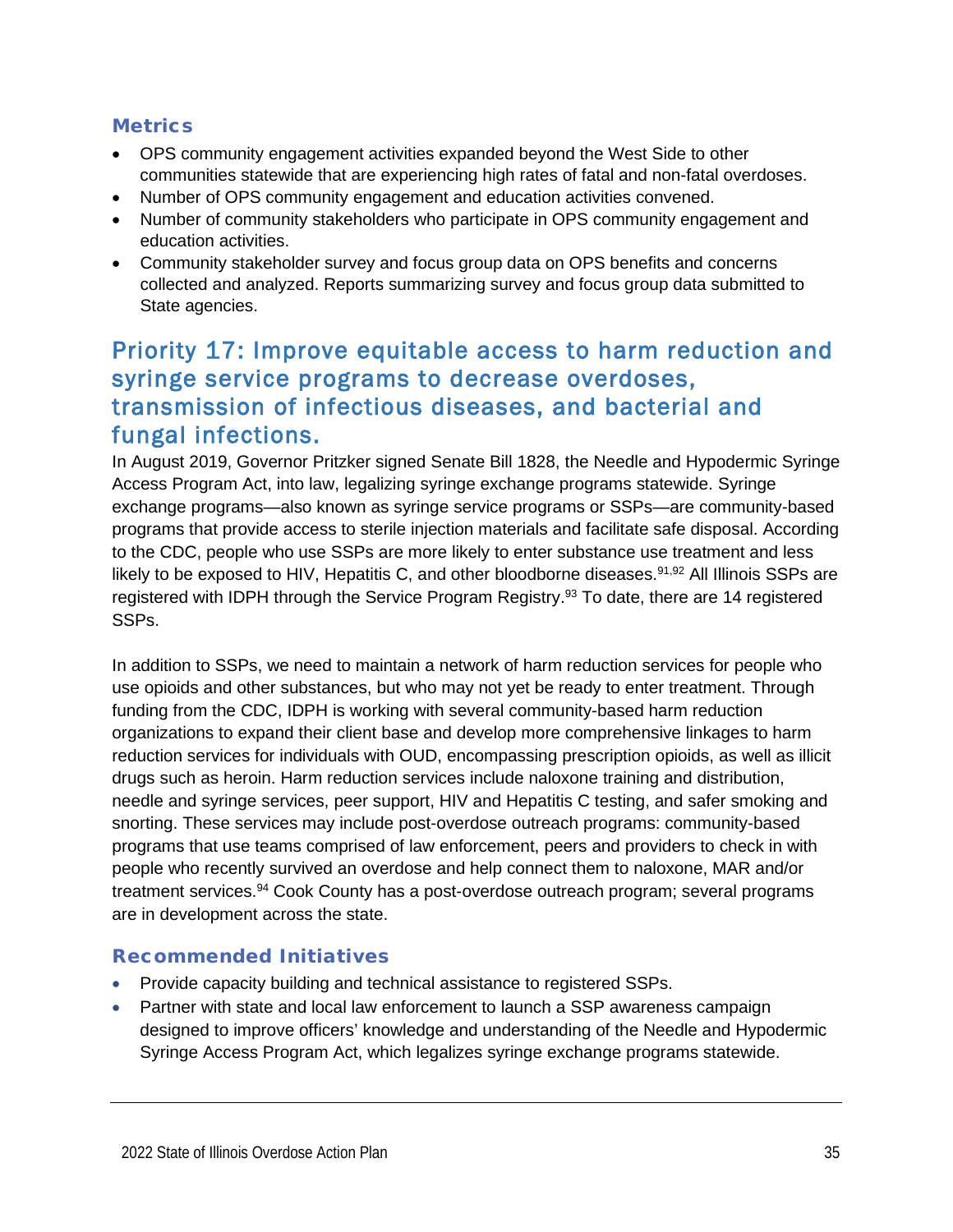### Metrics

- OPS community engagement activities expanded beyond the West Side to other communities statewide that are experiencing high rates of fatal and non-fatal overdoses.
- Number of OPS community engagement and education activities convened.
- Number of community stakeholders who participate in OPS community engagement and education activities.
- Community stakeholder survey and focus group data on OPS benefits and concerns collected and analyzed. Reports summarizing survey and focus group data submitted to State agencies.

## Priority 17: Improve equitable access to harm reduction and syringe service programs to decrease overdoses, transmission of infectious diseases, and bacterial and fungal infections.

In August 2019, Governor Pritzker signed Senate Bill 1828, the Needle and Hypodermic Syringe Access Program Act, into law, legalizing syringe exchange programs statewide. Syringe exchange programs—also known as syringe service programs or SSPs—are community-based programs that provide access to sterile injection materials and facilitate safe disposal. According to the CDC, people who use SSPs are more likely to enter substance use treatment and less likely to be exposed to HIV, Hepatitis C, and other bloodborne diseases.[91,92] All Illinois SSPs are registered with IDPH through the Service Program Registry.[93] To date, there are 14 registered SSPs.

In addition to SSPs, we need to maintain a network of harm reduction services for people who use opioids and other substances, but who may not yet be ready to enter treatment. Through funding from the CDC, IDPH is working with several community-based harm reduction organizations to expand their client base and develop more comprehensive linkages to harm reduction services for individuals with OUD, encompassing prescription opioids, as well as illicit drugs such as heroin. Harm reduction services include naloxone training and distribution, needle and syringe services, peer support, HIV and Hepatitis C testing, and safer smoking and snorting. These services may include post-overdose outreach programs: community-based programs that use teams comprised of law enforcement, peers and providers to check in with people who recently survived an overdose and help connect them to naloxone, MAR and/or treatment services.[94] Cook County has a post-overdose outreach program; several programs are in development across the state.

### Recommended Initiatives

- Provide capacity building and technical assistance to registered SSPs.
- Partner with state and local law enforcement to launch a SSP awareness campaign designed to improve officers' knowledge and understanding of the Needle and Hypodermic Syringe Access Program Act, which legalizes syringe exchange programs statewide.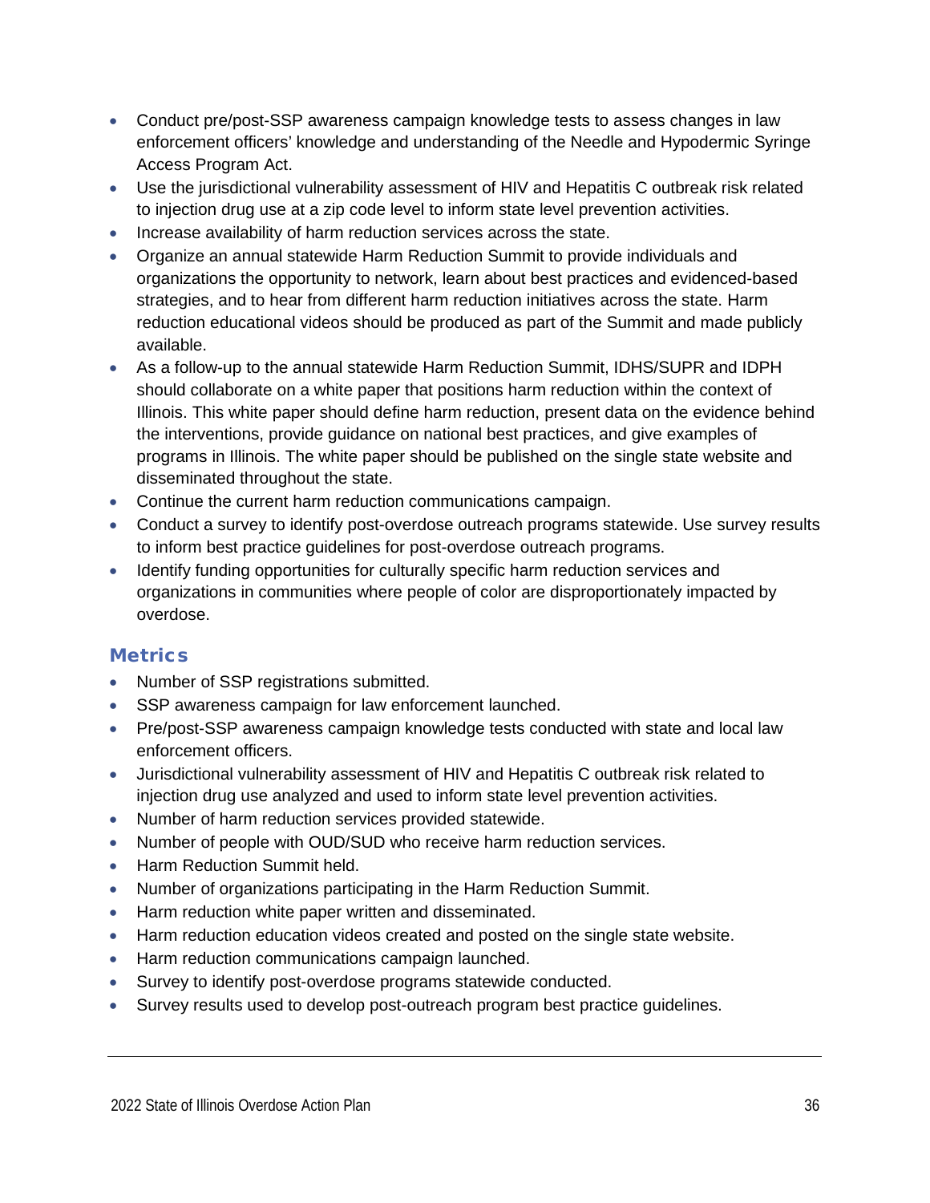- Conduct pre/post-SSP awareness campaign knowledge tests to assess changes in law enforcement officers' knowledge and understanding of the Needle and Hypodermic Syringe Access Program Act.
- Use the jurisdictional vulnerability assessment of HIV and Hepatitis C outbreak risk related to injection drug use at a zip code level to inform state level prevention activities.
- Increase availability of harm reduction services across the state.
- Organize an annual statewide Harm Reduction Summit to provide individuals and organizations the opportunity to network, learn about best practices and evidenced-based strategies, and to hear from different harm reduction initiatives across the state. Harm reduction educational videos should be produced as part of the Summit and made publicly available.
- As a follow-up to the annual statewide Harm Reduction Summit, IDHS/SUPR and IDPH should collaborate on a white paper that positions harm reduction within the context of Illinois. This white paper should define harm reduction, present data on the evidence behind the interventions, provide guidance on national best practices, and give examples of programs in Illinois. The white paper should be published on the single state website and disseminated throughout the state.
- Continue the current harm reduction communications campaign.
- Conduct a survey to identify post-overdose outreach programs statewide. Use survey results to inform best practice guidelines for post-overdose outreach programs.
- Identify funding opportunities for culturally specific harm reduction services and organizations in communities where people of color are disproportionately impacted by overdose.

### Metrics

- Number of SSP registrations submitted.
- SSP awareness campaign for law enforcement launched.
- Pre/post-SSP awareness campaign knowledge tests conducted with state and local law enforcement officers.
- Jurisdictional vulnerability assessment of HIV and Hepatitis C outbreak risk related to injection drug use analyzed and used to inform state level prevention activities.
- Number of harm reduction services provided statewide.
- Number of people with OUD/SUD who receive harm reduction services.
- Harm Reduction Summit held.
- Number of organizations participating in the Harm Reduction Summit.
- Harm reduction white paper written and disseminated.
- Harm reduction education videos created and posted on the single state website.
- Harm reduction communications campaign launched.
- Survey to identify post-overdose programs statewide conducted.
- Survey results used to develop post-outreach program best practice guidelines.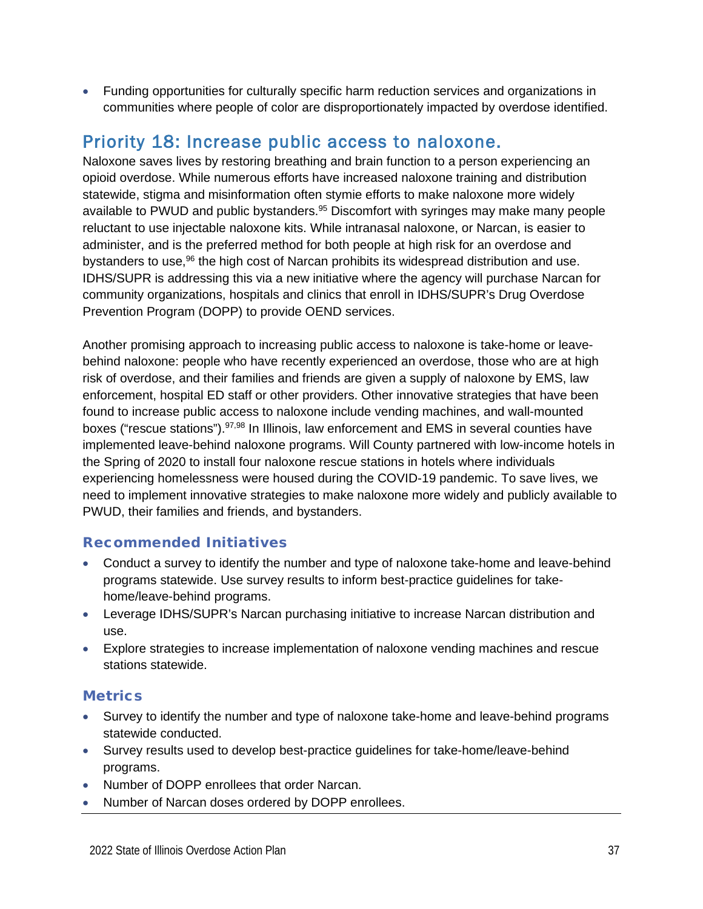- Funding opportunities for culturally specific harm reduction services and organizations in communities where people of color are disproportionately impacted by overdose identified.

## Priority 18: Increase public access to naloxone.

Naloxone saves lives by restoring breathing and brain function to a person experiencing an opioid overdose. While numerous efforts have increased naloxone training and distribution statewide, stigma and misinformation often stymie efforts to make naloxone more widely available to PWUD and public bystanders.[95] Discomfort with syringes may make many people reluctant to use injectable naloxone kits. While intranasal naloxone, or Narcan, is easier to administer, and is the preferred method for both people at high risk for an overdose and bystanders to use,[96] the high cost of Narcan prohibits its widespread distribution and use. IDHS/SUPR is addressing this via a new initiative where the agency will purchase Narcan for community organizations, hospitals and clinics that enroll in IDHS/SUPR's Drug Overdose Prevention Program (DOPP) to provide OEND services.

Another promising approach to increasing public access to naloxone is take-home or leave-behind naloxone: people who have recently experienced an overdose, those who are at high risk of overdose, and their families and friends are given a supply of naloxone by EMS, law enforcement, hospital ED staff or other providers. Other innovative strategies that have been found to increase public access to naloxone include vending machines, and wall-mounted boxes ("rescue stations").[97,98] In Illinois, law enforcement and EMS in several counties have implemented leave-behind naloxone programs. Will County partnered with low-income hotels in the Spring of 2020 to install four naloxone rescue stations in hotels where individuals experiencing homelessness were housed during the COVID-19 pandemic. To save lives, we need to implement innovative strategies to make naloxone more widely and publicly available to PWUD, their families and friends, and bystanders.

### Recommended Initiatives

- Conduct a survey to identify the number and type of naloxone take-home and leave-behind programs statewide. Use survey results to inform best-practice guidelines for take-home/leave-behind programs.
- Leverage IDHS/SUPR's Narcan purchasing initiative to increase Narcan distribution and use.
- Explore strategies to increase implementation of naloxone vending machines and rescue stations statewide.

### Metrics

- Survey to identify the number and type of naloxone take-home and leave-behind programs statewide conducted.
- Survey results used to develop best-practice guidelines for take-home/leave-behind programs.
- Number of DOPP enrollees that order Narcan.
- Number of Narcan doses ordered by DOPP enrollees.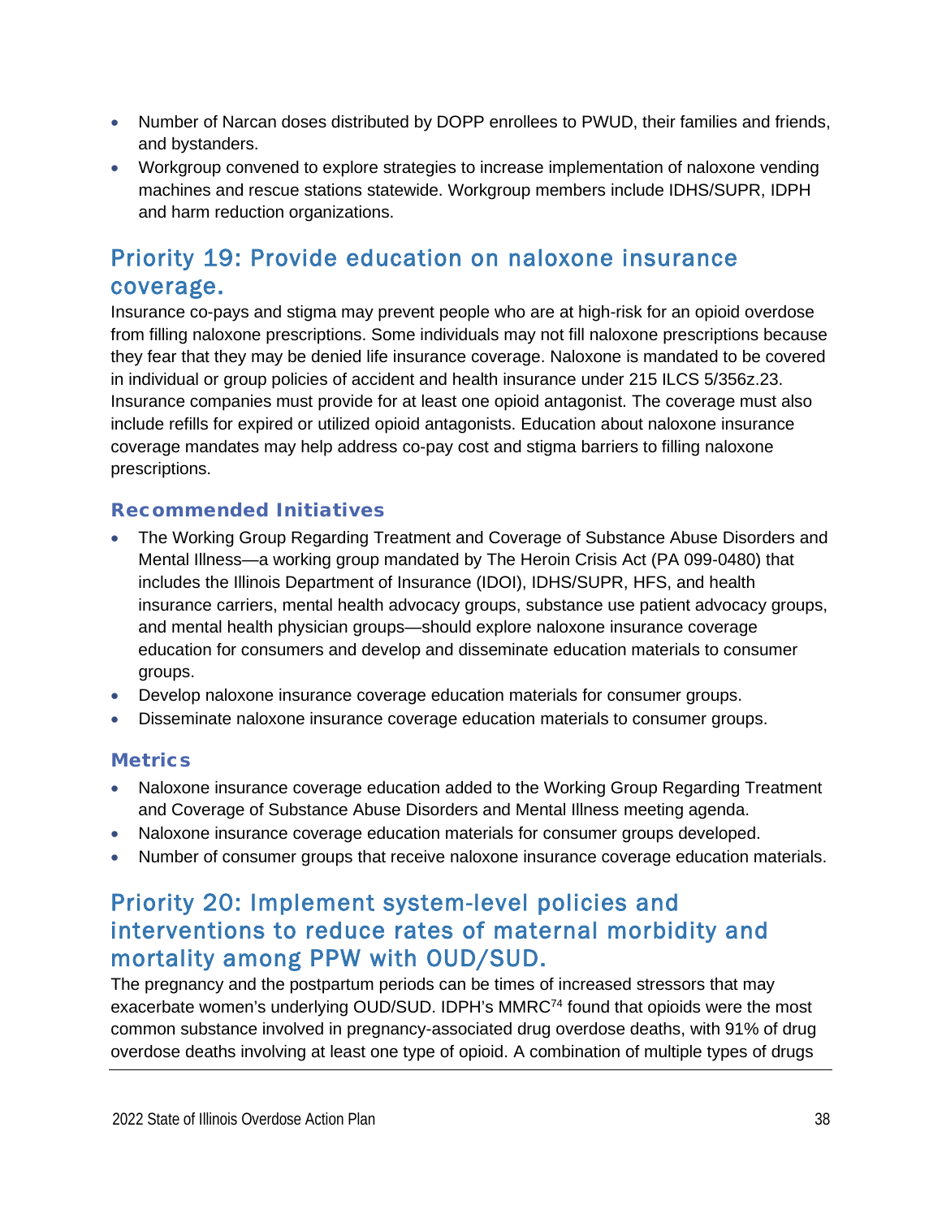- Number of Narcan doses distributed by DOPP enrollees to PWUD, their families and friends, and bystanders.
- Workgroup convened to explore strategies to increase implementation of naloxone vending machines and rescue stations statewide. Workgroup members include IDHS/SUPR, IDPH and harm reduction organizations.

## Priority 19: Provide education on naloxone insurance coverage.

Insurance co-pays and stigma may prevent people who are at high-risk for an opioid overdose from filling naloxone prescriptions. Some individuals may not fill naloxone prescriptions because they fear that they may be denied life insurance coverage. Naloxone is mandated to be covered in individual or group policies of accident and health insurance under 215 ILCS 5/356z.23. Insurance companies must provide for at least one opioid antagonist. The coverage must also include refills for expired or utilized opioid antagonists. Education about naloxone insurance coverage mandates may help address co-pay cost and stigma barriers to filling naloxone prescriptions.

### Recommended Initiatives

- The Working Group Regarding Treatment and Coverage of Substance Abuse Disorders and Mental Illness—a working group mandated by The Heroin Crisis Act (PA 099-0480) that includes the Illinois Department of Insurance (IDOI), IDHS/SUPR, HFS, and health insurance carriers, mental health advocacy groups, substance use patient advocacy groups, and mental health physician groups—should explore naloxone insurance coverage education for consumers and develop and disseminate education materials to consumer groups.
- Develop naloxone insurance coverage education materials for consumer groups.
- Disseminate naloxone insurance coverage education materials to consumer groups.

### Metrics

- Naloxone insurance coverage education added to the Working Group Regarding Treatment and Coverage of Substance Abuse Disorders and Mental Illness meeting agenda.
- Naloxone insurance coverage education materials for consumer groups developed.
- Number of consumer groups that receive naloxone insurance coverage education materials.

## Priority 20: Implement system-level policies and interventions to reduce rates of maternal morbidity and mortality among PPW with OUD/SUD.

The pregnancy and the postpartum periods can be times of increased stressors that may exacerbate women's underlying OUD/SUD. IDPH's MMRC[74] found that opioids were the most common substance involved in pregnancy-associated drug overdose deaths, with 91% of drug overdose deaths involving at least one type of opioid. A combination of multiple types of drugs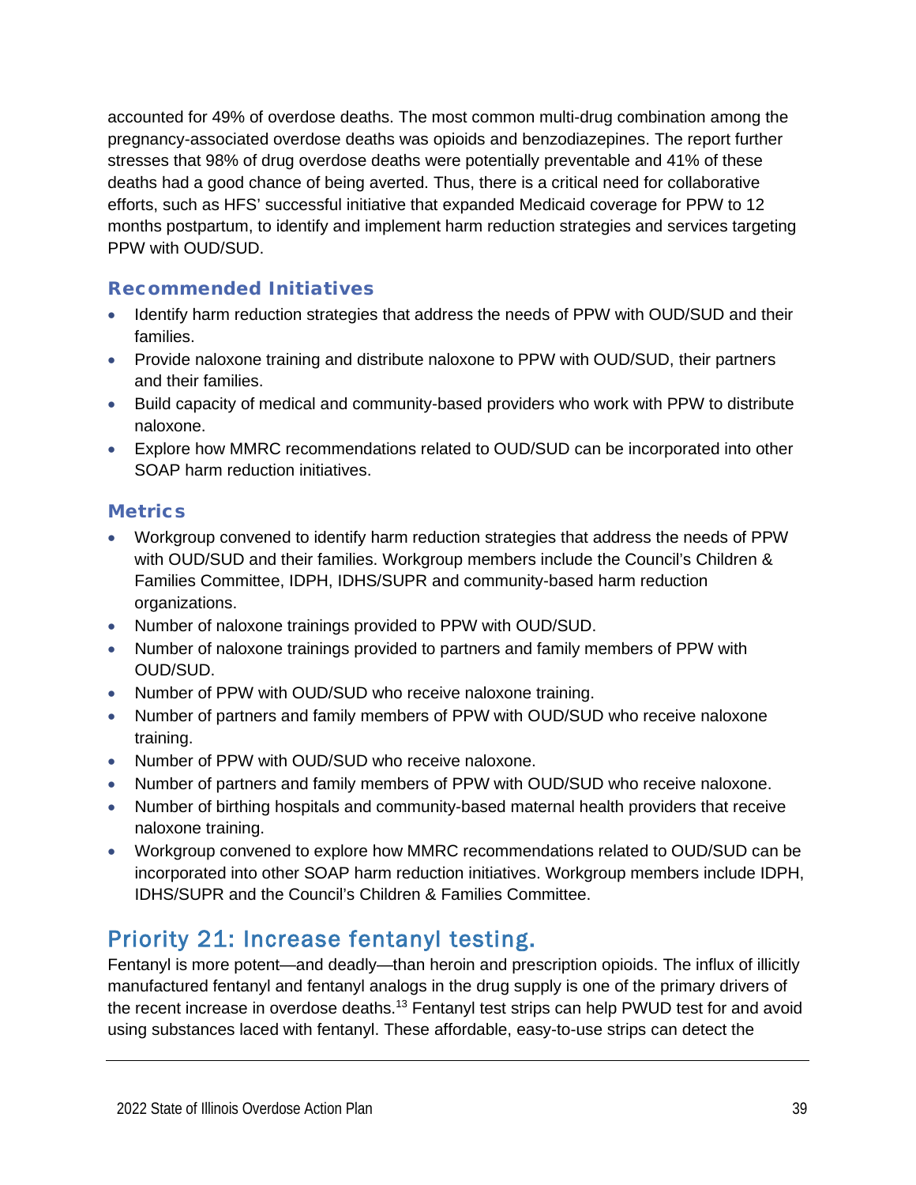accounted for 49% of overdose deaths. The most common multi-drug combination among the pregnancy-associated overdose deaths was opioids and benzodiazepines. The report further stresses that 98% of drug overdose deaths were potentially preventable and 41% of these deaths had a good chance of being averted. Thus, there is a critical need for collaborative efforts, such as HFS' successful initiative that expanded Medicaid coverage for PPW to 12 months postpartum, to identify and implement harm reduction strategies and services targeting PPW with OUD/SUD.

### Recommended Initiatives

- Identify harm reduction strategies that address the needs of PPW with OUD/SUD and their families.
- Provide naloxone training and distribute naloxone to PPW with OUD/SUD, their partners and their families.
- Build capacity of medical and community-based providers who work with PPW to distribute naloxone.
- Explore how MMRC recommendations related to OUD/SUD can be incorporated into other SOAP harm reduction initiatives.

### Metrics

- Workgroup convened to identify harm reduction strategies that address the needs of PPW with OUD/SUD and their families. Workgroup members include the Council's Children & Families Committee, IDPH, IDHS/SUPR and community-based harm reduction organizations.
- Number of naloxone trainings provided to PPW with OUD/SUD.
- Number of naloxone trainings provided to partners and family members of PPW with OUD/SUD.
- Number of PPW with OUD/SUD who receive naloxone training.
- Number of partners and family members of PPW with OUD/SUD who receive naloxone training.
- Number of PPW with OUD/SUD who receive naloxone.
- Number of partners and family members of PPW with OUD/SUD who receive naloxone.
- Number of birthing hospitals and community-based maternal health providers that receive naloxone training.
- Workgroup convened to explore how MMRC recommendations related to OUD/SUD can be incorporated into other SOAP harm reduction initiatives. Workgroup members include IDPH, IDHS/SUPR and the Council's Children & Families Committee.

## Priority 21: Increase fentanyl testing.

Fentanyl is more potent—and deadly—than heroin and prescription opioids. The influx of illicitly manufactured fentanyl and fentanyl analogs in the drug supply is one of the primary drivers of the recent increase in overdose deaths.[13] Fentanyl test strips can help PWUD test for and avoid using substances laced with fentanyl. These affordable, easy-to-use strips can detect the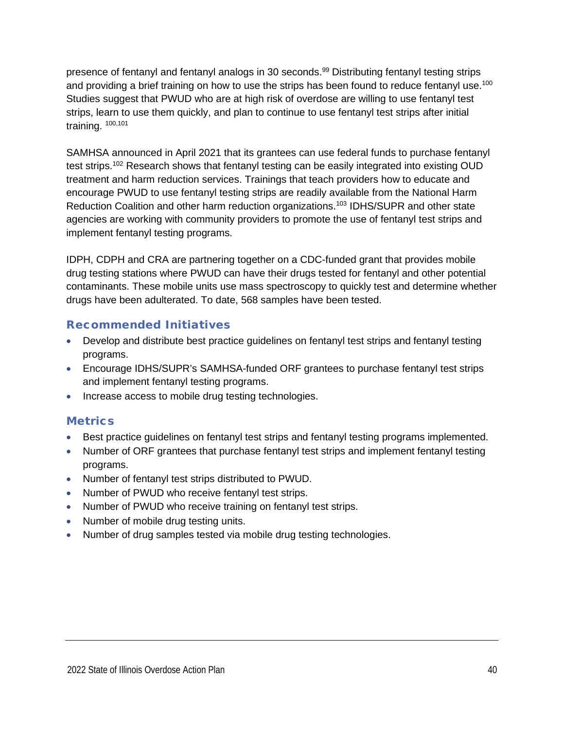presence of fentanyl and fentanyl analogs in 30 seconds.[99] Distributing fentanyl testing strips and providing a brief training on how to use the strips has been found to reduce fentanyl use.[100] Studies suggest that PWUD who are at high risk of overdose are willing to use fentanyl test strips, learn to use them quickly, and plan to continue to use fentanyl test strips after initial training. [100,101]

SAMHSA announced in April 2021 that its grantees can use federal funds to purchase fentanyl test strips.[102] Research shows that fentanyl testing can be easily integrated into existing OUD treatment and harm reduction services. Trainings that teach providers how to educate and encourage PWUD to use fentanyl testing strips are readily available from the National Harm Reduction Coalition and other harm reduction organizations.[103] IDHS/SUPR and other state agencies are working with community providers to promote the use of fentanyl test strips and implement fentanyl testing programs.

IDPH, CDPH and CRA are partnering together on a CDC-funded grant that provides mobile drug testing stations where PWUD can have their drugs tested for fentanyl and other potential contaminants. These mobile units use mass spectroscopy to quickly test and determine whether drugs have been adulterated. To date, 568 samples have been tested.

### Recommended Initiatives

- Develop and distribute best practice guidelines on fentanyl test strips and fentanyl testing programs.
- Encourage IDHS/SUPR's SAMHSA-funded ORF grantees to purchase fentanyl test strips and implement fentanyl testing programs.
- Increase access to mobile drug testing technologies.

### Metrics

- Best practice guidelines on fentanyl test strips and fentanyl testing programs implemented.
- Number of ORF grantees that purchase fentanyl test strips and implement fentanyl testing programs.
- Number of fentanyl test strips distributed to PWUD.
- Number of PWUD who receive fentanyl test strips.
- Number of PWUD who receive training on fentanyl test strips.
- Number of mobile drug testing units.
- Number of drug samples tested via mobile drug testing technologies.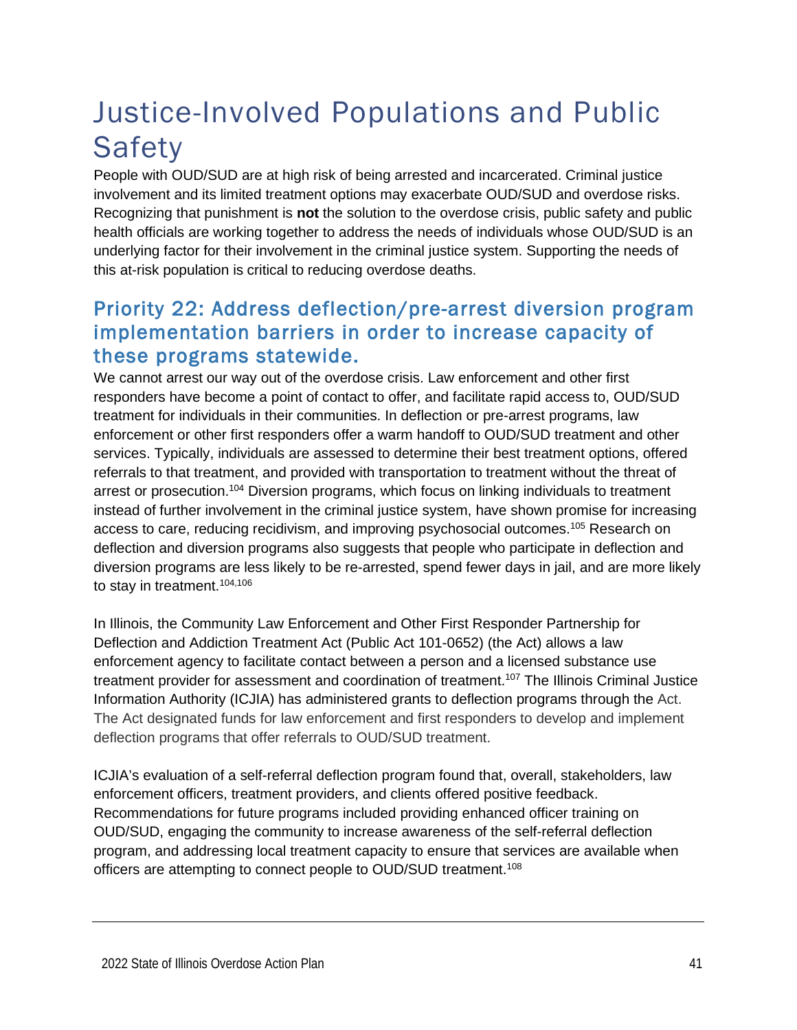# Justice-Involved Populations and Public Safety

People with OUD/SUD are at high risk of being arrested and incarcerated. Criminal justice involvement and its limited treatment options may exacerbate OUD/SUD and overdose risks. Recognizing that punishment is **not** the solution to the overdose crisis, public safety and public health officials are working together to address the needs of individuals whose OUD/SUD is an underlying factor for their involvement in the criminal justice system. Supporting the needs of this at-risk population is critical to reducing overdose deaths.

## Priority 22: Address deflection/pre-arrest diversion program implementation barriers in order to increase capacity of these programs statewide.

We cannot arrest our way out of the overdose crisis. Law enforcement and other first responders have become a point of contact to offer, and facilitate rapid access to, OUD/SUD treatment for individuals in their communities. In deflection or pre-arrest programs, law enforcement or other first responders offer a warm handoff to OUD/SUD treatment and other services. Typically, individuals are assessed to determine their best treatment options, offered referrals to that treatment, and provided with transportation to treatment without the threat of arrest or prosecution.[104] Diversion programs, which focus on linking individuals to treatment instead of further involvement in the criminal justice system, have shown promise for increasing access to care, reducing recidivism, and improving psychosocial outcomes.[105] Research on deflection and diversion programs also suggests that people who participate in deflection and diversion programs are less likely to be re-arrested, spend fewer days in jail, and are more likely to stay in treatment.[104,106]

In Illinois, the Community Law Enforcement and Other First Responder Partnership for Deflection and Addiction Treatment Act (Public Act 101-0652) (the Act) allows a law enforcement agency to facilitate contact between a person and a licensed substance use treatment provider for assessment and coordination of treatment.[107] The Illinois Criminal Justice Information Authority (ICJIA) has administered grants to deflection programs through the Act. The Act designated funds for law enforcement and first responders to develop and implement deflection programs that offer referrals to OUD/SUD treatment.

ICJIA's evaluation of a self-referral deflection program found that, overall, stakeholders, law enforcement officers, treatment providers, and clients offered positive feedback. Recommendations for future programs included providing enhanced officer training on OUD/SUD, engaging the community to increase awareness of the self-referral deflection program, and addressing local treatment capacity to ensure that services are available when officers are attempting to connect people to OUD/SUD treatment.[108]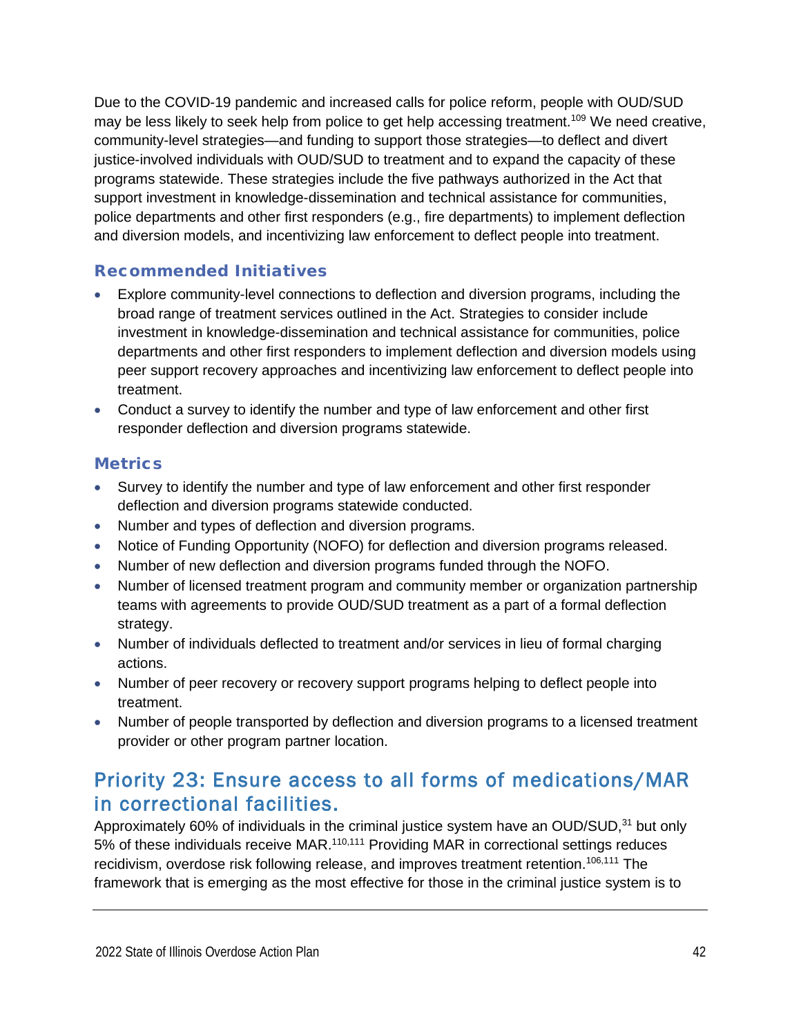Due to the COVID-19 pandemic and increased calls for police reform, people with OUD/SUD may be less likely to seek help from police to get help accessing treatment.[109] We need creative, community-level strategies—and funding to support those strategies—to deflect and divert justice-involved individuals with OUD/SUD to treatment and to expand the capacity of these programs statewide. These strategies include the five pathways authorized in the Act that support investment in knowledge-dissemination and technical assistance for communities, police departments and other first responders (e.g., fire departments) to implement deflection and diversion models, and incentivizing law enforcement to deflect people into treatment.

### Recommended Initiatives

- Explore community-level connections to deflection and diversion programs, including the broad range of treatment services outlined in the Act. Strategies to consider include investment in knowledge-dissemination and technical assistance for communities, police departments and other first responders to implement deflection and diversion models using peer support recovery approaches and incentivizing law enforcement to deflect people into treatment.
- Conduct a survey to identify the number and type of law enforcement and other first responder deflection and diversion programs statewide.

### Metrics

- Survey to identify the number and type of law enforcement and other first responder deflection and diversion programs statewide conducted.
- Number and types of deflection and diversion programs.
- Notice of Funding Opportunity (NOFO) for deflection and diversion programs released.
- Number of new deflection and diversion programs funded through the NOFO.
- Number of licensed treatment program and community member or organization partnership teams with agreements to provide OUD/SUD treatment as a part of a formal deflection strategy.
- Number of individuals deflected to treatment and/or services in lieu of formal charging actions.
- Number of peer recovery or recovery support programs helping to deflect people into treatment.
- Number of people transported by deflection and diversion programs to a licensed treatment provider or other program partner location.

## Priority 23: Ensure access to all forms of medications/MAR in correctional facilities.

Approximately 60% of individuals in the criminal justice system have an OUD/SUD,[31] but only 5% of these individuals receive MAR.[110,111] Providing MAR in correctional settings reduces recidivism, overdose risk following release, and improves treatment retention.[106,111] The framework that is emerging as the most effective for those in the criminal justice system is to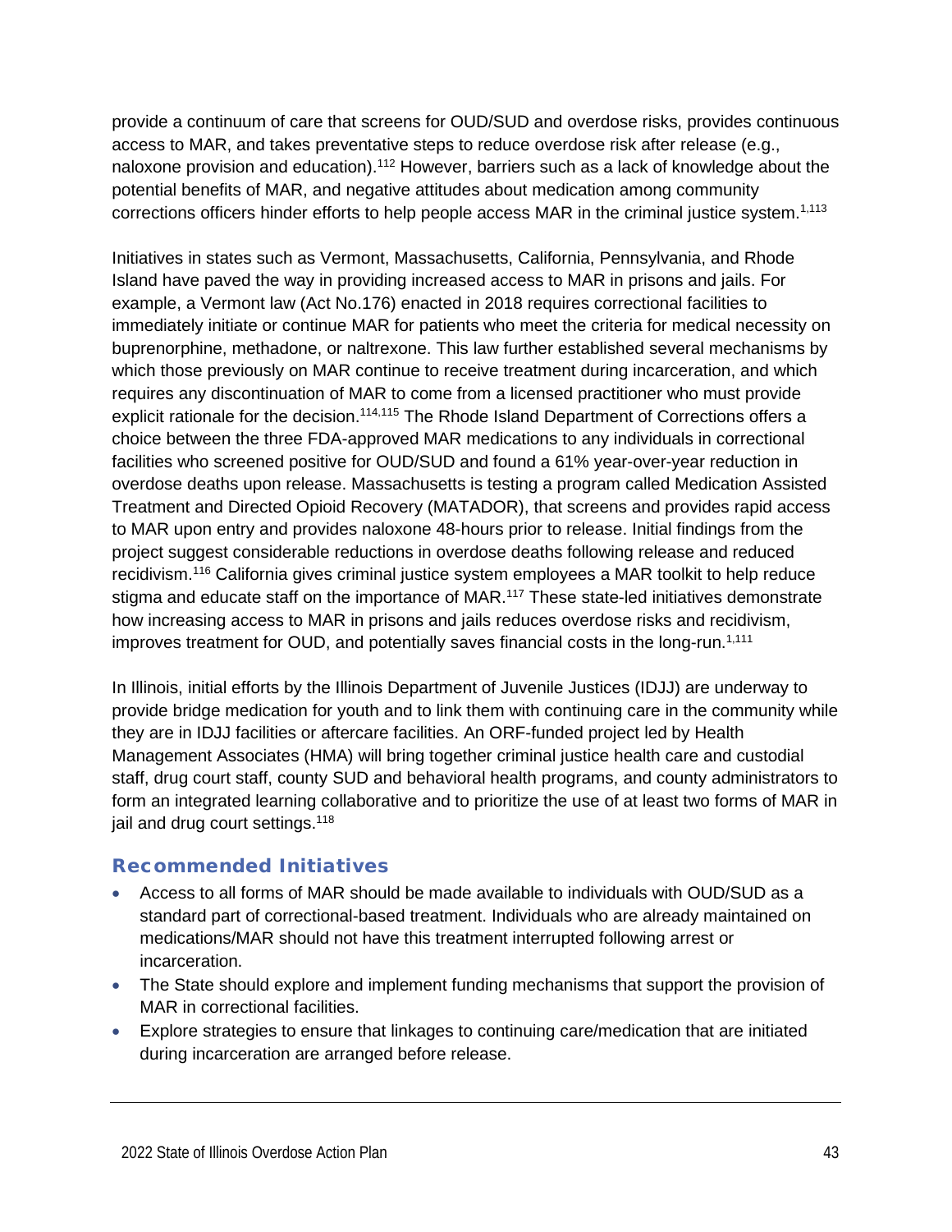provide a continuum of care that screens for OUD/SUD and overdose risks, provides continuous access to MAR, and takes preventative steps to reduce overdose risk after release (e.g., naloxone provision and education).[112] However, barriers such as a lack of knowledge about the potential benefits of MAR, and negative attitudes about medication among community corrections officers hinder efforts to help people access MAR in the criminal justice system.[1,113]

Initiatives in states such as Vermont, Massachusetts, California, Pennsylvania, and Rhode Island have paved the way in providing increased access to MAR in prisons and jails. For example, a Vermont law (Act No.176) enacted in 2018 requires correctional facilities to immediately initiate or continue MAR for patients who meet the criteria for medical necessity on buprenorphine, methadone, or naltrexone. This law further established several mechanisms by which those previously on MAR continue to receive treatment during incarceration, and which requires any discontinuation of MAR to come from a licensed practitioner who must provide explicit rationale for the decision.[114,115] The Rhode Island Department of Corrections offers a choice between the three FDA-approved MAR medications to any individuals in correctional facilities who screened positive for OUD/SUD and found a 61% year-over-year reduction in overdose deaths upon release. Massachusetts is testing a program called Medication Assisted Treatment and Directed Opioid Recovery (MATADOR), that screens and provides rapid access to MAR upon entry and provides naloxone 48-hours prior to release. Initial findings from the project suggest considerable reductions in overdose deaths following release and reduced recidivism.[116] California gives criminal justice system employees a MAR toolkit to help reduce stigma and educate staff on the importance of MAR.[117] These state-led initiatives demonstrate how increasing access to MAR in prisons and jails reduces overdose risks and recidivism, improves treatment for OUD, and potentially saves financial costs in the long-run.[1,111]

In Illinois, initial efforts by the Illinois Department of Juvenile Justices (IDJJ) are underway to provide bridge medication for youth and to link them with continuing care in the community while they are in IDJJ facilities or aftercare facilities. An ORF-funded project led by Health Management Associates (HMA) will bring together criminal justice health care and custodial staff, drug court staff, county SUD and behavioral health programs, and county administrators to form an integrated learning collaborative and to prioritize the use of at least two forms of MAR in jail and drug court settings.[118]

### Recommended Initiatives

- Access to all forms of MAR should be made available to individuals with OUD/SUD as a standard part of correctional-based treatment. Individuals who are already maintained on medications/MAR should not have this treatment interrupted following arrest or incarceration.
- The State should explore and implement funding mechanisms that support the provision of MAR in correctional facilities.
- Explore strategies to ensure that linkages to continuing care/medication that are initiated during incarceration are arranged before release.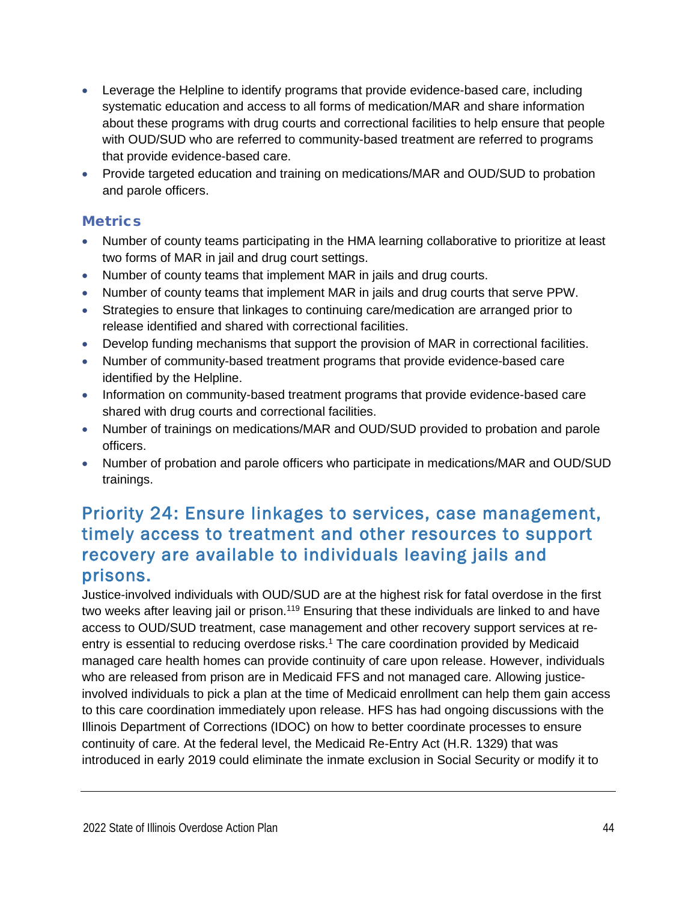- Leverage the Helpline to identify programs that provide evidence-based care, including systematic education and access to all forms of medication/MAR and share information about these programs with drug courts and correctional facilities to help ensure that people with OUD/SUD who are referred to community-based treatment are referred to programs that provide evidence-based care.
- Provide targeted education and training on medications/MAR and OUD/SUD to probation and parole officers.

### Metrics

- Number of county teams participating in the HMA learning collaborative to prioritize at least two forms of MAR in jail and drug court settings.
- Number of county teams that implement MAR in jails and drug courts.
- Number of county teams that implement MAR in jails and drug courts that serve PPW.
- Strategies to ensure that linkages to continuing care/medication are arranged prior to release identified and shared with correctional facilities.
- Develop funding mechanisms that support the provision of MAR in correctional facilities.
- Number of community-based treatment programs that provide evidence-based care identified by the Helpline.
- Information on community-based treatment programs that provide evidence-based care shared with drug courts and correctional facilities.
- Number of trainings on medications/MAR and OUD/SUD provided to probation and parole officers.
- Number of probation and parole officers who participate in medications/MAR and OUD/SUD trainings.

## Priority 24: Ensure linkages to services, case management, timely access to treatment and other resources to support recovery are available to individuals leaving jails and prisons.

Justice-involved individuals with OUD/SUD are at the highest risk for fatal overdose in the first two weeks after leaving jail or prison.[119] Ensuring that these individuals are linked to and have access to OUD/SUD treatment, case management and other recovery support services at re-entry is essential to reducing overdose risks.[1] The care coordination provided by Medicaid managed care health homes can provide continuity of care upon release. However, individuals who are released from prison are in Medicaid FFS and not managed care. Allowing justice-involved individuals to pick a plan at the time of Medicaid enrollment can help them gain access to this care coordination immediately upon release. HFS has had ongoing discussions with the Illinois Department of Corrections (IDOC) on how to better coordinate processes to ensure continuity of care. At the federal level, the Medicaid Re-Entry Act (H.R. 1329) that was introduced in early 2019 could eliminate the inmate exclusion in Social Security or modify it to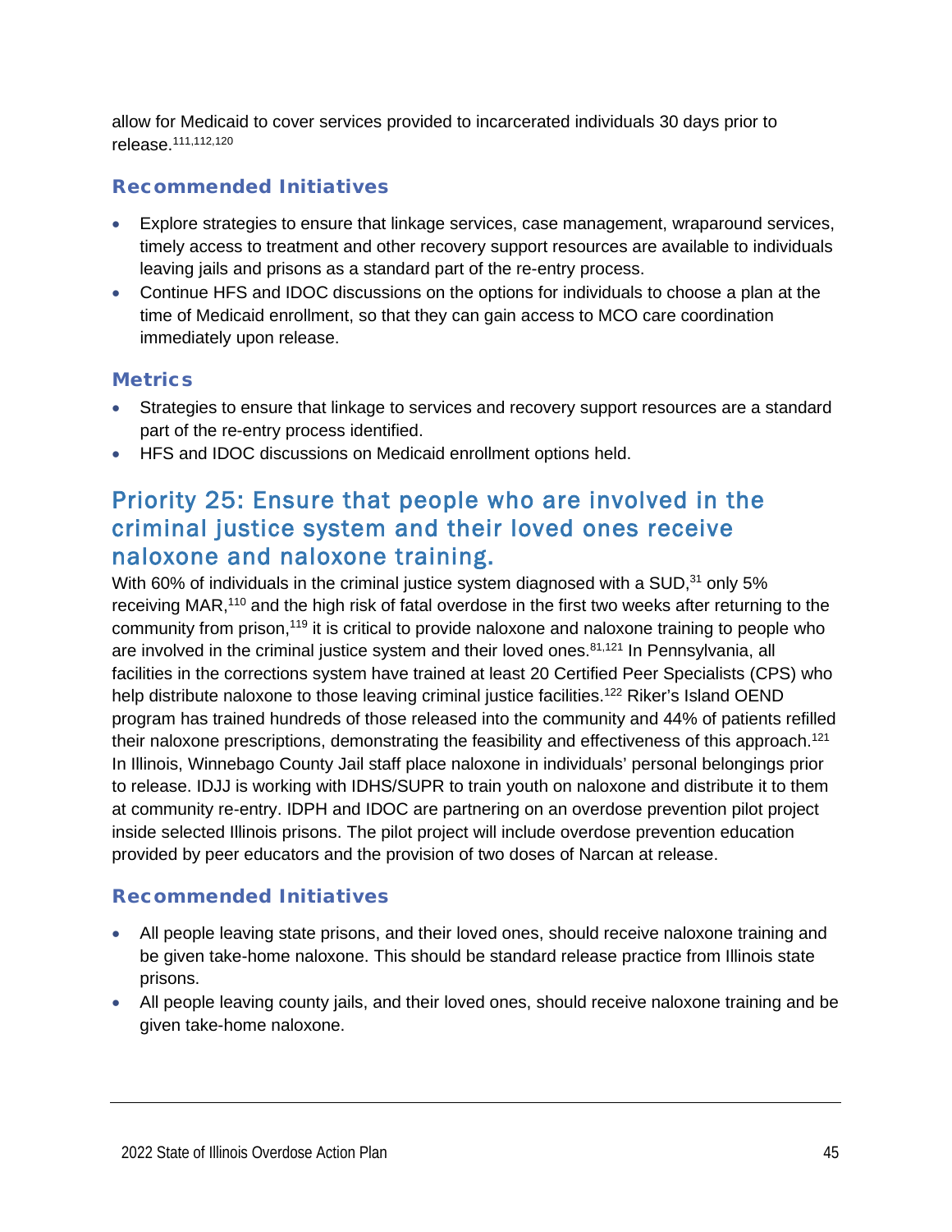allow for Medicaid to cover services provided to incarcerated individuals 30 days prior to release.[111,112,120]

### Recommended Initiatives

- Explore strategies to ensure that linkage services, case management, wraparound services, timely access to treatment and other recovery support resources are available to individuals leaving jails and prisons as a standard part of the re-entry process.
- Continue HFS and IDOC discussions on the options for individuals to choose a plan at the time of Medicaid enrollment, so that they can gain access to MCO care coordination immediately upon release.

### Metrics

- Strategies to ensure that linkage to services and recovery support resources are a standard part of the re-entry process identified.
- HFS and IDOC discussions on Medicaid enrollment options held.

## Priority 25: Ensure that people who are involved in the criminal justice system and their loved ones receive naloxone and naloxone training.

With 60% of individuals in the criminal justice system diagnosed with a SUD,[31] only 5% receiving MAR,[110] and the high risk of fatal overdose in the first two weeks after returning to the community from prison,[119] it is critical to provide naloxone and naloxone training to people who are involved in the criminal justice system and their loved ones.[81,121] In Pennsylvania, all facilities in the corrections system have trained at least 20 Certified Peer Specialists (CPS) who help distribute naloxone to those leaving criminal justice facilities.[122] Riker's Island OEND program has trained hundreds of those released into the community and 44% of patients refilled their naloxone prescriptions, demonstrating the feasibility and effectiveness of this approach.[121] In Illinois, Winnebago County Jail staff place naloxone in individuals' personal belongings prior to release. IDJJ is working with IDHS/SUPR to train youth on naloxone and distribute it to them at community re-entry. IDPH and IDOC are partnering on an overdose prevention pilot project inside selected Illinois prisons. The pilot project will include overdose prevention education provided by peer educators and the provision of two doses of Narcan at release.

### Recommended Initiatives

- All people leaving state prisons, and their loved ones, should receive naloxone training and be given take-home naloxone. This should be standard release practice from Illinois state prisons.
- All people leaving county jails, and their loved ones, should receive naloxone training and be given take-home naloxone.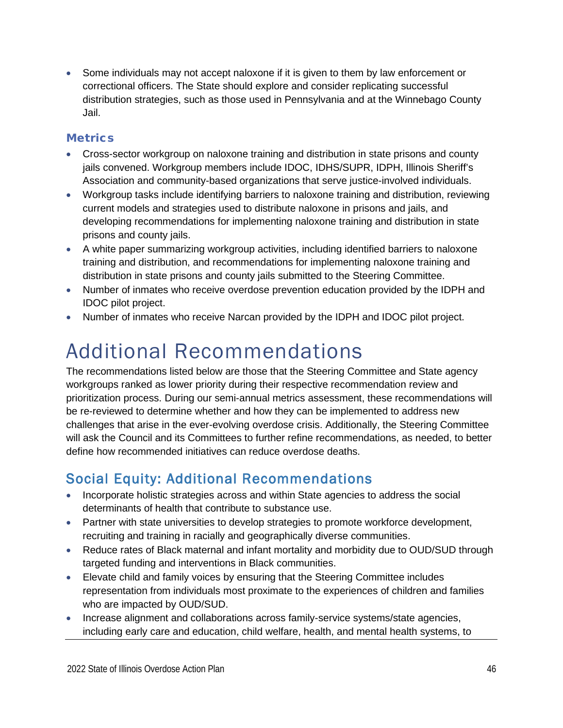- Some individuals may not accept naloxone if it is given to them by law enforcement or correctional officers. The State should explore and consider replicating successful distribution strategies, such as those used in Pennsylvania and at the Winnebago County Jail.

### Metrics

- Cross-sector workgroup on naloxone training and distribution in state prisons and county jails convened. Workgroup members include IDOC, IDHS/SUPR, IDPH, Illinois Sheriff's Association and community-based organizations that serve justice-involved individuals.
- Workgroup tasks include identifying barriers to naloxone training and distribution, reviewing current models and strategies used to distribute naloxone in prisons and jails, and developing recommendations for implementing naloxone training and distribution in state prisons and county jails.
- A white paper summarizing workgroup activities, including identified barriers to naloxone training and distribution, and recommendations for implementing naloxone training and distribution in state prisons and county jails submitted to the Steering Committee.
- Number of inmates who receive overdose prevention education provided by the IDPH and IDOC pilot project.
- Number of inmates who receive Narcan provided by the IDPH and IDOC pilot project.

# Additional Recommendations

The recommendations listed below are those that the Steering Committee and State agency workgroups ranked as lower priority during their respective recommendation review and prioritization process. During our semi-annual metrics assessment, these recommendations will be re-reviewed to determine whether and how they can be implemented to address new challenges that arise in the ever-evolving overdose crisis. Additionally, the Steering Committee will ask the Council and its Committees to further refine recommendations, as needed, to better define how recommended initiatives can reduce overdose deaths.

## Social Equity: Additional Recommendations

- Incorporate holistic strategies across and within State agencies to address the social determinants of health that contribute to substance use.
- Partner with state universities to develop strategies to promote workforce development, recruiting and training in racially and geographically diverse communities.
- Reduce rates of Black maternal and infant mortality and morbidity due to OUD/SUD through targeted funding and interventions in Black communities.
- Elevate child and family voices by ensuring that the Steering Committee includes representation from individuals most proximate to the experiences of children and families who are impacted by OUD/SUD.
- Increase alignment and collaborations across family-service systems/state agencies, including early care and education, child welfare, health, and mental health systems, to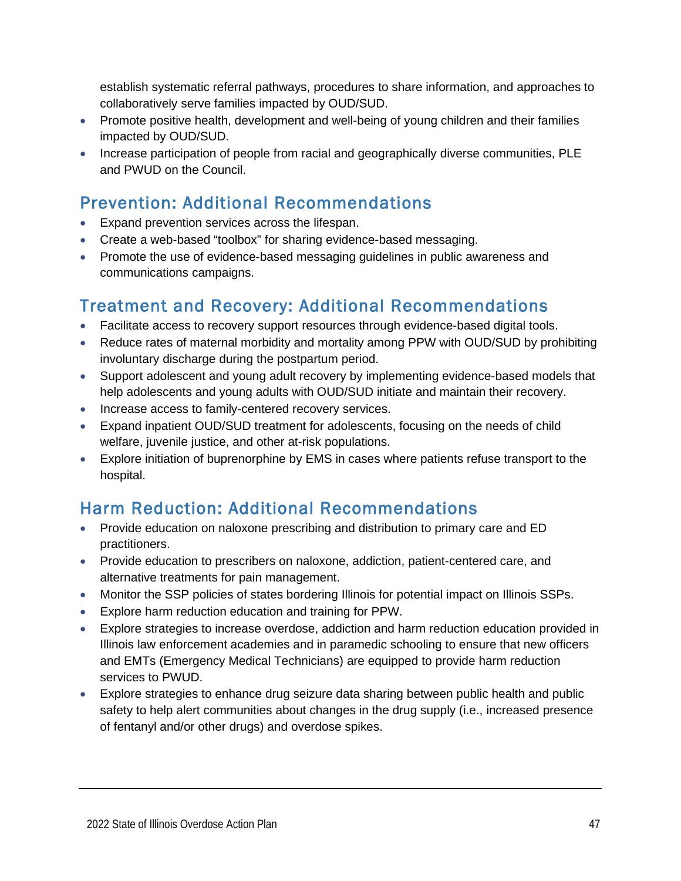establish systematic referral pathways, procedures to share information, and approaches to collaboratively serve families impacted by OUD/SUD.

- Promote positive health, development and well-being of young children and their families impacted by OUD/SUD.
- Increase participation of people from racial and geographically diverse communities, PLE and PWUD on the Council.

## Prevention: Additional Recommendations

- Expand prevention services across the lifespan.
- Create a web-based "toolbox" for sharing evidence-based messaging.
- Promote the use of evidence-based messaging guidelines in public awareness and communications campaigns.

## Treatment and Recovery: Additional Recommendations

- Facilitate access to recovery support resources through evidence-based digital tools.
- Reduce rates of maternal morbidity and mortality among PPW with OUD/SUD by prohibiting involuntary discharge during the postpartum period.
- Support adolescent and young adult recovery by implementing evidence-based models that help adolescents and young adults with OUD/SUD initiate and maintain their recovery.
- Increase access to family-centered recovery services.
- Expand inpatient OUD/SUD treatment for adolescents, focusing on the needs of child welfare, juvenile justice, and other at-risk populations.
- Explore initiation of buprenorphine by EMS in cases where patients refuse transport to the hospital.

## Harm Reduction: Additional Recommendations

- Provide education on naloxone prescribing and distribution to primary care and ED practitioners.
- Provide education to prescribers on naloxone, addiction, patient-centered care, and alternative treatments for pain management.
- Monitor the SSP policies of states bordering Illinois for potential impact on Illinois SSPs.
- Explore harm reduction education and training for PPW.
- Explore strategies to increase overdose, addiction and harm reduction education provided in Illinois law enforcement academies and in paramedic schooling to ensure that new officers and EMTs (Emergency Medical Technicians) are equipped to provide harm reduction services to PWUD.
- Explore strategies to enhance drug seizure data sharing between public health and public safety to help alert communities about changes in the drug supply (i.e., increased presence of fentanyl and/or other drugs) and overdose spikes.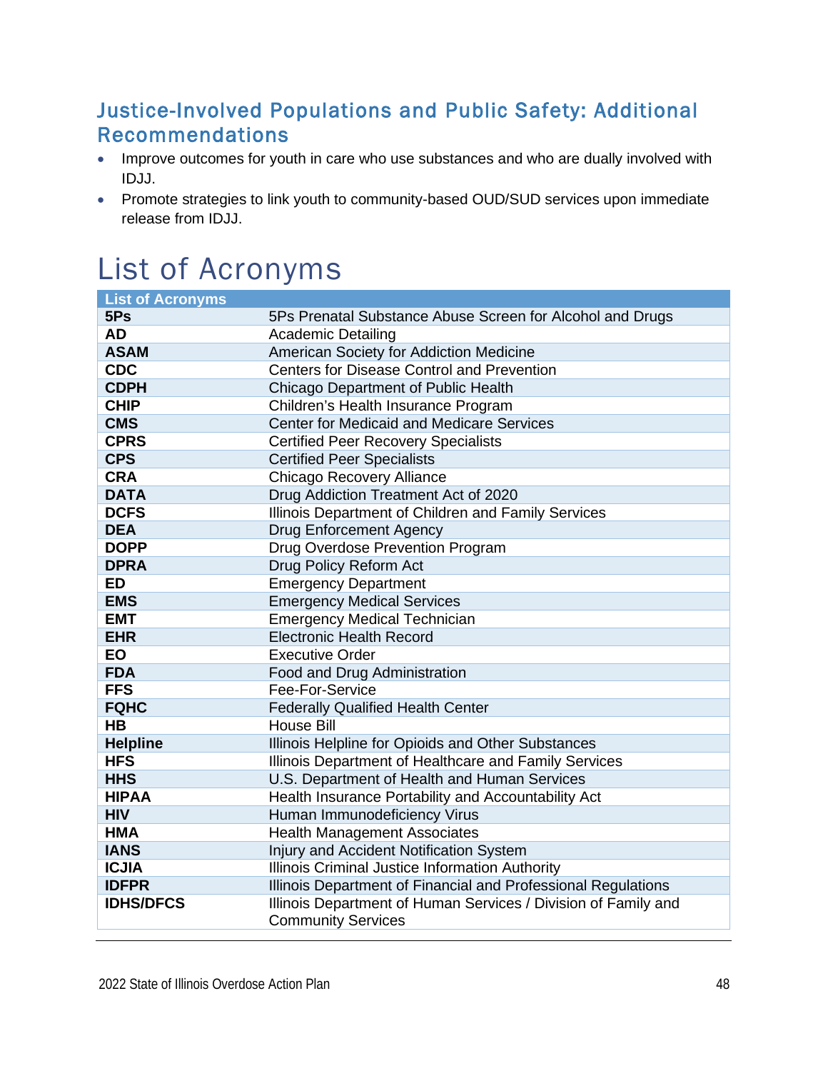## Justice-Involved Populations and Public Safety: Additional Recommendations

- Improve outcomes for youth in care who use substances and who are dually involved with IDJJ.
- Promote strategies to link youth to community-based OUD/SUD services upon immediate release from IDJJ.

# List of Acronyms

| List of Acronyms | |
|---|---|
| **5Ps** | 5Ps Prenatal Substance Abuse Screen for Alcohol and Drugs |
| **AD** | Academic Detailing |
| **ASAM** | American Society for Addiction Medicine |
| **CDC** | Centers for Disease Control and Prevention |
| **CDPH** | Chicago Department of Public Health |
| **CHIP** | Children's Health Insurance Program |
| **CMS** | Center for Medicaid and Medicare Services |
| **CPRS** | Certified Peer Recovery Specialists |
| **CPS** | Certified Peer Specialists |
| **CRA** | Chicago Recovery Alliance |
| **DATA** | Drug Addiction Treatment Act of 2020 |
| **DCFS** | Illinois Department of Children and Family Services |
| **DEA** | Drug Enforcement Agency |
| **DOPP** | Drug Overdose Prevention Program |
| **DPRA** | Drug Policy Reform Act |
| **ED** | Emergency Department |
| **EMS** | Emergency Medical Services |
| **EMT** | Emergency Medical Technician |
| **EHR** | Electronic Health Record |
| **EO** | Executive Order |
| **FDA** | Food and Drug Administration |
| **FFS** | Fee-For-Service |
| **FQHC** | Federally Qualified Health Center |
| **HB** | House Bill |
| **Helpline** | Illinois Helpline for Opioids and Other Substances |
| **HFS** | Illinois Department of Healthcare and Family Services |
| **HHS** | U.S. Department of Health and Human Services |
| **HIPAA** | Health Insurance Portability and Accountability Act |
| **HIV** | Human Immunodeficiency Virus |
| **HMA** | Health Management Associates |
| **IANS** | Injury and Accident Notification System |
| **ICJIA** | Illinois Criminal Justice Information Authority |
| **IDFPR** | Illinois Department of Financial and Professional Regulations |
| **IDHS/DFCS** | Illinois Department of Human Services / Division of Family and Community Services |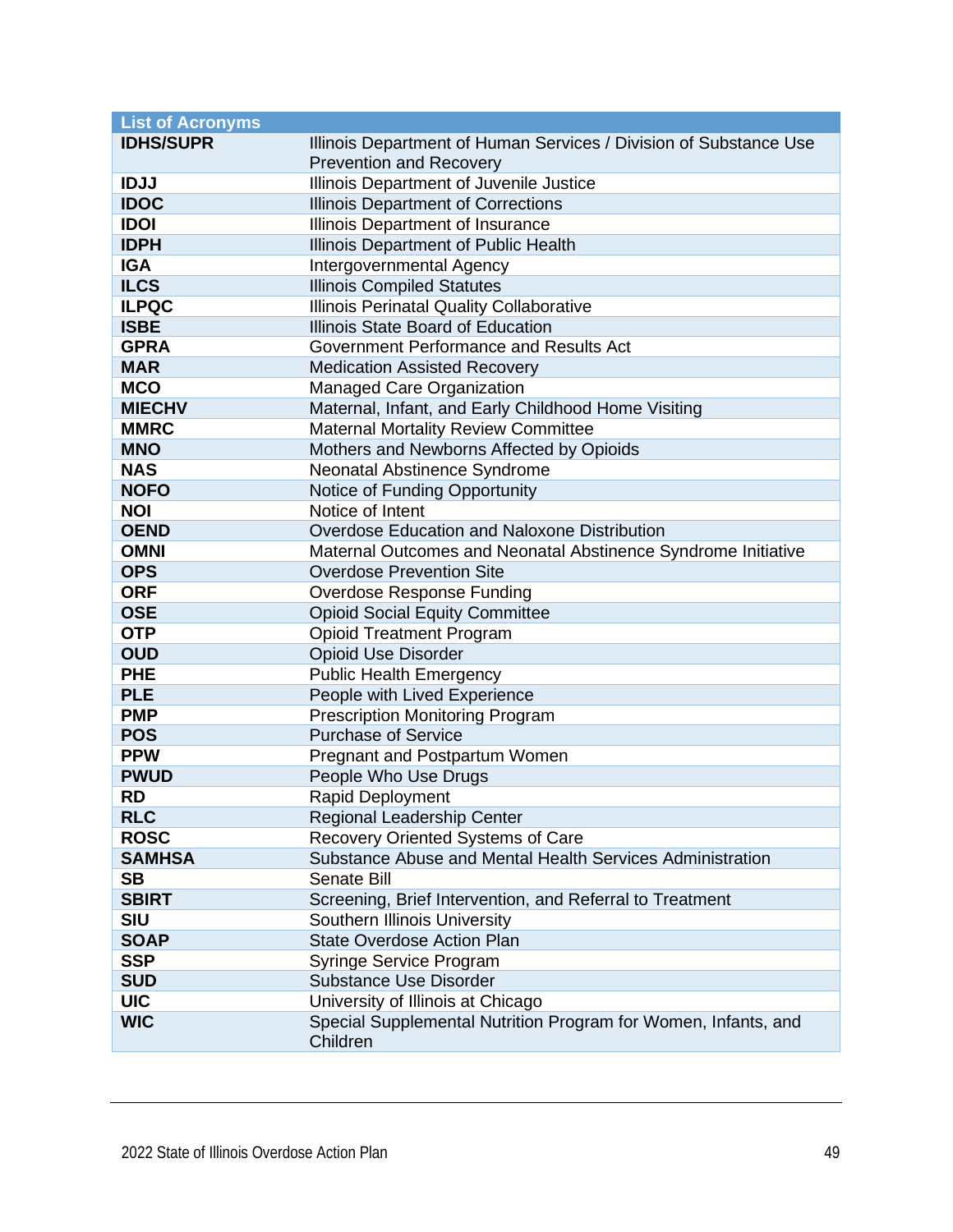| List of Acronyms | |
|---|---|
| **IDHS/SUPR** | Illinois Department of Human Services / Division of Substance Use Prevention and Recovery |
| **IDJJ** | Illinois Department of Juvenile Justice |
| **IDOC** | Illinois Department of Corrections |
| **IDOI** | Illinois Department of Insurance |
| **IDPH** | Illinois Department of Public Health |
| **IGA** | Intergovernmental Agency |
| **ILCS** | Illinois Compiled Statutes |
| **ILPQC** | Illinois Perinatal Quality Collaborative |
| **ISBE** | Illinois State Board of Education |
| **GPRA** | Government Performance and Results Act |
| **MAR** | Medication Assisted Recovery |
| **MCO** | Managed Care Organization |
| **MIECHV** | Maternal, Infant, and Early Childhood Home Visiting |
| **MMRC** | Maternal Mortality Review Committee |
| **MNO** | Mothers and Newborns Affected by Opioids |
| **NAS** | Neonatal Abstinence Syndrome |
| **NOFO** | Notice of Funding Opportunity |
| **NOI** | Notice of Intent |
| **OEND** | Overdose Education and Naloxone Distribution |
| **OMNI** | Maternal Outcomes and Neonatal Abstinence Syndrome Initiative |
| **OPS** | Overdose Prevention Site |
| **ORF** | Overdose Response Funding |
| **OSE** | Opioid Social Equity Committee |
| **OTP** | Opioid Treatment Program |
| **OUD** | Opioid Use Disorder |
| **PHE** | Public Health Emergency |
| **PLE** | People with Lived Experience |
| **PMP** | Prescription Monitoring Program |
| **POS** | Purchase of Service |
| **PPW** | Pregnant and Postpartum Women |
| **PWUD** | People Who Use Drugs |
| **RD** | Rapid Deployment |
| **RLC** | Regional Leadership Center |
| **ROSC** | Recovery Oriented Systems of Care |
| **SAMHSA** | Substance Abuse and Mental Health Services Administration |
| **SB** | Senate Bill |
| **SBIRT** | Screening, Brief Intervention, and Referral to Treatment |
| **SIU** | Southern Illinois University |
| **SOAP** | State Overdose Action Plan |
| **SSP** | Syringe Service Program |
| **SUD** | Substance Use Disorder |
| **UIC** | University of Illinois at Chicago |
| **WIC** | Special Supplemental Nutrition Program for Women, Infants, and Children |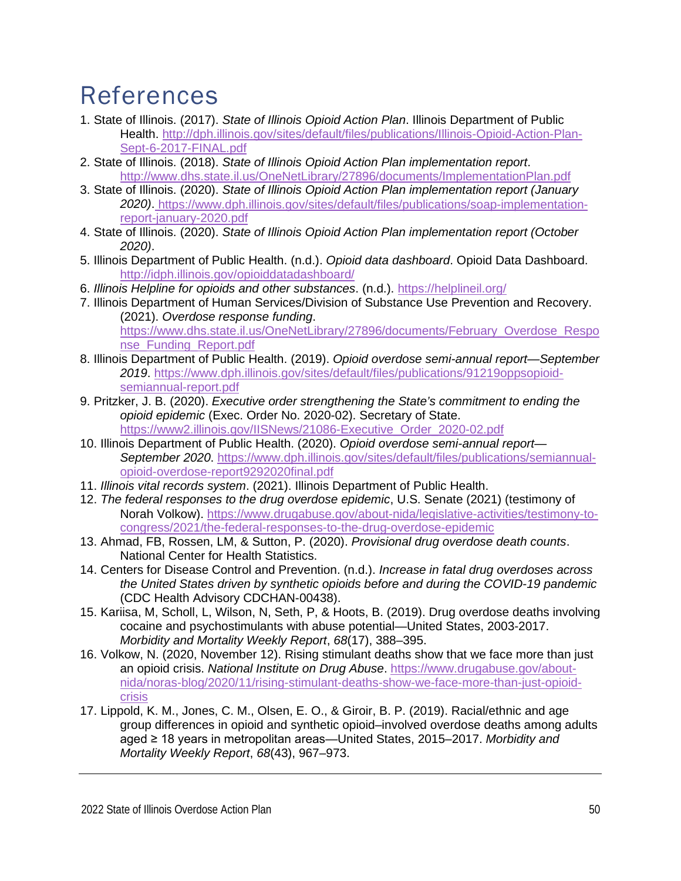# References

1. State of Illinois. (2017). *State of Illinois Opioid Action Plan*. Illinois Department of Public Health. http://dph.illinois.gov/sites/default/files/publications/Illinois-Opioid-Action-Plan-Sept-6-2017-FINAL.pdf
2. State of Illinois. (2018). *State of Illinois Opioid Action Plan implementation report*. http://www.dhs.state.il.us/OneNetLibrary/27896/documents/ImplementationPlan.pdf
3. State of Illinois. (2020). *State of Illinois Opioid Action Plan implementation report (January 2020)*. https://www.dph.illinois.gov/sites/default/files/publications/soap-implementation-report-january-2020.pdf
4. State of Illinois. (2020). *State of Illinois Opioid Action Plan implementation report (October 2020)*.
5. Illinois Department of Public Health. (n.d.). *Opioid data dashboard*. Opioid Data Dashboard. http://idph.illinois.gov/opioiddatadashboard/
6. *Illinois Helpline for opioids and other substances*. (n.d.). https://helplineil.org/
7. Illinois Department of Human Services/Division of Substance Use Prevention and Recovery. (2021). *Overdose response funding*. https://www.dhs.state.il.us/OneNetLibrary/27896/documents/February_Overdose_Response_Funding_Report.pdf
8. Illinois Department of Public Health. (2019). *Opioid overdose semi-annual report—September 2019*. https://www.dph.illinois.gov/sites/default/files/publications/91219oppsopioid-semiannual-report.pdf
9. Pritzker, J. B. (2020). *Executive order strengthening the State's commitment to ending the opioid epidemic* (Exec. Order No. 2020-02). Secretary of State. https://www2.illinois.gov/IISNews/21086-Executive_Order_2020-02.pdf
10. Illinois Department of Public Health. (2020). *Opioid overdose semi-annual report—September 2020*. https://www.dph.illinois.gov/sites/default/files/publications/semiannual-opioid-overdose-report9292020final.pdf
11. *Illinois vital records system*. (2021). Illinois Department of Public Health.
12. *The federal responses to the drug overdose epidemic*, U.S. Senate (2021) (testimony of Norah Volkow). https://www.drugabuse.gov/about-nida/legislative-activities/testimony-to-congress/2021/the-federal-responses-to-the-drug-overdose-epidemic
13. Ahmad, FB, Rossen, LM, & Sutton, P. (2020). *Provisional drug overdose death counts*. National Center for Health Statistics.
14. Centers for Disease Control and Prevention. (n.d.). *Increase in fatal drug overdoses across the United States driven by synthetic opioids before and during the COVID-19 pandemic* (CDC Health Advisory CDCHAN-00438).
15. Kariisa, M, Scholl, L, Wilson, N, Seth, P, & Hoots, B. (2019). Drug overdose deaths involving cocaine and psychostimulants with abuse potential—United States, 2003-2017. *Morbidity and Mortality Weekly Report*, *68*(17), 388–395.
16. Volkow, N. (2020, November 12). Rising stimulant deaths show that we face more than just an opioid crisis. *National Institute on Drug Abuse*. https://www.drugabuse.gov/about-nida/noras-blog/2020/11/rising-stimulant-deaths-show-we-face-more-than-just-opioid-crisis
17. Lippold, K. M., Jones, C. M., Olsen, E. O., & Giroir, B. P. (2019). Racial/ethnic and age group differences in opioid and synthetic opioid–involved overdose deaths among adults aged ≥ 18 years in metropolitan areas—United States, 2015–2017. *Morbidity and Mortality Weekly Report*, *68*(43), 967–973.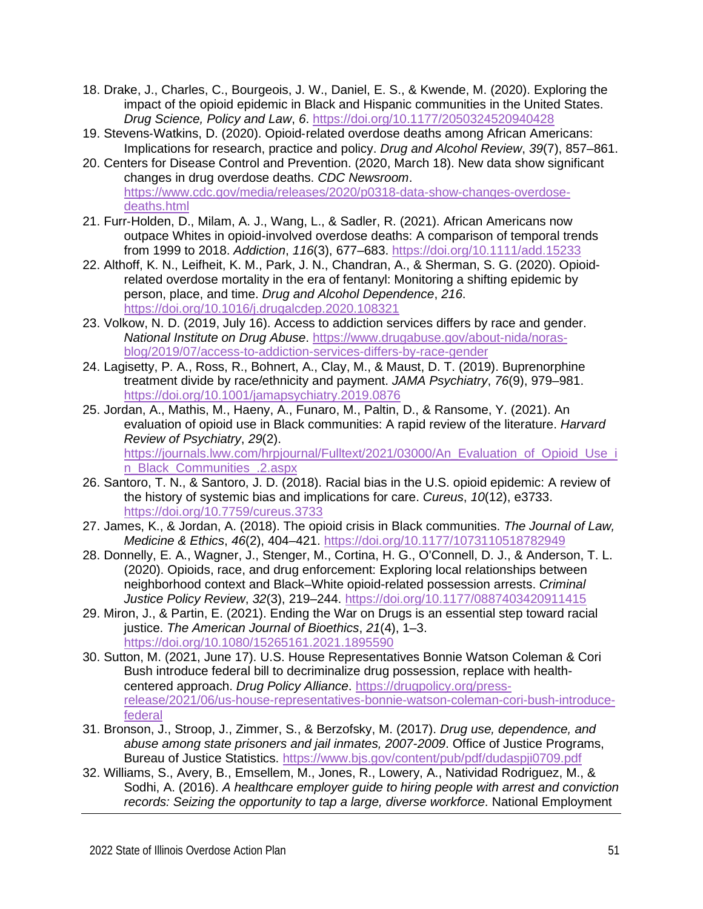18. Drake, J., Charles, C., Bourgeois, J. W., Daniel, E. S., & Kwende, M. (2020). Exploring the impact of the opioid epidemic in Black and Hispanic communities in the United States. *Drug Science, Policy and Law*, *6*. https://doi.org/10.1177/2050324520940428
19. Stevens-Watkins, D. (2020). Opioid-related overdose deaths among African Americans: Implications for research, practice and policy. *Drug and Alcohol Review*, *39*(7), 857–861.
20. Centers for Disease Control and Prevention. (2020, March 18). New data show significant changes in drug overdose deaths. *CDC Newsroom*. https://www.cdc.gov/media/releases/2020/p0318-data-show-changes-overdose-deaths.html
21. Furr-Holden, D., Milam, A. J., Wang, L., & Sadler, R. (2021). African Americans now outpace Whites in opioid-involved overdose deaths: A comparison of temporal trends from 1999 to 2018. *Addiction*, *116*(3), 677–683. https://doi.org/10.1111/add.15233
22. Althoff, K. N., Leifheit, K. M., Park, J. N., Chandran, A., & Sherman, S. G. (2020). Opioid-related overdose mortality in the era of fentanyl: Monitoring a shifting epidemic by person, place, and time. *Drug and Alcohol Dependence*, *216*. https://doi.org/10.1016/j.drugalcdep.2020.108321
23. Volkow, N. D. (2019, July 16). Access to addiction services differs by race and gender. *National Institute on Drug Abuse*. https://www.drugabuse.gov/about-nida/noras-blog/2019/07/access-to-addiction-services-differs-by-race-gender
24. Lagisetty, P. A., Ross, R., Bohnert, A., Clay, M., & Maust, D. T. (2019). Buprenorphine treatment divide by race/ethnicity and payment. *JAMA Psychiatry*, *76*(9), 979–981. https://doi.org/10.1001/jamapsychiatry.2019.0876
25. Jordan, A., Mathis, M., Haeny, A., Funaro, M., Paltin, D., & Ransome, Y. (2021). An evaluation of opioid use in Black communities: A rapid review of the literature. *Harvard Review of Psychiatry*, *29*(2). https://journals.lww.com/hrpjournal/Fulltext/2021/03000/An_Evaluation_of_Opioid_Use_in_Black_Communities_.2.aspx
26. Santoro, T. N., & Santoro, J. D. (2018). Racial bias in the U.S. opioid epidemic: A review of the history of systemic bias and implications for care. *Cureus*, *10*(12), e3733. https://doi.org/10.7759/cureus.3733
27. James, K., & Jordan, A. (2018). The opioid crisis in Black communities. *The Journal of Law, Medicine & Ethics*, *46*(2), 404–421. https://doi.org/10.1177/1073110518782949
28. Donnelly, E. A., Wagner, J., Stenger, M., Cortina, H. G., O'Connell, D. J., & Anderson, T. L. (2020). Opioids, race, and drug enforcement: Exploring local relationships between neighborhood context and Black–White opioid-related possession arrests. *Criminal Justice Policy Review*, *32*(3), 219–244. https://doi.org/10.1177/0887403420911415
29. Miron, J., & Partin, E. (2021). Ending the War on Drugs is an essential step toward racial justice. *The American Journal of Bioethics*, *21*(4), 1–3. https://doi.org/10.1080/15265161.2021.1895590
30. Sutton, M. (2021, June 17). U.S. House Representatives Bonnie Watson Coleman & Cori Bush introduce federal bill to decriminalize drug possession, replace with health-centered approach. *Drug Policy Alliance*. https://drugpolicy.org/press-release/2021/06/us-house-representatives-bonnie-watson-coleman-cori-bush-introduce-federal
31. Bronson, J., Stroop, J., Zimmer, S., & Berzofsky, M. (2017). *Drug use, dependence, and abuse among state prisoners and jail inmates, 2007-2009*. Office of Justice Programs, Bureau of Justice Statistics. https://www.bjs.gov/content/pub/pdf/dudaspji0709.pdf
32. Williams, S., Avery, B., Emsellem, M., Jones, R., Lowery, A., Natividad Rodriguez, M., & Sodhi, A. (2016). *A healthcare employer guide to hiring people with arrest and conviction records: Seizing the opportunity to tap a large, diverse workforce*. National Employment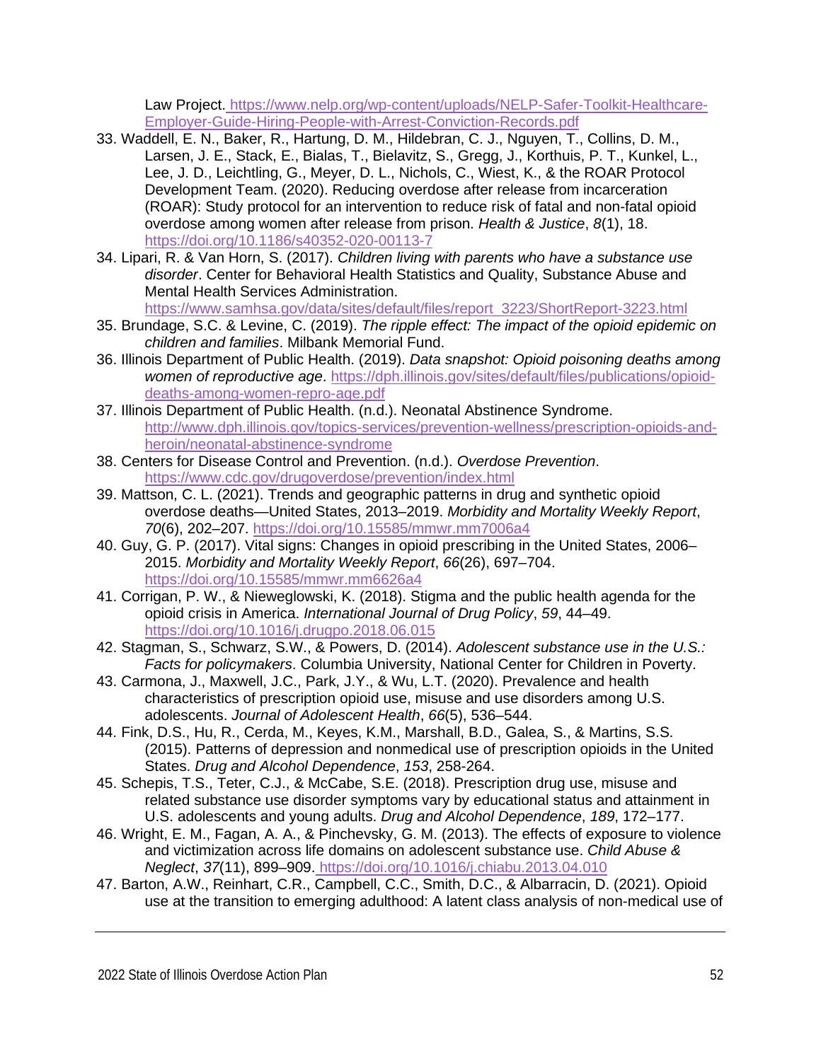Law Project. https://www.nelp.org/wp-content/uploads/NELP-Safer-Toolkit-Healthcare-Employer-Guide-Hiring-People-with-Arrest-Conviction-Records.pdf

33. Waddell, E. N., Baker, R., Hartung, D. M., Hildebran, C. J., Nguyen, T., Collins, D. M., Larsen, J. E., Stack, E., Bialas, T., Bielavitz, S., Gregg, J., Korthuis, P. T., Kunkel, L., Lee, J. D., Leichtling, G., Meyer, D. L., Nichols, C., Wiest, K., & the ROAR Protocol Development Team. (2020). Reducing overdose after release from incarceration (ROAR): Study protocol for an intervention to reduce risk of fatal and non-fatal opioid overdose among women after release from prison. *Health & Justice*, *8*(1), 18. https://doi.org/10.1186/s40352-020-00113-7
34. Lipari, R. & Van Horn, S. (2017). *Children living with parents who have a substance use disorder*. Center for Behavioral Health Statistics and Quality, Substance Abuse and Mental Health Services Administration. https://www.samhsa.gov/data/sites/default/files/report_3223/ShortReport-3223.html
35. Brundage, S.C. & Levine, C. (2019). *The ripple effect: The impact of the opioid epidemic on children and families*. Milbank Memorial Fund.
36. Illinois Department of Public Health. (2019). *Data snapshot: Opioid poisoning deaths among women of reproductive age*. https://dph.illinois.gov/sites/default/files/publications/opioid-deaths-among-women-repro-age.pdf
37. Illinois Department of Public Health. (n.d.). Neonatal Abstinence Syndrome. http://www.dph.illinois.gov/topics-services/prevention-wellness/prescription-opioids-and-heroin/neonatal-abstinence-syndrome
38. Centers for Disease Control and Prevention. (n.d.). *Overdose Prevention*. https://www.cdc.gov/drugoverdose/prevention/index.html
39. Mattson, C. L. (2021). Trends and geographic patterns in drug and synthetic opioid overdose deaths—United States, 2013–2019. *Morbidity and Mortality Weekly Report*, *70*(6), 202–207. https://doi.org/10.15585/mmwr.mm7006a4
40. Guy, G. P. (2017). Vital signs: Changes in opioid prescribing in the United States, 2006–2015. *Morbidity and Mortality Weekly Report*, *66*(26), 697–704. https://doi.org/10.15585/mmwr.mm6626a4
41. Corrigan, P. W., & Nieweglowski, K. (2018). Stigma and the public health agenda for the opioid crisis in America. *International Journal of Drug Policy*, *59*, 44–49. https://doi.org/10.1016/j.drugpo.2018.06.015
42. Stagman, S., Schwarz, S.W., & Powers, D. (2014). *Adolescent substance use in the U.S.: Facts for policymakers*. Columbia University, National Center for Children in Poverty.
43. Carmona, J., Maxwell, J.C., Park, J.Y., & Wu, L.T. (2020). Prevalence and health characteristics of prescription opioid use, misuse and use disorders among U.S. adolescents. *Journal of Adolescent Health*, *66*(5), 536–544.
44. Fink, D.S., Hu, R., Cerda, M., Keyes, K.M., Marshall, B.D., Galea, S., & Martins, S.S. (2015). Patterns of depression and nonmedical use of prescription opioids in the United States. *Drug and Alcohol Dependence*, *153*, 258-264.
45. Schepis, T.S., Teter, C.J., & McCabe, S.E. (2018). Prescription drug use, misuse and related substance use disorder symptoms vary by educational status and attainment in U.S. adolescents and young adults. *Drug and Alcohol Dependence*, *189*, 172–177.
46. Wright, E. M., Fagan, A. A., & Pinchevsky, G. M. (2013). The effects of exposure to violence and victimization across life domains on adolescent substance use. *Child Abuse & Neglect*, *37*(11), 899–909. https://doi.org/10.1016/j.chiabu.2013.04.010
47. Barton, A.W., Reinhart, C.R., Campbell, C.C., Smith, D.C., & Albarracin, D. (2021). Opioid use at the transition to emerging adulthood: A latent class analysis of non-medical use of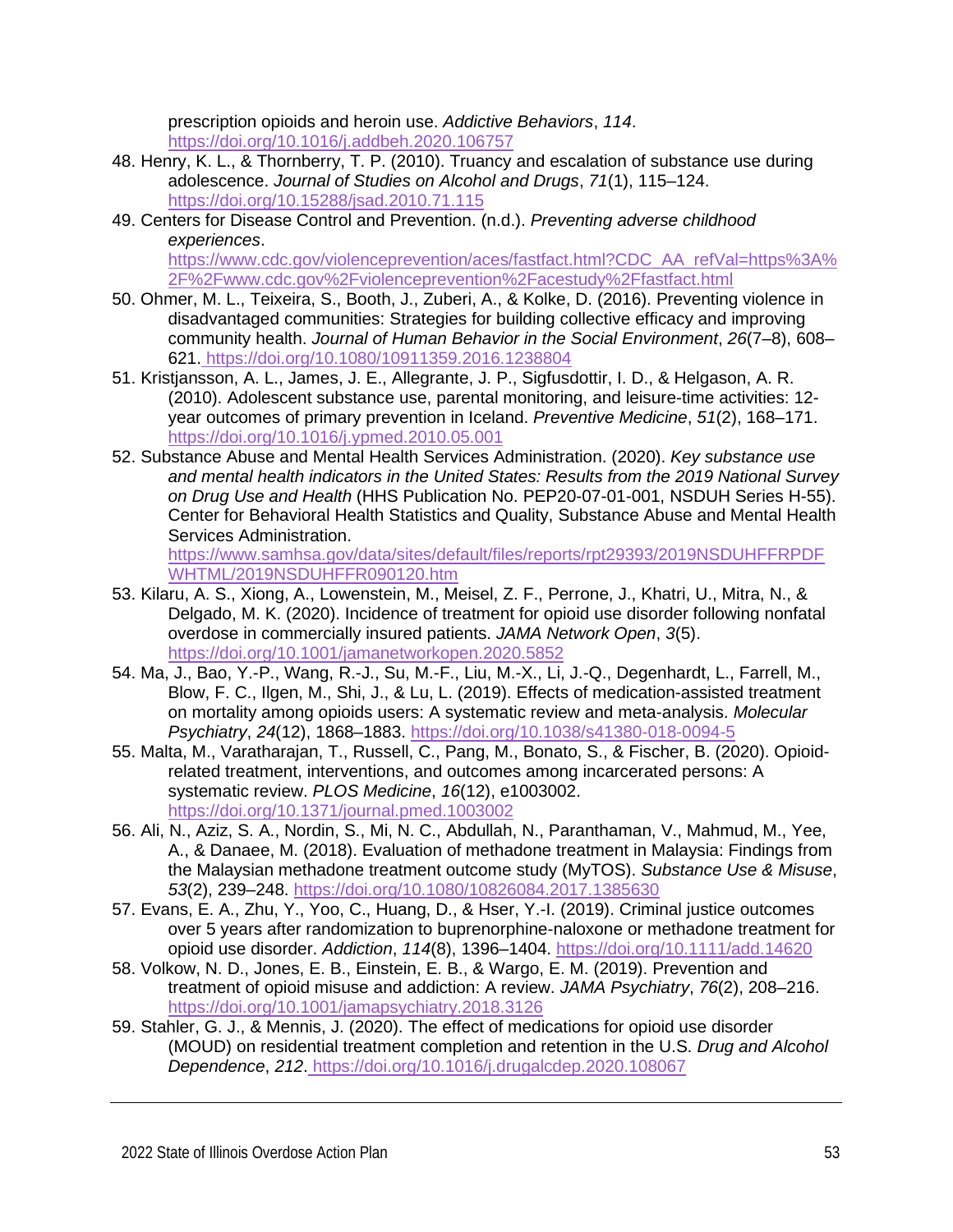prescription opioids and heroin use. *Addictive Behaviors*, *114*. https://doi.org/10.1016/j.addbeh.2020.106757

48. Henry, K. L., & Thornberry, T. P. (2010). Truancy and escalation of substance use during adolescence. *Journal of Studies on Alcohol and Drugs*, *71*(1), 115–124. https://doi.org/10.15288/jsad.2010.71.115
49. Centers for Disease Control and Prevention. (n.d.). *Preventing adverse childhood experiences*. https://www.cdc.gov/violenceprevention/aces/fastfact.html?CDC_AA_refVal=https%3A%2F%2Fwww.cdc.gov%2Fviolenceprevention%2Facestudy%2Ffastfact.html
50. Ohmer, M. L., Teixeira, S., Booth, J., Zuberi, A., & Kolke, D. (2016). Preventing violence in disadvantaged communities: Strategies for building collective efficacy and improving community health. *Journal of Human Behavior in the Social Environment*, *26*(7–8), 608–621. https://doi.org/10.1080/10911359.2016.1238804
51. Kristjansson, A. L., James, J. E., Allegrante, J. P., Sigfusdottir, I. D., & Helgason, A. R. (2010). Adolescent substance use, parental monitoring, and leisure-time activities: 12-year outcomes of primary prevention in Iceland. *Preventive Medicine*, *51*(2), 168–171. https://doi.org/10.1016/j.ypmed.2010.05.001
52. Substance Abuse and Mental Health Services Administration. (2020). *Key substance use and mental health indicators in the United States: Results from the 2019 National Survey on Drug Use and Health* (HHS Publication No. PEP20-07-01-001, NSDUH Series H-55). Center for Behavioral Health Statistics and Quality, Substance Abuse and Mental Health Services Administration. https://www.samhsa.gov/data/sites/default/files/reports/rpt29393/2019NSDUHFFRPDFWHTML/2019NSDUHFFR090120.htm
53. Kilaru, A. S., Xiong, A., Lowenstein, M., Meisel, Z. F., Perrone, J., Khatri, U., Mitra, N., & Delgado, M. K. (2020). Incidence of treatment for opioid use disorder following nonfatal overdose in commercially insured patients. *JAMA Network Open*, *3*(5). https://doi.org/10.1001/jamanetworkopen.2020.5852
54. Ma, J., Bao, Y.-P., Wang, R.-J., Su, M.-F., Liu, M.-X., Li, J.-Q., Degenhardt, L., Farrell, M., Blow, F. C., Ilgen, M., Shi, J., & Lu, L. (2019). Effects of medication-assisted treatment on mortality among opioids users: A systematic review and meta-analysis. *Molecular Psychiatry*, *24*(12), 1868–1883. https://doi.org/10.1038/s41380-018-0094-5
55. Malta, M., Varatharajan, T., Russell, C., Pang, M., Bonato, S., & Fischer, B. (2020). Opioid-related treatment, interventions, and outcomes among incarcerated persons: A systematic review. *PLOS Medicine*, *16*(12), e1003002. https://doi.org/10.1371/journal.pmed.1003002
56. Ali, N., Aziz, S. A., Nordin, S., Mi, N. C., Abdullah, N., Paranthaman, V., Mahmud, M., Yee, A., & Danaee, M. (2018). Evaluation of methadone treatment in Malaysia: Findings from the Malaysian methadone treatment outcome study (MyTOS). *Substance Use & Misuse*, *53*(2), 239–248. https://doi.org/10.1080/10826084.2017.1385630
57. Evans, E. A., Zhu, Y., Yoo, C., Huang, D., & Hser, Y.-I. (2019). Criminal justice outcomes over 5 years after randomization to buprenorphine-naloxone or methadone treatment for opioid use disorder. *Addiction*, *114*(8), 1396–1404. https://doi.org/10.1111/add.14620
58. Volkow, N. D., Jones, E. B., Einstein, E. B., & Wargo, E. M. (2019). Prevention and treatment of opioid misuse and addiction: A review. *JAMA Psychiatry*, *76*(2), 208–216. https://doi.org/10.1001/jamapsychiatry.2018.3126
59. Stahler, G. J., & Mennis, J. (2020). The effect of medications for opioid use disorder (MOUD) on residential treatment completion and retention in the U.S. *Drug and Alcohol Dependence*, *212*. https://doi.org/10.1016/j.drugalcdep.2020.108067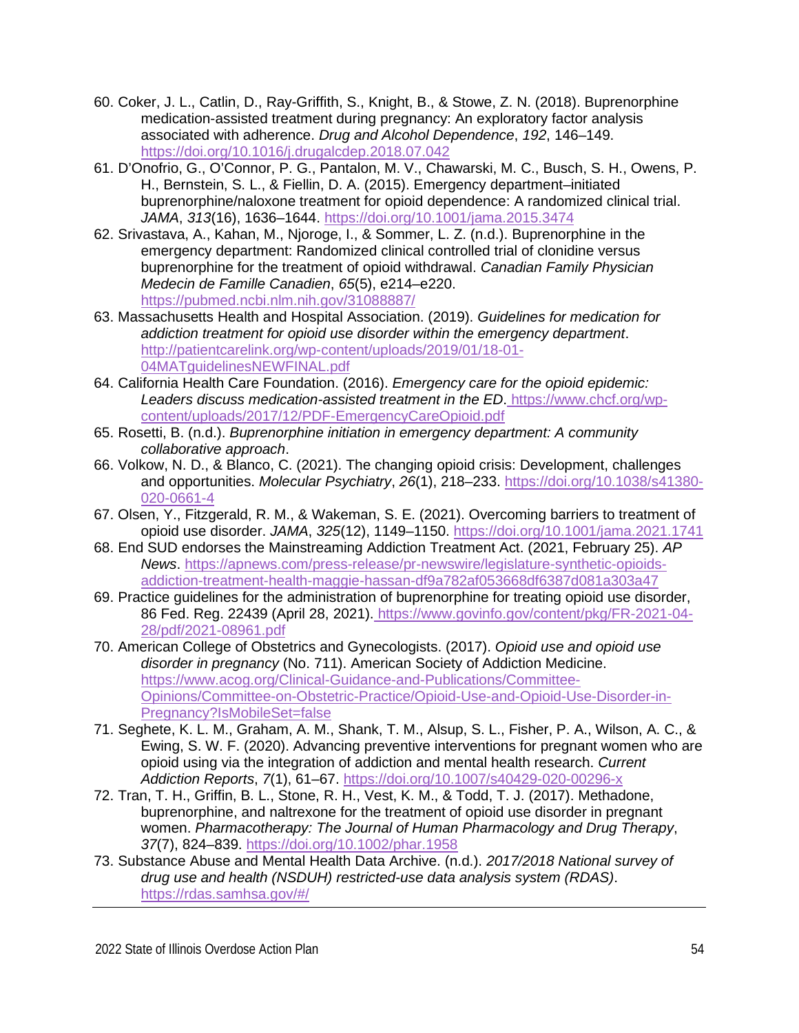60. Coker, J. L., Catlin, D., Ray-Griffith, S., Knight, B., & Stowe, Z. N. (2018). Buprenorphine medication-assisted treatment during pregnancy: An exploratory factor analysis associated with adherence. *Drug and Alcohol Dependence*, *192*, 146–149. https://doi.org/10.1016/j.drugalcdep.2018.07.042
61. D'Onofrio, G., O'Connor, P. G., Pantalon, M. V., Chawarski, M. C., Busch, S. H., Owens, P. H., Bernstein, S. L., & Fiellin, D. A. (2015). Emergency department–initiated buprenorphine/naloxone treatment for opioid dependence: A randomized clinical trial. *JAMA*, *313*(16), 1636–1644. https://doi.org/10.1001/jama.2015.3474
62. Srivastava, A., Kahan, M., Njoroge, I., & Sommer, L. Z. (n.d.). Buprenorphine in the emergency department: Randomized clinical controlled trial of clonidine versus buprenorphine for the treatment of opioid withdrawal. *Canadian Family Physician Medecin de Famille Canadien*, *65*(5), e214–e220. https://pubmed.ncbi.nlm.nih.gov/31088887/
63. Massachusetts Health and Hospital Association. (2019). *Guidelines for medication for addiction treatment for opioid use disorder within the emergency department*. http://patientcarelink.org/wp-content/uploads/2019/01/18-01-04MATguidelinesNEWFINAL.pdf
64. California Health Care Foundation. (2016). *Emergency care for the opioid epidemic: Leaders discuss medication-assisted treatment in the ED*. https://www.chcf.org/wp-content/uploads/2017/12/PDF-EmergencyCareOpioid.pdf
65. Rosetti, B. (n.d.). *Buprenorphine initiation in emergency department: A community collaborative approach*.
66. Volkow, N. D., & Blanco, C. (2021). The changing opioid crisis: Development, challenges and opportunities. *Molecular Psychiatry*, *26*(1), 218–233. https://doi.org/10.1038/s41380-020-0661-4
67. Olsen, Y., Fitzgerald, R. M., & Wakeman, S. E. (2021). Overcoming barriers to treatment of opioid use disorder. *JAMA*, *325*(12), 1149–1150. https://doi.org/10.1001/jama.2021.1741
68. End SUD endorses the Mainstreaming Addiction Treatment Act. (2021, February 25). *AP News*. https://apnews.com/press-release/pr-newswire/legislature-synthetic-opioids-addiction-treatment-health-maggie-hassan-df9a782af053668df6387d081a303a47
69. Practice guidelines for the administration of buprenorphine for treating opioid use disorder, 86 Fed. Reg. 22439 (April 28, 2021). https://www.govinfo.gov/content/pkg/FR-2021-04-28/pdf/2021-08961.pdf
70. American College of Obstetrics and Gynecologists. (2017). *Opioid use and opioid use disorder in pregnancy* (No. 711). American Society of Addiction Medicine. https://www.acog.org/Clinical-Guidance-and-Publications/Committee-Opinions/Committee-on-Obstetric-Practice/Opioid-Use-and-Opioid-Use-Disorder-in-Pregnancy?IsMobileSet=false
71. Seghete, K. L. M., Graham, A. M., Shank, T. M., Alsup, S. L., Fisher, P. A., Wilson, A. C., & Ewing, S. W. F. (2020). Advancing preventive interventions for pregnant women who are opioid using via the integration of addiction and mental health research. *Current Addiction Reports*, *7*(1), 61–67. https://doi.org/10.1007/s40429-020-00296-x
72. Tran, T. H., Griffin, B. L., Stone, R. H., Vest, K. M., & Todd, T. J. (2017). Methadone, buprenorphine, and naltrexone for the treatment of opioid use disorder in pregnant women. *Pharmacotherapy: The Journal of Human Pharmacology and Drug Therapy*, *37*(7), 824–839. https://doi.org/10.1002/phar.1958
73. Substance Abuse and Mental Health Data Archive. (n.d.). *2017/2018 National survey of drug use and health (NSDUH) restricted-use data analysis system (RDAS)*. https://rdas.samhsa.gov/#/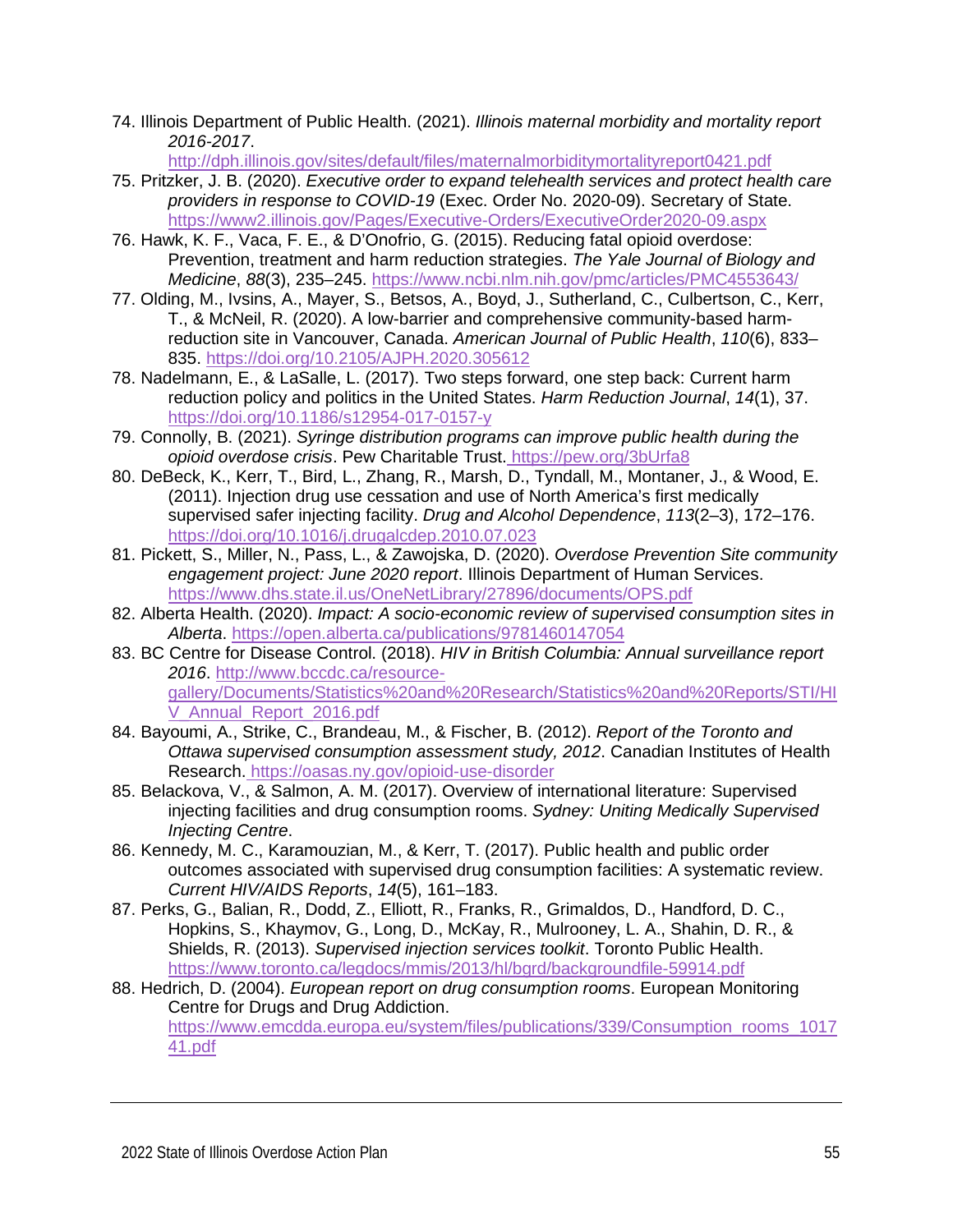74. Illinois Department of Public Health. (2021). *Illinois maternal morbidity and mortality report 2016-2017*. http://dph.illinois.gov/sites/default/files/maternalmorbiditymortalityreport0421.pdf
75. Pritzker, J. B. (2020). *Executive order to expand telehealth services and protect health care providers in response to COVID-19* (Exec. Order No. 2020-09). Secretary of State. https://www2.illinois.gov/Pages/Executive-Orders/ExecutiveOrder2020-09.aspx
76. Hawk, K. F., Vaca, F. E., & D'Onofrio, G. (2015). Reducing fatal opioid overdose: Prevention, treatment and harm reduction strategies. *The Yale Journal of Biology and Medicine*, *88*(3), 235–245. https://www.ncbi.nlm.nih.gov/pmc/articles/PMC4553643/
77. Olding, M., Ivsins, A., Mayer, S., Betsos, A., Boyd, J., Sutherland, C., Culbertson, C., Kerr, T., & McNeil, R. (2020). A low-barrier and comprehensive community-based harm-reduction site in Vancouver, Canada. *American Journal of Public Health*, *110*(6), 833–835. https://doi.org/10.2105/AJPH.2020.305612
78. Nadelmann, E., & LaSalle, L. (2017). Two steps forward, one step back: Current harm reduction policy and politics in the United States. *Harm Reduction Journal*, *14*(1), 37. https://doi.org/10.1186/s12954-017-0157-y
79. Connolly, B. (2021). *Syringe distribution programs can improve public health during the opioid overdose crisis*. Pew Charitable Trust. https://pew.org/3bUrfa8
80. DeBeck, K., Kerr, T., Bird, L., Zhang, R., Marsh, D., Tyndall, M., Montaner, J., & Wood, E. (2011). Injection drug use cessation and use of North America's first medically supervised safer injecting facility. *Drug and Alcohol Dependence*, *113*(2–3), 172–176. https://doi.org/10.1016/j.drugalcdep.2010.07.023
81. Pickett, S., Miller, N., Pass, L., & Zawojska, D. (2020). *Overdose Prevention Site community engagement project: June 2020 report*. Illinois Department of Human Services. https://www.dhs.state.il.us/OneNetLibrary/27896/documents/OPS.pdf
82. Alberta Health. (2020). *Impact: A socio-economic review of supervised consumption sites in Alberta*. https://open.alberta.ca/publications/9781460147054
83. BC Centre for Disease Control. (2018). *HIV in British Columbia: Annual surveillance report 2016*. http://www.bccdc.ca/resource-gallery/Documents/Statistics%20and%20Research/Statistics%20and%20Reports/STI/HIV_Annual_Report_2016.pdf
84. Bayoumi, A., Strike, C., Brandeau, M., & Fischer, B. (2012). *Report of the Toronto and Ottawa supervised consumption assessment study, 2012*. Canadian Institutes of Health Research. https://oasas.ny.gov/opioid-use-disorder
85. Belackova, V., & Salmon, A. M. (2017). Overview of international literature: Supervised injecting facilities and drug consumption rooms. *Sydney: Uniting Medically Supervised Injecting Centre*.
86. Kennedy, M. C., Karamouzian, M., & Kerr, T. (2017). Public health and public order outcomes associated with supervised drug consumption facilities: A systematic review. *Current HIV/AIDS Reports*, *14*(5), 161–183.
87. Perks, G., Balian, R., Dodd, Z., Elliott, R., Franks, R., Grimaldos, D., Handford, D. C., Hopkins, S., Khaymov, G., Long, D., McKay, R., Mulrooney, L. A., Shahin, D. R., & Shields, R. (2013). *Supervised injection services toolkit*. Toronto Public Health. https://www.toronto.ca/legdocs/mmis/2013/hl/bgrd/backgroundfile-59914.pdf
88. Hedrich, D. (2004). *European report on drug consumption rooms*. European Monitoring Centre for Drugs and Drug Addiction. https://www.emcdda.europa.eu/system/files/publications/339/Consumption_rooms_101741.pdf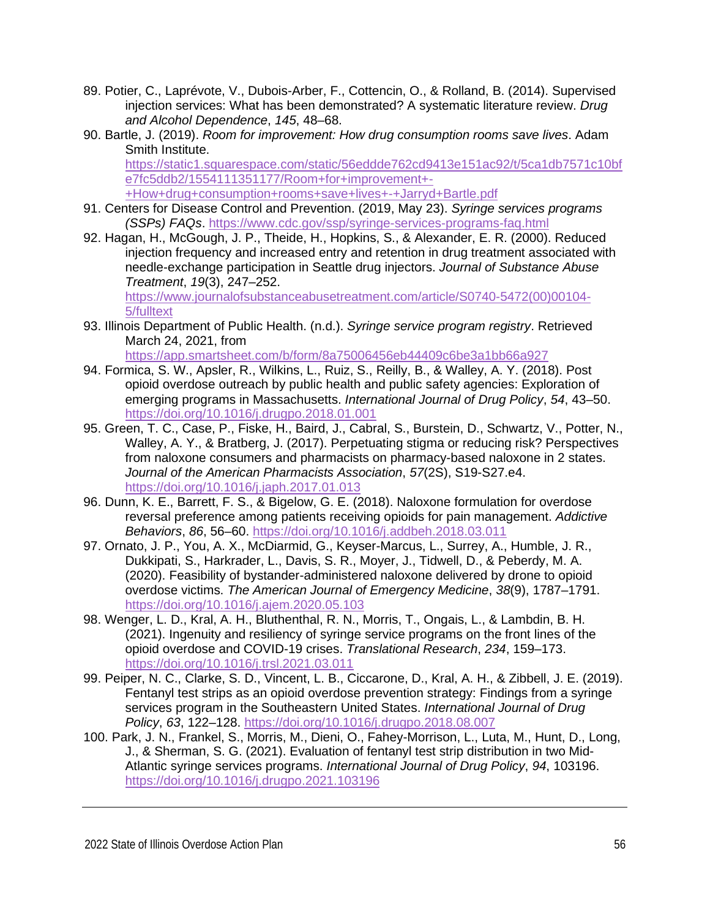89. Potier, C., Laprévote, V., Dubois-Arber, F., Cottencin, O., & Rolland, B. (2014). Supervised injection services: What has been demonstrated? A systematic literature review. *Drug and Alcohol Dependence*, *145*, 48–68.
90. Bartle, J. (2019). *Room for improvement: How drug consumption rooms save lives*. Adam Smith Institute. https://static1.squarespace.com/static/56eddde762cd9413e151ac92/t/5ca1db7571c10bfe7fc5ddb2/1554111351177/Room+for+improvement+-+How+drug+consumption+rooms+save+lives+-+Jarryd+Bartle.pdf
91. Centers for Disease Control and Prevention. (2019, May 23). *Syringe services programs (SSPs) FAQs*. https://www.cdc.gov/ssp/syringe-services-programs-faq.html
92. Hagan, H., McGough, J. P., Theide, H., Hopkins, S., & Alexander, E. R. (2000). Reduced injection frequency and increased entry and retention in drug treatment associated with needle-exchange participation in Seattle drug injectors. *Journal of Substance Abuse Treatment*, *19*(3), 247–252. https://www.journalofsubstanceabusetreatment.com/article/S0740-5472(00)00104-5/fulltext
93. Illinois Department of Public Health. (n.d.). *Syringe service program registry*. Retrieved March 24, 2021, from https://app.smartsheet.com/b/form/8a75006456eb44409c6be3a1bb66a927
94. Formica, S. W., Apsler, R., Wilkins, L., Ruiz, S., Reilly, B., & Walley, A. Y. (2018). Post opioid overdose outreach by public health and public safety agencies: Exploration of emerging programs in Massachusetts. *International Journal of Drug Policy*, *54*, 43–50. https://doi.org/10.1016/j.drugpo.2018.01.001
95. Green, T. C., Case, P., Fiske, H., Baird, J., Cabral, S., Burstein, D., Schwartz, V., Potter, N., Walley, A. Y., & Bratberg, J. (2017). Perpetuating stigma or reducing risk? Perspectives from naloxone consumers and pharmacists on pharmacy-based naloxone in 2 states. *Journal of the American Pharmacists Association*, *57*(2S), S19-S27.e4. https://doi.org/10.1016/j.japh.2017.01.013
96. Dunn, K. E., Barrett, F. S., & Bigelow, G. E. (2018). Naloxone formulation for overdose reversal preference among patients receiving opioids for pain management. *Addictive Behaviors*, *86*, 56–60. https://doi.org/10.1016/j.addbeh.2018.03.011
97. Ornato, J. P., You, A. X., McDiarmid, G., Keyser-Marcus, L., Surrey, A., Humble, J. R., Dukkipati, S., Harkrader, L., Davis, S. R., Moyer, J., Tidwell, D., & Peberdy, M. A. (2020). Feasibility of bystander-administered naloxone delivered by drone to opioid overdose victims. *The American Journal of Emergency Medicine*, *38*(9), 1787–1791. https://doi.org/10.1016/j.ajem.2020.05.103
98. Wenger, L. D., Kral, A. H., Bluthenthal, R. N., Morris, T., Ongais, L., & Lambdin, B. H. (2021). Ingenuity and resiliency of syringe service programs on the front lines of the opioid overdose and COVID-19 crises. *Translational Research*, *234*, 159–173. https://doi.org/10.1016/j.trsl.2021.03.011
99. Peiper, N. C., Clarke, S. D., Vincent, L. B., Ciccarone, D., Kral, A. H., & Zibbell, J. E. (2019). Fentanyl test strips as an opioid overdose prevention strategy: Findings from a syringe services program in the Southeastern United States. *International Journal of Drug Policy*, *63*, 122–128. https://doi.org/10.1016/j.drugpo.2018.08.007
100. Park, J. N., Frankel, S., Morris, M., Dieni, O., Fahey-Morrison, L., Luta, M., Hunt, D., Long, J., & Sherman, S. G. (2021). Evaluation of fentanyl test strip distribution in two Mid-Atlantic syringe services programs. *International Journal of Drug Policy*, *94*, 103196. https://doi.org/10.1016/j.drugpo.2021.103196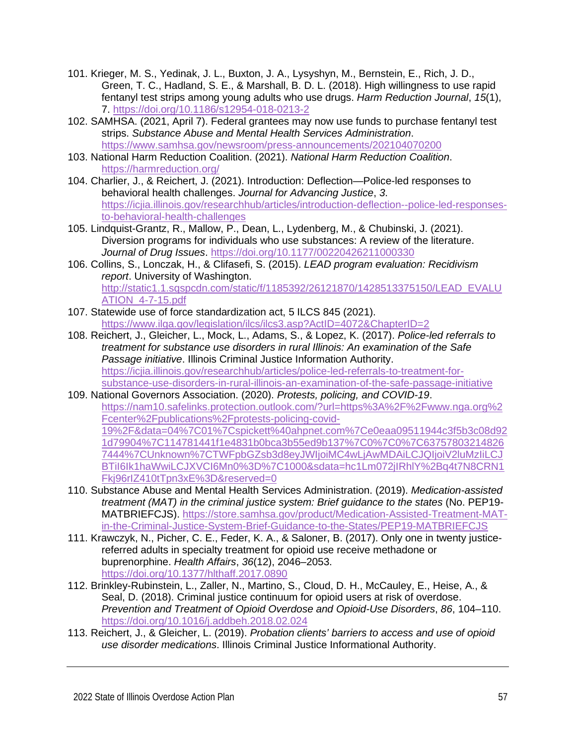101. Krieger, M. S., Yedinak, J. L., Buxton, J. A., Lysyshyn, M., Bernstein, E., Rich, J. D., Green, T. C., Hadland, S. E., & Marshall, B. D. L. (2018). High willingness to use rapid fentanyl test strips among young adults who use drugs. *Harm Reduction Journal*, *15*(1), 7. https://doi.org/10.1186/s12954-018-0213-2
102. SAMHSA. (2021, April 7). Federal grantees may now use funds to purchase fentanyl test strips. *Substance Abuse and Mental Health Services Administration*. https://www.samhsa.gov/newsroom/press-announcements/202104070200
103. National Harm Reduction Coalition. (2021). *National Harm Reduction Coalition*. https://harmreduction.org/
104. Charlier, J., & Reichert, J. (2021). Introduction: Deflection—Police-led responses to behavioral health challenges. *Journal for Advancing Justice*, *3*. https://icjia.illinois.gov/researchhub/articles/introduction-deflection--police-led-responses-to-behavioral-health-challenges
105. Lindquist-Grantz, R., Mallow, P., Dean, L., Lydenberg, M., & Chubinski, J. (2021). Diversion programs for individuals who use substances: A review of the literature. *Journal of Drug Issues*. https://doi.org/10.1177/00220426211000330
106. Collins, S., Lonczak, H., & Clifasefi, S. (2015). *LEAD program evaluation: Recidivism report*. University of Washington. http://static1.1.sqspcdn.com/static/f/1185392/26121870/1428513375150/LEAD_EVALUATION_4-7-15.pdf
107. Statewide use of force standardization act, 5 ILCS 845 (2021). https://www.ilga.gov/legislation/ilcs/ilcs3.asp?ActID=4072&ChapterID=2
108. Reichert, J., Gleicher, L., Mock, L., Adams, S., & Lopez, K. (2017). *Police-led referrals to treatment for substance use disorders in rural Illinois: An examination of the Safe Passage initiative*. Illinois Criminal Justice Information Authority. https://icjia.illinois.gov/researchhub/articles/police-led-referrals-to-treatment-for-substance-use-disorders-in-rural-illinois-an-examination-of-the-safe-passage-initiative
109. National Governors Association. (2020). *Protests, policing, and COVID-19*. https://nam10.safelinks.protection.outlook.com/?url=https%3A%2F%2Fwww.nga.org%2Fcenter%2Fpublications%2Fprotests-policing-covid-19%2F&data=04%7C01%7Cspickett%40ahpnet.com%7Ce0eaa09511944c3f5b3c08d921d79904%7C114781441f1e4831b0bca3b55ed9b137%7C0%7C0%7C637578032148267444%7CUnknown%7CTWFpbGZsb3d8eyJWIjoiMC4wLjAwMDAiLCJQIjoiV2luMzIiLCJBTiI6Ik1haWwiLCJXVCI6Mn0%3D%7C1000&sdata=hc1Lm072jIRhlY%2Bq4t7N8CRN1Fkj96rIZ410tTpn3xE%3D&reserved=0
110. Substance Abuse and Mental Health Services Administration. (2019). *Medication-assisted treatment (MAT) in the criminal justice system: Brief guidance to the states* (No. PEP19-MATBRIEFCJS). https://store.samhsa.gov/product/Medication-Assisted-Treatment-MAT-in-the-Criminal-Justice-System-Brief-Guidance-to-the-States/PEP19-MATBRIEFCJS
111. Krawczyk, N., Picher, C. E., Feder, K. A., & Saloner, B. (2017). Only one in twenty justice-referred adults in specialty treatment for opioid use receive methadone or buprenorphine. *Health Affairs*, *36*(12), 2046–2053. https://doi.org/10.1377/hlthaff.2017.0890
112. Brinkley-Rubinstein, L., Zaller, N., Martino, S., Cloud, D. H., McCauley, E., Heise, A., & Seal, D. (2018). Criminal justice continuum for opioid users at risk of overdose. *Prevention and Treatment of Opioid Overdose and Opioid-Use Disorders*, *86*, 104–110. https://doi.org/10.1016/j.addbeh.2018.02.024
113. Reichert, J., & Gleicher, L. (2019). *Probation clients' barriers to access and use of opioid use disorder medications*. Illinois Criminal Justice Informational Authority.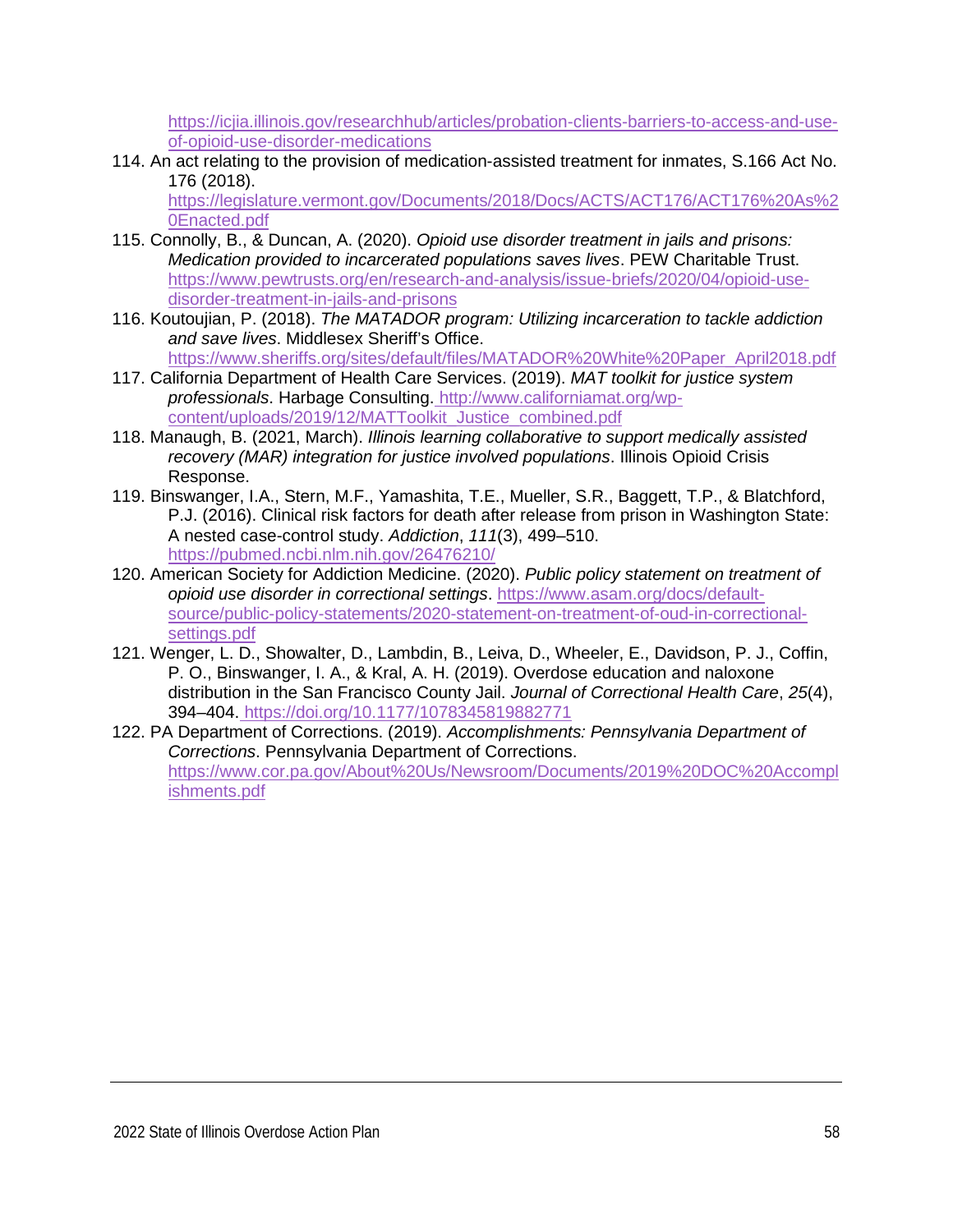https://icjia.illinois.gov/researchhub/articles/probation-clients-barriers-to-access-and-use-of-opioid-use-disorder-medications

114. An act relating to the provision of medication-assisted treatment for inmates, S.166 Act No. 176 (2018). https://legislature.vermont.gov/Documents/2018/Docs/ACTS/ACT176/ACT176%20As%20Enacted.pdf
115. Connolly, B., & Duncan, A. (2020). *Opioid use disorder treatment in jails and prisons: Medication provided to incarcerated populations saves lives*. PEW Charitable Trust. https://www.pewtrusts.org/en/research-and-analysis/issue-briefs/2020/04/opioid-use-disorder-treatment-in-jails-and-prisons
116. Koutoujian, P. (2018). *The MATADOR program: Utilizing incarceration to tackle addiction and save lives*. Middlesex Sheriff's Office. https://www.sheriffs.org/sites/default/files/MATADOR%20White%20Paper_April2018.pdf
117. California Department of Health Care Services. (2019). *MAT toolkit for justice system professionals*. Harbage Consulting. http://www.californiamat.org/wp-content/uploads/2019/12/MATToolkit_Justice_combined.pdf
118. Manaugh, B. (2021, March). *Illinois learning collaborative to support medically assisted recovery (MAR) integration for justice involved populations*. Illinois Opioid Crisis Response.
119. Binswanger, I.A., Stern, M.F., Yamashita, T.E., Mueller, S.R., Baggett, T.P., & Blatchford, P.J. (2016). Clinical risk factors for death after release from prison in Washington State: A nested case-control study. *Addiction*, *111*(3), 499–510. https://pubmed.ncbi.nlm.nih.gov/26476210/
120. American Society for Addiction Medicine. (2020). *Public policy statement on treatment of opioid use disorder in correctional settings*. https://www.asam.org/docs/default-source/public-policy-statements/2020-statement-on-treatment-of-oud-in-correctional-settings.pdf
121. Wenger, L. D., Showalter, D., Lambdin, B., Leiva, D., Wheeler, E., Davidson, P. J., Coffin, P. O., Binswanger, I. A., & Kral, A. H. (2019). Overdose education and naloxone distribution in the San Francisco County Jail. *Journal of Correctional Health Care*, *25*(4), 394–404. https://doi.org/10.1177/1078345819882771
122. PA Department of Corrections. (2019). *Accomplishments: Pennsylvania Department of Corrections*. Pennsylvania Department of Corrections. https://www.cor.pa.gov/About%20Us/Newsroom/Documents/2019%20DOC%20Accomplishments.pdf